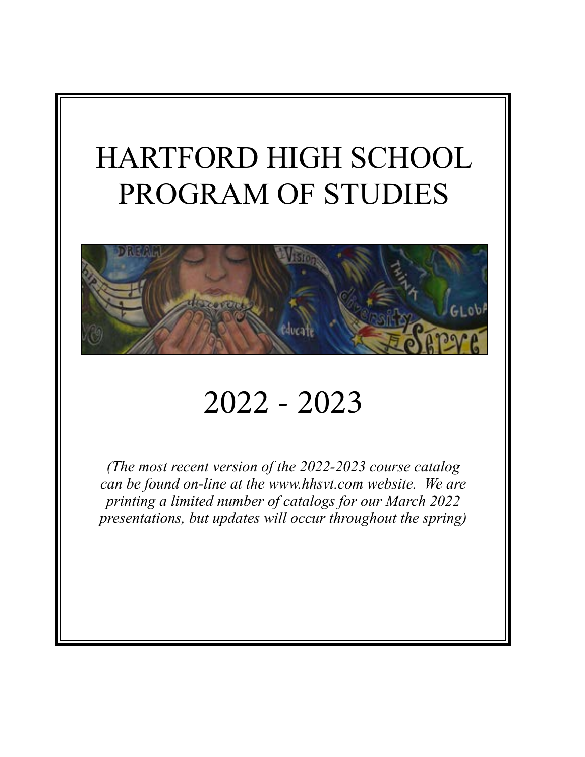# HARTFORD HIGH SCHOOL PROGRAM OF STUDIES

# 2022 - 2023

*(The most recent version of the 2022-2023 course catalog can be found on-line at the www.hhsvt.com website. We are printing a limited number of catalogs for our March 2022 presentations, but updates will occur throughout the spring)*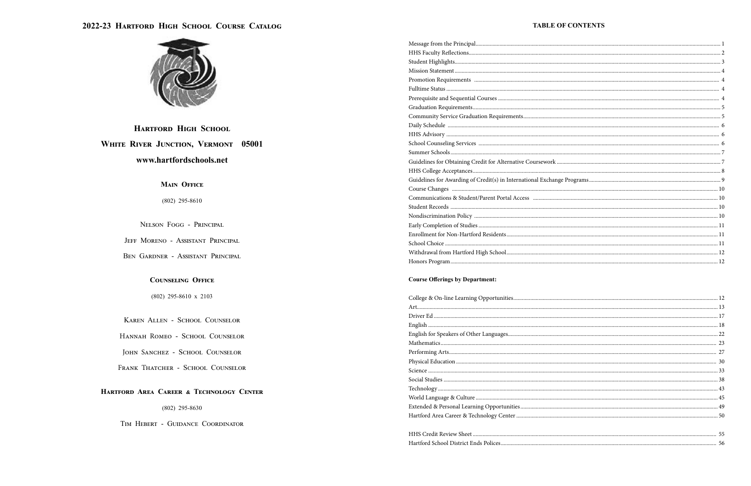# 2022-23 Hartford High School Course Catalog

## Hartford High School

**White River Junction, Vermont 05001**

**www.hartfordschools.net**

### Main Office

(802) 295-8610

Nelson Fogg - Principal

Jeff Moreno - Assistant Principal

Ben Gardner - Assistant Principal

### Counseling Office

(802) 295-8610 x 2103

Karen Allen - School Counselor

Hannah Romeo - School Counselor

John Sanchez - School Counselor

Frank Thatcher - School Counselor

### Hartford Area Career & Technology Center

(802) 295-8630

Tim Hebert - Guidance Coordinator

## TABLE OF CONTENTS

| | |
|---|---|
| Message from the Principal | 1 |
| HHS Faculty Reflections | 2 |
| Student Highlights | 3 |
| Mission Statement | 4 |
| Promotion Requirements | 4 |
| Fulltime Status | 4 |
| Prerequisite and Sequential Courses | 4 |
| Graduation Requirements | 5 |
| Community Service Graduation Requirements | 5 |
| Daily Schedule | 6 |
| HHS Advisory | 6 |
| School Counseling Services | 6 |
| Summer Schools | 7 |
| Guidelines for Obtaining Credit for Alternative Coursework | 7 |
| HHS College Acceptances | 8 |
| Guidelines for Awarding of Credit(s) in International Exchange Programs | 9 |
| Course Changes | 10 |
| Communications & Student/Parent Portal Access | 10 |
| Student Records | 10 |
| Nondiscrimination Policy | 10 |
| Early Completion of Studies | 11 |
| Enrollment for Non-Hartford Residents | 11 |
| School Choice | 11 |
| Withdrawal from Hartford High School | 12 |
| Honors Program | 12 |

**Course Offerings by Department:**

| | |
|---|---|
| College & On-line Learning Opportunities | 12 |
| Art | 13 |
| Driver Ed | 17 |
| English | 18 |
| English for Speakers of Other Languages | 22 |
| Mathematics | 23 |
| Performing Arts | 27 |
| Physical Education | 30 |
| Science | 33 |
| Social Studies | 38 |
| Technology | 43 |
| World Language & Culture | 45 |
| Extended & Personal Learning Opportunities | 49 |
| Hartford Area Career & Technology Center | 50 |

| | |
|---|---|
| HHS Credit Review Sheet | 55 |
| Hartford School District Ends Polices | 56 |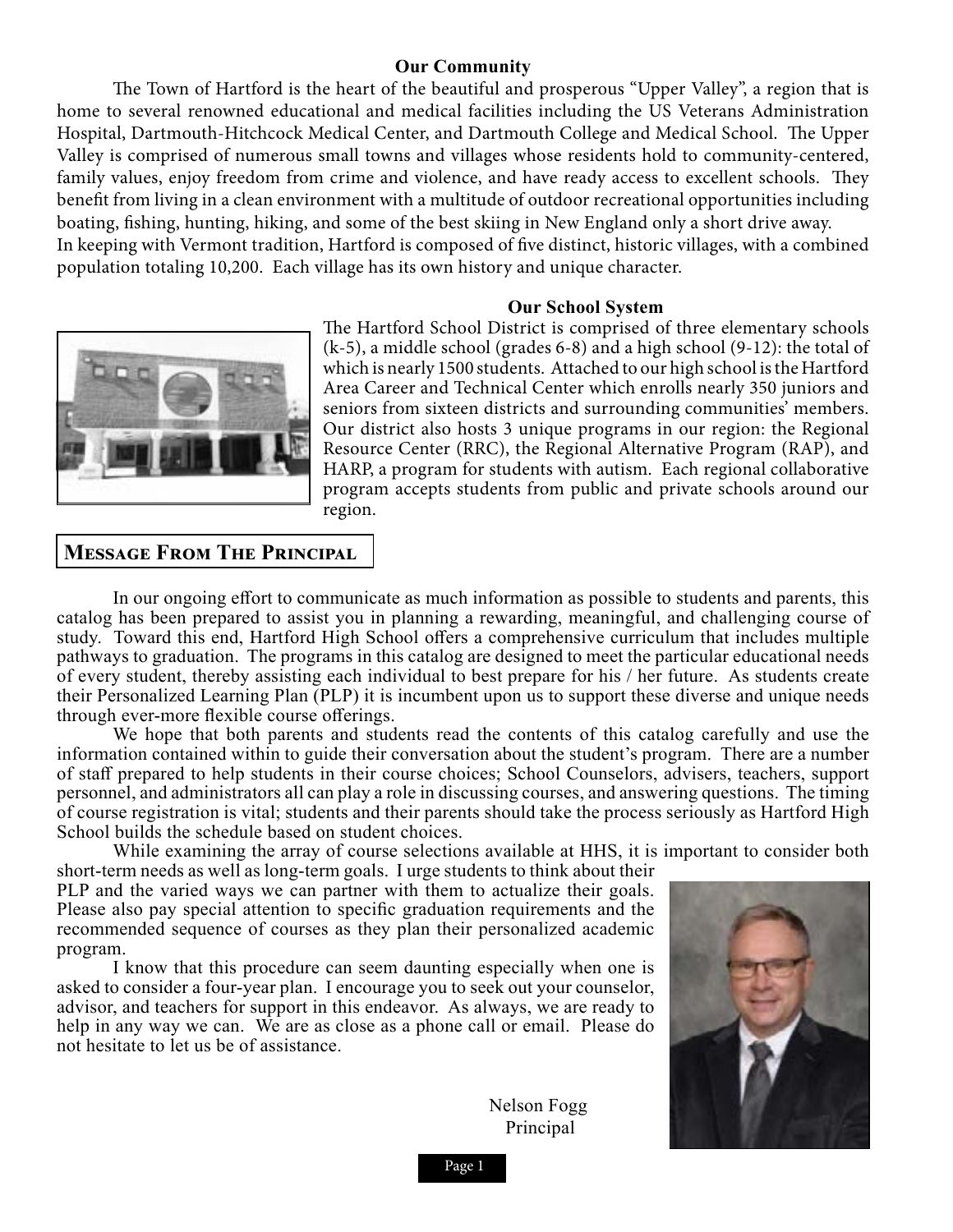## Our Community

The Town of Hartford is the heart of the beautiful and prosperous "Upper Valley", a region that is home to several renowned educational and medical facilities including the US Veterans Administration Hospital, Dartmouth-Hitchcock Medical Center, and Dartmouth College and Medical School. The Upper Valley is comprised of numerous small towns and villages whose residents hold to community-centered, family values, enjoy freedom from crime and violence, and have ready access to excellent schools. They benefit from living in a clean environment with a multitude of outdoor recreational opportunities including boating, fishing, hunting, hiking, and some of the best skiing in New England only a short drive away.
In keeping with Vermont tradition, Hartford is composed of five distinct, historic villages, with a combined population totaling 10,200. Each village has its own history and unique character.

## Our School System

The Hartford School District is comprised of three elementary schools (k-5), a middle school (grades 6-8) and a high school (9-12): the total of which is nearly 1500 students. Attached to our high school is the Hartford Area Career and Technical Center which enrolls nearly 350 juniors and seniors from sixteen districts and surrounding communities' members. Our district also hosts 3 unique programs in our region: the Regional Resource Center (RRC), the Regional Alternative Program (RAP), and HARP, a program for students with autism. Each regional collaborative program accepts students from public and private schools around our region.

## Message From The Principal

In our ongoing effort to communicate as much information as possible to students and parents, this catalog has been prepared to assist you in planning a rewarding, meaningful, and challenging course of study. Toward this end, Hartford High School offers a comprehensive curriculum that includes multiple pathways to graduation. The programs in this catalog are designed to meet the particular educational needs of every student, thereby assisting each individual to best prepare for his / her future. As students create their Personalized Learning Plan (PLP) it is incumbent upon us to support these diverse and unique needs through ever-more flexible course offerings.

We hope that both parents and students read the contents of this catalog carefully and use the information contained within to guide their conversation about the student's program. There are a number of staff prepared to help students in their course choices; School Counselors, advisers, teachers, support personnel, and administrators all can play a role in discussing courses, and answering questions. The timing of course registration is vital; students and their parents should take the process seriously as Hartford High School builds the schedule based on student choices.

While examining the array of course selections available at HHS, it is important to consider both short-term needs as well as long-term goals. I urge students to think about their PLP and the varied ways we can partner with them to actualize their goals. Please also pay special attention to specific graduation requirements and the recommended sequence of courses as they plan their personalized academic program.

I know that this procedure can seem daunting especially when one is asked to consider a four-year plan. I encourage you to seek out your counselor, advisor, and teachers for support in this endeavor. As always, we are ready to help in any way we can. We are as close as a phone call or email. Please do not hesitate to let us be of assistance.

Nelson Fogg
Principal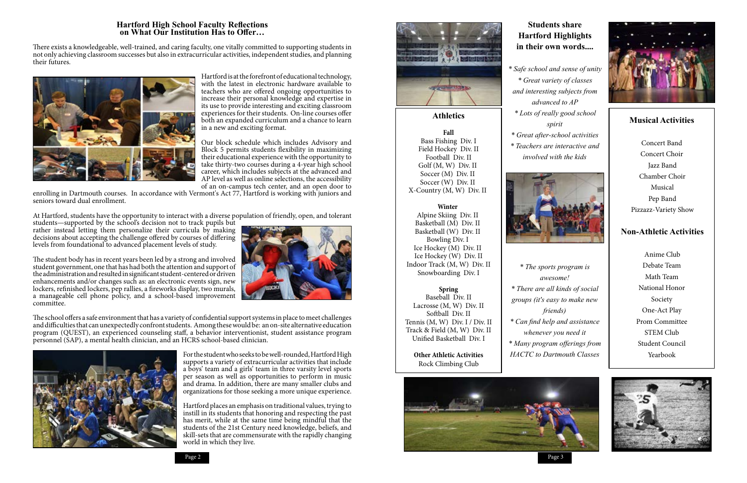## Hartford High School Faculty Reflections on What Our Institution Has to Offer…

There exists a knowledgeable, well-trained, and caring faculty, one vitally committed to supporting students in not only achieving classroom successes but also in extracurricular activities, independent studies, and planning their futures.

Hartford is at the forefront of educational technology, with the latest in electronic hardware available to teachers who are offered ongoing opportunities to increase their personal knowledge and expertise in its use to provide interesting and exciting classroom experiences for their students. On-line courses offer both an expanded curriculum and a chance to learn in a new and exciting format.

Our block schedule which includes Advisory and Block 5 permits students flexibility in maximizing their educational experience with the opportunity to take thirty-two courses during a 4-year high school career, which includes subjects at the advanced and AP level as well as online selections, the accessibility of an on-campus tech center, and an open door to enrolling in Dartmouth courses. In accordance with Vermont's Act 77, Hartford is working with juniors and seniors toward dual enrollment.

At Hartford, students have the opportunity to interact with a diverse population of friendly, open, and tolerant students—supported by the school's decision not to track pupils but rather instead letting them personalize their curricula by making decisions about accepting the challenge offered by courses of differing levels from foundational to advanced placement levels of study.

The student body has in recent years been led by a strong and involved student government, one that has had both the attention and support of the administration and resulted in significant student-centered or driven enhancements and/or changes such as: an electronic events sign, new lockers, refinished lockers, pep rallies, a fireworks display, two murals, a manageable cell phone policy, and a school-based improvement committee.

The school offers a safe environment that has a variety of confidential support systems in place to meet challenges and difficulties that can unexpectedly confront students. Among these would be: an on-site alternative education program (QUEST), an experienced counseling staff, a behavior interventionist, student assistance program personnel (SAP), a mental health clinician, and an HCRS school-based clinician.

For the student who seeks to be well-rounded, Hartford High supports a variety of extracurricular activities that include a boys' team and a girls' team in three varsity level sports per season as well as opportunities to perform in music and drama. In addition, there are many smaller clubs and organizations for those seeking a more unique experience.

Hartford places an emphasis on traditional values, trying to instill in its students that honoring and respecting the past has merit, while at the same time being mindful that the students of the 21st Century need knowledge, beliefs, and skill-sets that are commensurate with the rapidly changing world in which they live.

### Athletics

**Fall**
Bass Fishing Div. I
Field Hockey Div. II
Football Div. II
Golf (M, W) Div. II
Soccer (M) Div. II
Soccer (W) Div. II
X-Country (M, W) Div. II

**Winter**
Alpine Skiing Div. II
Basketball (M) Div. II
Basketball (W) Div. II
Bowling Div. I
Ice Hockey (M) Div. II
Ice Hockey (W) Div. II
Indoor Track (M, W) Div. II
Snowboarding Div. I

**Spring**
Baseball Div. II
Lacrosse (M, W) Div. II
Softball Div. II
Tennis (M, W) Div. I / Div. II
Track & Field (M, W) Div. II
Unified Basketball Div. I

**Other Athletic Activities**
Rock Climbing Club

### Students share Hartford Highlights in their own words....

*\* Safe school and sense of unity*
*\* Great variety of classes and interesting subjects from advanced to AP*
*\* Lots of really good school spirit*
*\* Great after-school activities*
*\* Teachers are interactive and involved with the kids*

*\* The sports program is awesome!*
*\* There are all kinds of social groups (it's easy to make new friends)*
*\* Can find help and assistance whenever you need it*
*\* Many program offerings from HACTC to Dartmouth Classes*

### Musical Activities

Concert Band
Concert Choir
Jazz Band
Chamber Choir
Musical
Pep Band
Pizzazz-Variety Show

### Non-Athletic Activities

Anime Club
Debate Team
Math Team
National Honor Society
One-Act Play
Prom Committee
STEM Club
Student Council
Yearbook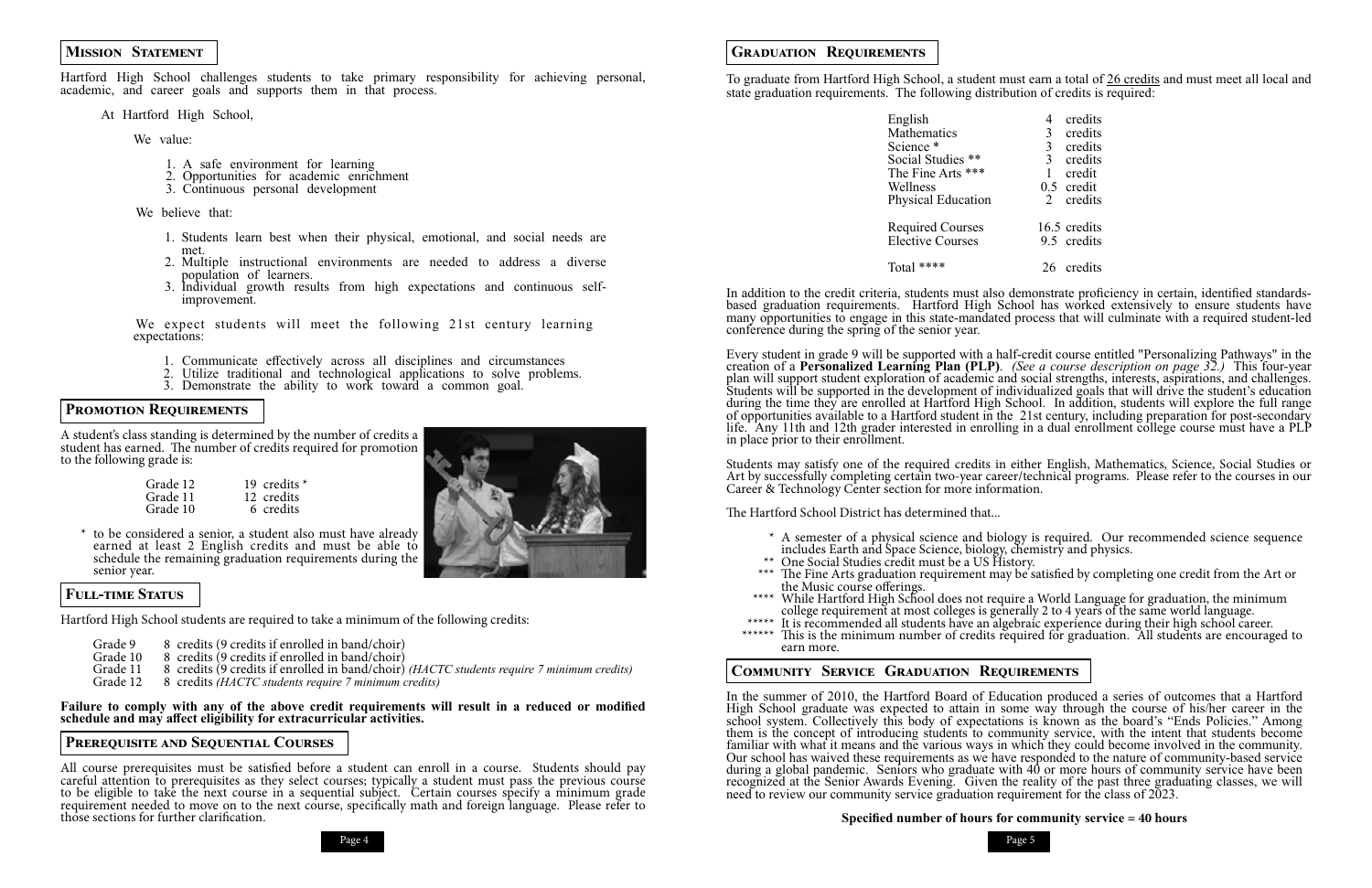## Mission Statement

Hartford High School challenges students to take primary responsibility for achieving personal, academic, and career goals and supports them in that process.

At Hartford High School,

We value:

1. A safe environment for learning
2. Opportunities for academic enrichment
3. Continuous personal development

We believe that:

1. Students learn best when their physical, emotional, and social needs are met.
2. Multiple instructional environments are needed to address a diverse population of learners.
3. Individual growth results from high expectations and continuous self-improvement.

We expect students will meet the following 21st century learning expectations:

1. Communicate effectively across all disciplines and circumstances
2. Utilize traditional and technological applications to solve problems.
3. Demonstrate the ability to work toward a common goal.

## Promotion Requirements

A student's class standing is determined by the number of credits a student has earned. The number of credits required for promotion to the following grade is:

| Grade | Credits |
|---|---|
| Grade 12 | 19 credits * |
| Grade 11 | 12 credits |
| Grade 10 | 6 credits |

\* to be considered a senior, a student also must have already earned at least 2 English credits and must be able to schedule the remaining graduation requirements during the senior year.

## Full-time Status

Hartford High School students are required to take a minimum of the following credits:

- Grade 9 — 8 credits (9 credits if enrolled in band/choir)
- Grade 10 — 8 credits (9 credits if enrolled in band/choir)
- Grade 11 — 8 credits (9 credits if enrolled in band/choir) *(HACTC students require 7 minimum credits)*
- Grade 12 — 8 credits *(HACTC students require 7 minimum credits)*

**Failure to comply with any of the above credit requirements will result in a reduced or modified schedule and may affect eligibility for extracurricular activities.**

## Prerequisite and Sequential Courses

All course prerequisites must be satisfied before a student can enroll in a course. Students should pay careful attention to prerequisites as they select courses; typically a student must pass the previous course to be eligible to take the next course in a sequential subject. Certain courses specify a minimum grade requirement needed to move on to the next course, specifically math and foreign language. Please refer to those sections for further clarification.

## Graduation Requirements

To graduate from Hartford High School, a student must earn a total of 26 credits and must meet all local and state graduation requirements. The following distribution of credits is required:

| Subject | Credits |
|---|---|
| English | 4 credits |
| Mathematics | 3 credits |
| Science * | 3 credits |
| Social Studies ** | 3 credits |
| The Fine Arts *** | 1 credit |
| Wellness | 0.5 credit |
| Physical Education | 2 credits |
| Required Courses | 16.5 credits |
| Elective Courses | 9.5 credits |
| Total **** | 26 credits |

In addition to the credit criteria, students must also demonstrate proficiency in certain, identified standards-based graduation requirements. Hartford High School has worked extensively to ensure students have many opportunities to engage in this state-mandated process that will culminate with a required student-led conference during the spring of the senior year.

Every student in grade 9 will be supported with a half-credit course entitled "Personalizing Pathways" in the creation of a **Personalized Learning Plan (PLP)**. *(See a course description on page 32.)* This four-year plan will support student exploration of academic and social strengths, interests, aspirations, and challenges. Students will be supported in the development of individualized goals that will drive the student's education during the time they are enrolled at Hartford High School. In addition, students will explore the full range of opportunities available to a Hartford student in the 21st century, including preparation for post-secondary life. Any 11th and 12th grader interested in enrolling in a dual enrollment college course must have a PLP in place prior to their enrollment.

Students may satisfy one of the required credits in either English, Mathematics, Science, Social Studies or Art by successfully completing certain two-year career/technical programs. Please refer to the courses in our Career & Technology Center section for more information.

The Hartford School District has determined that...

\* A semester of a physical science and biology is required. Our recommended science sequence includes Earth and Space Science, biology, chemistry and physics.

\** One Social Studies credit must be a US History.

\*** The Fine Arts graduation requirement may be satisfied by completing one credit from the Art or the Music course offerings.

\**** While Hartford High School does not require a World Language for graduation, the minimum college requirement at most colleges is generally 2 to 4 years of the same world language.

\***** It is recommended all students have an algebraic experience during their high school career.

\****** This is the minimum number of credits required for graduation. All students are encouraged to earn more.

## Community Service Graduation Requirements

In the summer of 2010, the Hartford Board of Education produced a series of outcomes that a Hartford High School graduate was expected to attain in some way through the course of his/her career in the school system. Collectively this body of expectations is known as the board's "Ends Policies." Among them is the concept of introducing students to community service, with the intent that students become familiar with what it means and the various ways in which they could become involved in the community. Our school has waived these requirements as we have responded to the nature of community-based service during a global pandemic. Seniors who graduate with 40 or more hours of community service have been recognized at the Senior Awards Evening. Given the reality of the past three graduating classes, we will need to review our community service graduation requirement for the class of 2023.

**Specified number of hours for community service = 40 hours**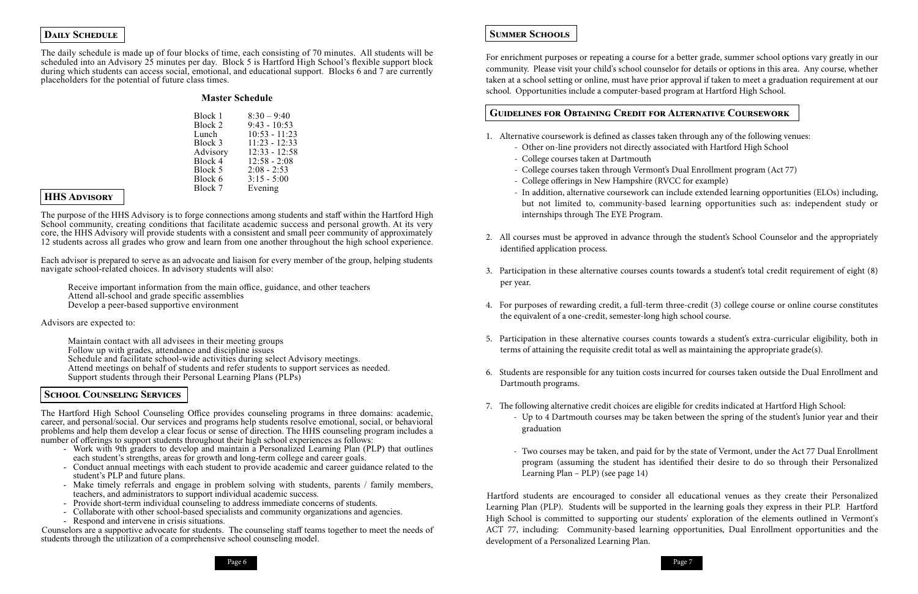## Daily Schedule

The daily schedule is made up of four blocks of time, each consisting of 70 minutes. All students will be scheduled into an Advisory 25 minutes per day. Block 5 is Hartford High School's flexible support block during which students can access social, emotional, and educational support. Blocks 6 and 7 are currently placeholders for the potential of future class times.

### Master Schedule

| | |
|---|---|
| Block 1 | 8:30 – 9:40 |
| Block 2 | 9:43 - 10:53 |
| Lunch | 10:53 - 11:23 |
| Block 3 | 11:23 - 12:33 |
| Advisory | 12:33 - 12:58 |
| Block 4 | 12:58 - 2:08 |
| Block 5 | 2:08 - 2:53 |
| Block 6 | 3:15 - 5:00 |
| Block 7 | Evening |

## HHS Advisory

The purpose of the HHS Advisory is to forge connections among students and staff within the Hartford High School community, creating conditions that facilitate academic success and personal growth. At its very core, the HHS Advisory will provide students with a consistent and small peer community of approximately 12 students across all grades who grow and learn from one another throughout the high school experience.

Each advisor is prepared to serve as an advocate and liaison for every member of the group, helping students navigate school-related choices. In advisory students will also:

Receive important information from the main office, guidance, and other teachers
Attend all-school and grade specific assemblies
Develop a peer-based supportive environment

Advisors are expected to:

Maintain contact with all advisees in their meeting groups
Follow up with grades, attendance and discipline issues
Schedule and facilitate school-wide activities during select Advisory meetings.
Attend meetings on behalf of students and refer students to support services as needed.
Support students through their Personal Learning Plans (PLPs)

## School Counseling Services

The Hartford High School Counseling Office provides counseling programs in three domains: academic, career, and personal/social. Our services and programs help students resolve emotional, social, or behavioral problems and help them develop a clear focus or sense of direction. The HHS counseling program includes a number of offerings to support students throughout their high school experiences as follows:

- Work with 9th graders to develop and maintain a Personalized Learning Plan (PLP) that outlines each student's strengths, areas for growth and long-term college and career goals.
- Conduct annual meetings with each student to provide academic and career guidance related to the student's PLP and future plans.
- Make timely referrals and engage in problem solving with students, parents / family members, teachers, and administrators to support individual academic success.
- Provide short-term individual counseling to address immediate concerns of students.
- Collaborate with other school-based specialists and community organizations and agencies.
- Respond and intervene in crisis situations.

Counselors are a supportive advocate for students. The counseling staff teams together to meet the needs of students through the utilization of a comprehensive school counseling model.

## Summer Schools

For enrichment purposes or repeating a course for a better grade, summer school options vary greatly in our community. Please visit your child's school counselor for details or options in this area. Any course, whether taken at a school setting or online, must have prior approval if taken to meet a graduation requirement at our school. Opportunities include a computer-based program at Hartford High School.

## Guidelines for Obtaining Credit for Alternative Coursework

1. Alternative coursework is defined as classes taken through any of the following venues:
   - Other on-line providers not directly associated with Hartford High School
   - College courses taken at Dartmouth
   - College courses taken through Vermont's Dual Enrollment program (Act 77)
   - College offerings in New Hampshire (RVCC for example)
   - In addition, alternative coursework can include extended learning opportunities (ELOs) including, but not limited to, community-based learning opportunities such as: independent study or internships through The EYE Program.
2. All courses must be approved in advance through the student's School Counselor and the appropriately identified application process.
3. Participation in these alternative courses counts towards a student's total credit requirement of eight (8) per year.
4. For purposes of rewarding credit, a full-term three-credit (3) college course or online course constitutes the equivalent of a one-credit, semester-long high school course.
5. Participation in these alternative courses counts towards a student's extra-curricular eligibility, both in terms of attaining the requisite credit total as well as maintaining the appropriate grade(s).
6. Students are responsible for any tuition costs incurred for courses taken outside the Dual Enrollment and Dartmouth programs.
7. The following alternative credit choices are eligible for credits indicated at Hartford High School:
   - Up to 4 Dartmouth courses may be taken between the spring of the student's Junior year and their graduation
   - Two courses may be taken, and paid for by the state of Vermont, under the Act 77 Dual Enrollment program (assuming the student has identified their desire to do so through their Personalized Learning Plan – PLP) (see page 14)

Hartford students are encouraged to consider all educational venues as they create their Personalized Learning Plan (PLP). Students will be supported in the learning goals they express in their PLP. Hartford High School is committed to supporting our students' exploration of the elements outlined in Vermont's ACT 77, including: Community-based learning opportunities, Dual Enrollment opportunities and the development of a Personalized Learning Plan.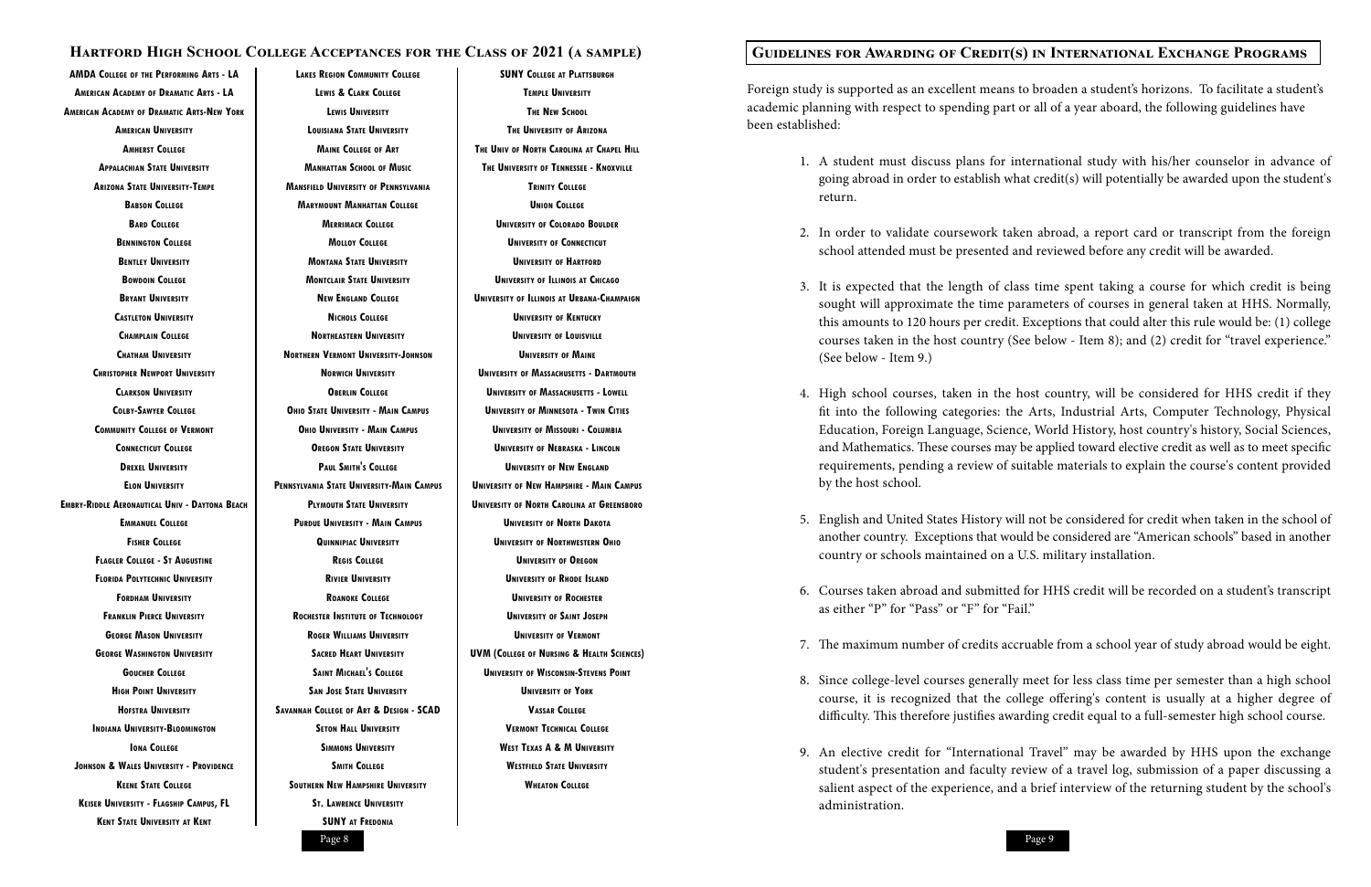## Hartford High School College Acceptances for the Class of 2021 (a sample)

AMDA College of the Performing Arts - LA
American Academy of Dramatic Arts - LA
American Academy of Dramatic Arts-New York
American University
Amherst College
Appalachian State University
Arizona State University-Tempe
Babson College
Bard College
Bennington College
Bentley University
Bowdoin College
Bryant University
Castleton University
Champlain College
Chatham University
Christopher Newport University
Clarkson University
Colby-Sawyer College
Community College of Vermont
Connecticut College
Drexel University
Elon University
Embry-Riddle Aeronautical Univ - Daytona Beach
Emmanuel College
Fisher College
Flagler College - St Augustine
Florida Polytechnic University
Fordham University
Franklin Pierce University
George Mason University
George Washington University
Goucher College
High Point University
Hofstra University
Indiana University-Bloomington
Iona College
Johnson & Wales University - Providence
Keene State College
Keiser University - Flagship Campus, FL
Kent State University at Kent
Lakes Region Community College
Lewis & Clark College
Lewis University
Louisiana State University
Maine College of Art
Manhattan School of Music
Mansfield University of Pennsylvania
Marymount Manhattan College
Merrimack College
Molloy College
Montana State University
Montclair State University
New England College
Nichols College
Northeastern University
Northern Vermont University-Johnson
Norwich University
Oberlin College
Ohio State University - Main Campus
Ohio University - Main Campus
Oregon State University
Paul Smith's College
Pennsylvania State University-Main Campus
Plymouth State University
Purdue University - Main Campus
Quinnipiac University
Regis College
Rivier University
Roanoke College
Rochester Institute of Technology
Roger Williams University
Sacred Heart University
Saint Michael's College
San Jose State University
Savannah College of Art & Design - SCAD
Seton Hall University
Simmons University
Smith College
Southern New Hampshire University
St. Lawrence University
SUNY at Fredonia
SUNY College at Plattsburgh
Temple University
The New School
The University of Arizona
The Univ of North Carolina at Chapel Hill
The University of Tennessee - Knoxville
Trinity College
Union College
University of Colorado Boulder
University of Connecticut
University of Hartford
University of Illinois at Chicago
University of Illinois at Urbana-Champaign
University of Kentucky
University of Louisville
University of Maine
University of Massachusetts - Dartmouth
University of Massachusetts - Lowell
University of Minnesota - Twin Cities
University of Missouri - Columbia
University of Nebraska - Lincoln
University of New England
University of New Hampshire - Main Campus
University of North Carolina at Greensboro
University of North Dakota
University of Northwestern Ohio
University of Oregon
University of Rhode Island
University of Rochester
University of Saint Joseph
University of Vermont
UVM (College of Nursing & Health Sciences)
University of Wisconsin-Stevens Point
University of York
Vassar College
Vermont Technical College
West Texas A & M University
Westfield State University
Wheaton College

## Guidelines for Awarding of Credit(s) in International Exchange Programs

Foreign study is supported as an excellent means to broaden a student's horizons. To facilitate a student's academic planning with respect to spending part or all of a year aboard, the following guidelines have been established:

1. A student must discuss plans for international study with his/her counselor in advance of going abroad in order to establish what credit(s) will potentially be awarded upon the student's return.

2. In order to validate coursework taken abroad, a report card or transcript from the foreign school attended must be presented and reviewed before any credit will be awarded.

3. It is expected that the length of class time spent taking a course for which credit is being sought will approximate the time parameters of courses in general taken at HHS. Normally, this amounts to 120 hours per credit. Exceptions that could alter this rule would be: (1) college courses taken in the host country (See below - Item 8); and (2) credit for "travel experience." (See below - Item 9.)

4. High school courses, taken in the host country, will be considered for HHS credit if they fit into the following categories: the Arts, Industrial Arts, Computer Technology, Physical Education, Foreign Language, Science, World History, host country's history, Social Sciences, and Mathematics. These courses may be applied toward elective credit as well as to meet specific requirements, pending a review of suitable materials to explain the course's content provided by the host school.

5. English and United States History will not be considered for credit when taken in the school of another country. Exceptions that would be considered are "American schools" based in another country or schools maintained on a U.S. military installation.

6. Courses taken abroad and submitted for HHS credit will be recorded on a student's transcript as either "P" for "Pass" or "F" for "Fail."

7. The maximum number of credits accruable from a school year of study abroad would be eight.

8. Since college-level courses generally meet for less class time per semester than a high school course, it is recognized that the college offering's content is usually at a higher degree of difficulty. This therefore justifies awarding credit equal to a full-semester high school course.

9. An elective credit for "International Travel" may be awarded by HHS upon the exchange student's presentation and faculty review of a travel log, submission of a paper discussing a salient aspect of the experience, and a brief interview of the returning student by the school's administration.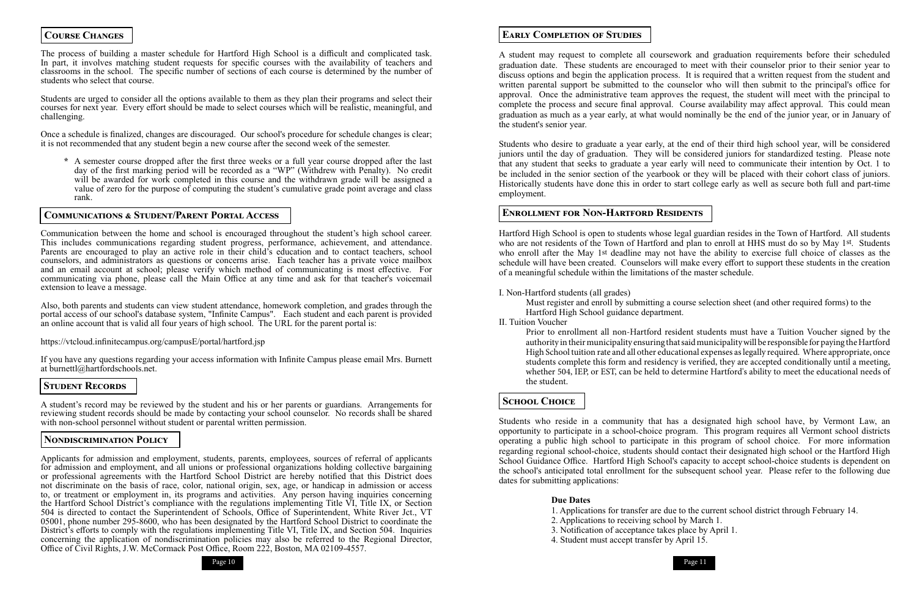## Course Changes

The process of building a master schedule for Hartford High School is a difficult and complicated task. In part, it involves matching student requests for specific courses with the availability of teachers and classrooms in the school. The specific number of sections of each course is determined by the number of students who select that course.

Students are urged to consider all the options available to them as they plan their programs and select their courses for next year. Every effort should be made to select courses which will be realistic, meaningful, and challenging.

Once a schedule is finalized, changes are discouraged. Our school's procedure for schedule changes is clear; it is not recommended that any student begin a new course after the second week of the semester.

- * A semester course dropped after the first three weeks or a full year course dropped after the last day of the first marking period will be recorded as a "WP" (Withdrew with Penalty). No credit will be awarded for work completed in this course and the withdrawn grade will be assigned a value of zero for the purpose of computing the student's cumulative grade point average and class rank.

## Communications & Student/Parent Portal Access

Communication between the home and school is encouraged throughout the student's high school career. This includes communications regarding student progress, performance, achievement, and attendance. Parents are encouraged to play an active role in their child's education and to contact teachers, school counselors, and administrators as questions or concerns arise. Each teacher has a private voice mailbox and an email account at school; please verify which method of communicating is most effective. For communicating via phone, please call the Main Office at any time and ask for that teacher's voicemail extension to leave a message.

Also, both parents and students can view student attendance, homework completion, and grades through the portal access of our school's database system, "Infinite Campus". Each student and each parent is provided an online account that is valid all four years of high school. The URL for the parent portal is:

https://vtcloud.infinitecampus.org/campusE/portal/hartford.jsp

If you have any questions regarding your access information with Infinite Campus please email Mrs. Burnett at burnettl@hartfordschools.net.

## Student Records

A student's record may be reviewed by the student and his or her parents or guardians. Arrangements for reviewing student records should be made by contacting your school counselor. No records shall be shared with non-school personnel without student or parental written permission.

## Nondiscrimination Policy

Applicants for admission and employment, students, parents, employees, sources of referral of applicants for admission and employment, and all unions or professional organizations holding collective bargaining or professional agreements with the Hartford School District are hereby notified that this District does not discriminate on the basis of race, color, national origin, sex, age, or handicap in admission or access to, or treatment or employment in, its programs and activities. Any person having inquiries concerning the Hartford School District's compliance with the regulations implementing Title VI, Title IX, or Section 504 is directed to contact the Superintendent of Schools, Office of Superintendent, White River Jct., VT 05001, phone number 295-8600, who has been designated by the Hartford School District to coordinate the District's efforts to comply with the regulations implementing Title VI, Title IX, and Section 504. Inquiries concerning the application of nondiscrimination policies may also be referred to the Regional Director, Office of Civil Rights, J.W. McCormack Post Office, Room 222, Boston, MA 02109-4557.

## Early Completion of Studies

A student may request to complete all coursework and graduation requirements before their scheduled graduation date. These students are encouraged to meet with their counselor prior to their senior year to discuss options and begin the application process. It is required that a written request from the student and written parental support be submitted to the counselor who will then submit to the principal's office for approval. Once the administrative team approves the request, the student will meet with the principal to complete the process and secure final approval. Course availability may affect approval. This could mean graduation as much as a year early, at what would nominally be the end of the junior year, or in January of the student's senior year.

Students who desire to graduate a year early, at the end of their third high school year, will be considered juniors until the day of graduation. They will be considered juniors for standardized testing. Please note that any student that seeks to graduate a year early will need to communicate their intention by Oct. 1 to be included in the senior section of the yearbook or they will be placed with their cohort class of juniors. Historically students have done this in order to start college early as well as secure both full and part-time employment.

## Enrollment for Non-Hartford Residents

Hartford High School is open to students whose legal guardian resides in the Town of Hartford. All students who are not residents of the Town of Hartford and plan to enroll at HHS must do so by May 1st. Students who enroll after the May 1st deadline may not have the ability to exercise full choice of classes as the schedule will have been created. Counselors will make every effort to support these students in the creation of a meaningful schedule within the limitations of the master schedule.

I. Non-Hartford students (all grades)

Must register and enroll by submitting a course selection sheet (and other required forms) to the Hartford High School guidance department.

II. Tuition Voucher

Prior to enrollment all non-Hartford resident students must have a Tuition Voucher signed by the authority in their municipality ensuring that said municipality will be responsible for paying the Hartford High School tuition rate and all other educational expenses as legally required. Where appropriate, once students complete this form and residency is verified, they are accepted conditionally until a meeting, whether 504, IEP, or EST, can be held to determine Hartford's ability to meet the educational needs of the student.

## School Choice

Students who reside in a community that has a designated high school have, by Vermont Law, an opportunity to participate in a school-choice program. This program requires all Vermont school districts operating a public high school to participate in this program of school choice. For more information regarding regional school-choice, students should contact their designated high school or the Hartford High School Guidance Office. Hartford High School's capacity to accept school-choice students is dependent on the school's anticipated total enrollment for the subsequent school year. Please refer to the following due dates for submitting applications:

**Due Dates**

1. Applications for transfer are due to the current school district through February 14.
2. Applications to receiving school by March 1.
3. Notification of acceptance takes place by April 1.
4. Student must accept transfer by April 15.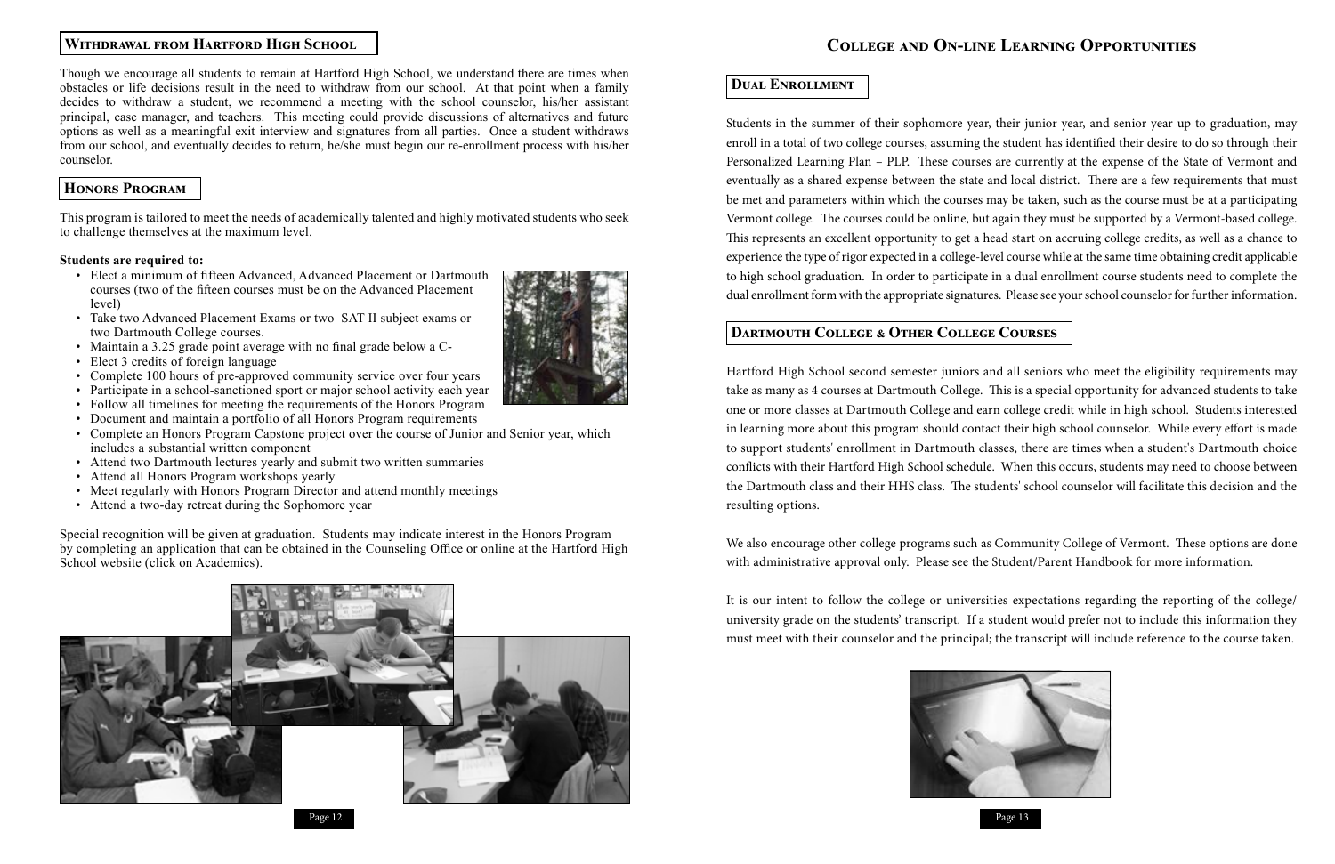## Withdrawal from Hartford High School

Though we encourage all students to remain at Hartford High School, we understand there are times when obstacles or life decisions result in the need to withdraw from our school. At that point when a family decides to withdraw a student, we recommend a meeting with the school counselor, his/her assistant principal, case manager, and teachers. This meeting could provide discussions of alternatives and future options as well as a meaningful exit interview and signatures from all parties. Once a student withdraws from our school, and eventually decides to return, he/she must begin our re-enrollment process with his/her counselor.

## Honors Program

This program is tailored to meet the needs of academically talented and highly motivated students who seek to challenge themselves at the maximum level.

**Students are required to:**

- Elect a minimum of fifteen Advanced, Advanced Placement or Dartmouth courses (two of the fifteen courses must be on the Advanced Placement level)
- Take two Advanced Placement Exams or two SAT II subject exams or two Dartmouth College courses.
- Maintain a 3.25 grade point average with no final grade below a C-
- Elect 3 credits of foreign language
- Complete 100 hours of pre-approved community service over four years
- Participate in a school-sanctioned sport or major school activity each year
- Follow all timelines for meeting the requirements of the Honors Program
- Document and maintain a portfolio of all Honors Program requirements
- Complete an Honors Program Capstone project over the course of Junior and Senior year, which includes a substantial written component
- Attend two Dartmouth lectures yearly and submit two written summaries
- Attend all Honors Program workshops yearly
- Meet regularly with Honors Program Director and attend monthly meetings
- Attend a two-day retreat during the Sophomore year

Special recognition will be given at graduation. Students may indicate interest in the Honors Program by completing an application that can be obtained in the Counseling Office or online at the Hartford High School website (click on Academics).

# College and On-line Learning Opportunities

## Dual Enrollment

Students in the summer of their sophomore year, their junior year, and senior year up to graduation, may enroll in a total of two college courses, assuming the student has identified their desire to do so through their Personalized Learning Plan – PLP. These courses are currently at the expense of the State of Vermont and eventually as a shared expense between the state and local district. There are a few requirements that must be met and parameters within which the courses may be taken, such as the course must be at a participating Vermont college. The courses could be online, but again they must be supported by a Vermont-based college. This represents an excellent opportunity to get a head start on accruing college credits, as well as a chance to experience the type of rigor expected in a college-level course while at the same time obtaining credit applicable to high school graduation. In order to participate in a dual enrollment course students need to complete the dual enrollment form with the appropriate signatures. Please see your school counselor for further information.

## Dartmouth College & Other College Courses

Hartford High School second semester juniors and all seniors who meet the eligibility requirements may take as many as 4 courses at Dartmouth College. This is a special opportunity for advanced students to take one or more classes at Dartmouth College and earn college credit while in high school. Students interested in learning more about this program should contact their high school counselor. While every effort is made to support students' enrollment in Dartmouth classes, there are times when a student's Dartmouth choice conflicts with their Hartford High School schedule. When this occurs, students may need to choose between the Dartmouth class and their HHS class. The students' school counselor will facilitate this decision and the resulting options.

We also encourage other college programs such as Community College of Vermont. These options are done with administrative approval only. Please see the Student/Parent Handbook for more information.

It is our intent to follow the college or universities expectations regarding the reporting of the college/university grade on the students' transcript. If a student would prefer not to include this information they must meet with their counselor and the principal; the transcript will include reference to the course taken.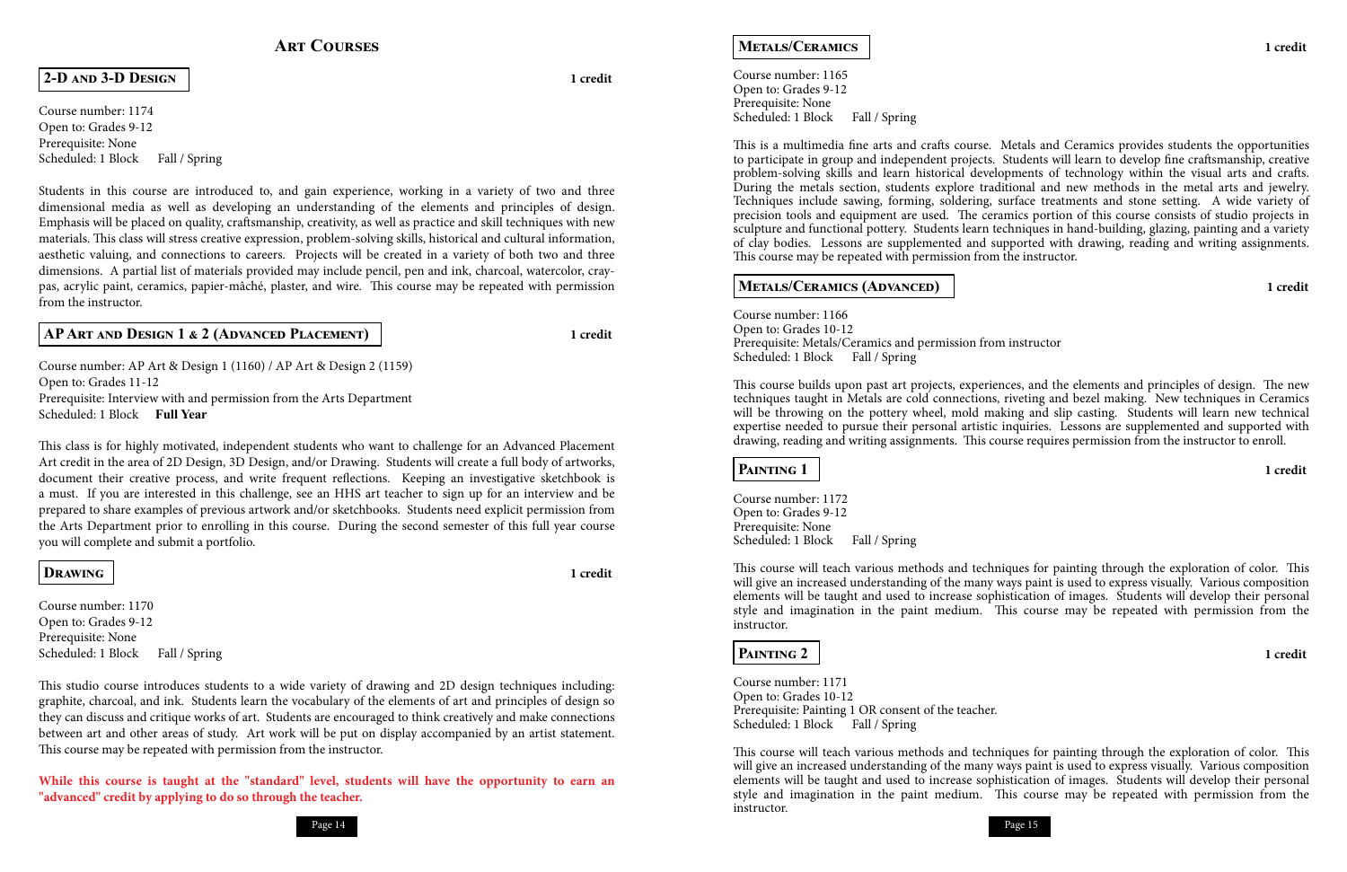# Art Courses

## 2-D and 3-D Design

**1 credit**

Course number: 1174
Open to: Grades 9-12
Prerequisite: None
Scheduled: 1 Block  Fall / Spring

Students in this course are introduced to, and gain experience, working in a variety of two and three dimensional media as well as developing an understanding of the elements and principles of design. Emphasis will be placed on quality, craftsmanship, creativity, as well as practice and skill techniques with new materials. This class will stress creative expression, problem-solving skills, historical and cultural information, aesthetic valuing, and connections to careers. Projects will be created in a variety of both two and three dimensions. A partial list of materials provided may include pencil, pen and ink, charcoal, watercolor, cray-pas, acrylic paint, ceramics, papier-mâché, plaster, and wire. This course may be repeated with permission from the instructor.

## AP Art and Design 1 & 2 (Advanced Placement)

**1 credit**

Course number: AP Art & Design 1 (1160) / AP Art & Design 2 (1159)
Open to: Grades 11-12
Prerequisite: Interview with and permission from the Arts Department
Scheduled: 1 Block  **Full Year**

This class is for highly motivated, independent students who want to challenge for an Advanced Placement Art credit in the area of 2D Design, 3D Design, and/or Drawing. Students will create a full body of artworks, document their creative process, and write frequent reflections. Keeping an investigative sketchbook is a must. If you are interested in this challenge, see an HHS art teacher to sign up for an interview and be prepared to share examples of previous artwork and/or sketchbooks. Students need explicit permission from the Arts Department prior to enrolling in this course. During the second semester of this full year course you will complete and submit a portfolio.

## Drawing

**1 credit**

Course number: 1170
Open to: Grades 9-12
Prerequisite: None
Scheduled: 1 Block  Fall / Spring

This studio course introduces students to a wide variety of drawing and 2D design techniques including: graphite, charcoal, and ink. Students learn the vocabulary of the elements of art and principles of design so they can discuss and critique works of art. Students are encouraged to think creatively and make connections between art and other areas of study. Art work will be put on display accompanied by an artist statement. This course may be repeated with permission from the instructor.

**While this course is taught at the "standard" level, students will have the opportunity to earn an "advanced" credit by applying to do so through the teacher.**

## Metals/Ceramics

**1 credit**

Course number: 1165
Open to: Grades 9-12
Prerequisite: None
Scheduled: 1 Block  Fall / Spring

This is a multimedia fine arts and crafts course. Metals and Ceramics provides students the opportunities to participate in group and independent projects. Students will learn to develop fine craftsmanship, creative problem-solving skills and learn historical developments of technology within the visual arts and crafts. During the metals section, students explore traditional and new methods in the metal arts and jewelry. Techniques include sawing, forming, soldering, surface treatments and stone setting. A wide variety of precision tools and equipment are used. The ceramics portion of this course consists of studio projects in sculpture and functional pottery. Students learn techniques in hand-building, glazing, painting and a variety of clay bodies. Lessons are supplemented and supported with drawing, reading and writing assignments. This course may be repeated with permission from the instructor.

## Metals/Ceramics (Advanced)

**1 credit**

Course number: 1166
Open to: Grades 10-12
Prerequisite: Metals/Ceramics and permission from instructor
Scheduled: 1 Block  Fall / Spring

This course builds upon past art projects, experiences, and the elements and principles of design. The new techniques taught in Metals are cold connections, riveting and bezel making. New techniques in Ceramics will be throwing on the pottery wheel, mold making and slip casting. Students will learn new technical expertise needed to pursue their personal artistic inquiries. Lessons are supplemented and supported with drawing, reading and writing assignments. This course requires permission from the instructor to enroll.

## Painting 1

**1 credit**

Course number: 1172
Open to: Grades 9-12
Prerequisite: None
Scheduled: 1 Block  Fall / Spring

This course will teach various methods and techniques for painting through the exploration of color. This will give an increased understanding of the many ways paint is used to express visually. Various composition elements will be taught and used to increase sophistication of images. Students will develop their personal style and imagination in the paint medium. This course may be repeated with permission from the instructor.

## Painting 2

**1 credit**

Course number: 1171
Open to: Grades 10-12
Prerequisite: Painting 1 OR consent of the teacher.
Scheduled: 1 Block  Fall / Spring

This course will teach various methods and techniques for painting through the exploration of color. This will give an increased understanding of the many ways paint is used to express visually. Various composition elements will be taught and used to increase sophistication of images. Students will develop their personal style and imagination in the paint medium. This course may be repeated with permission from the instructor.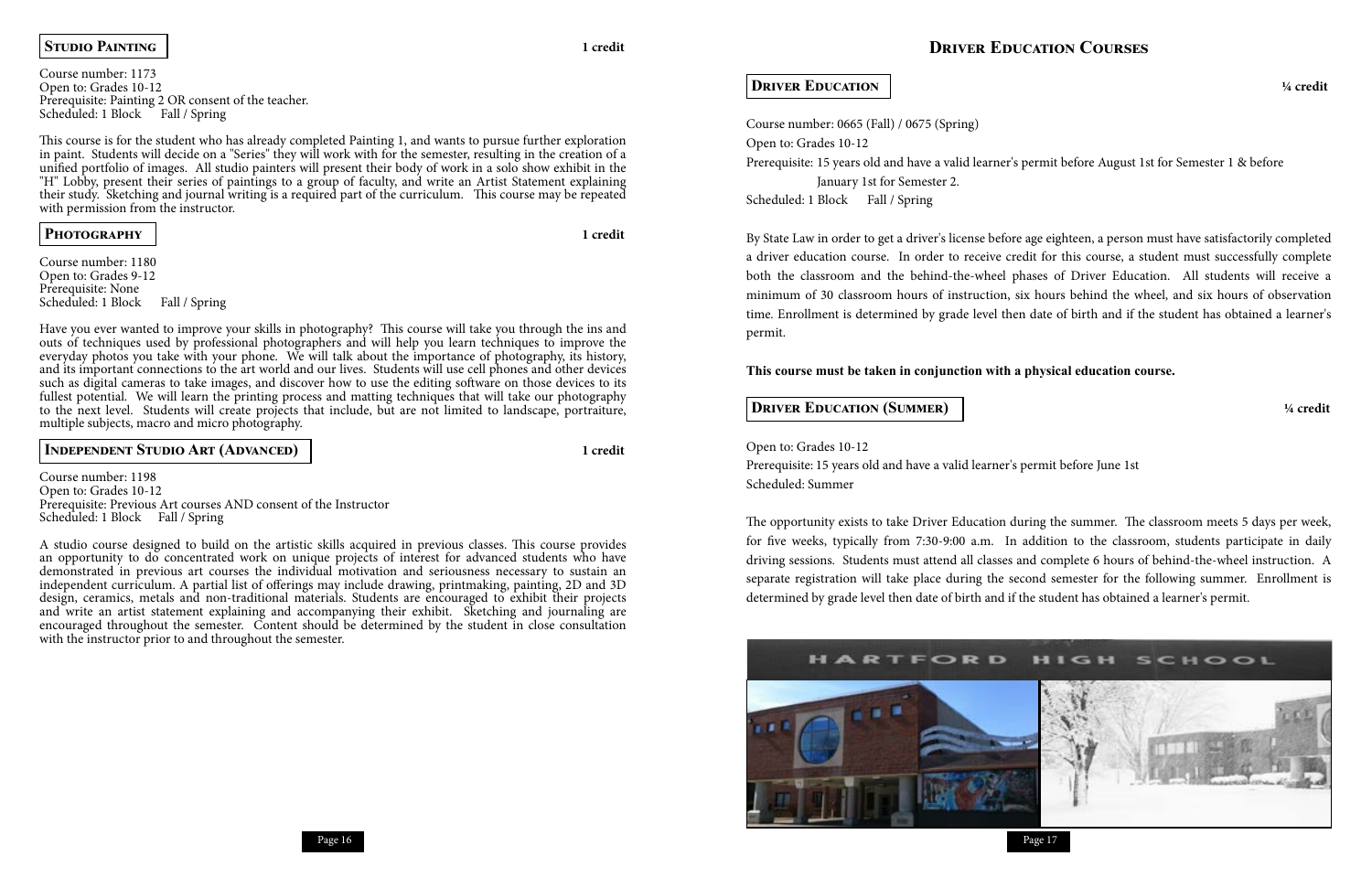## Studio Painting

**1 credit**

Course number: 1173
Open to: Grades 10-12
Prerequisite: Painting 2 OR consent of the teacher.
Scheduled: 1 Block Fall / Spring

This course is for the student who has already completed Painting 1, and wants to pursue further exploration in paint. Students will decide on a "Series" they will work with for the semester, resulting in the creation of a unified portfolio of images. All studio painters will present their body of work in a solo show exhibit in the "H" Lobby, present their series of paintings to a group of faculty, and write an Artist Statement explaining their study. Sketching and journal writing is a required part of the curriculum. This course may be repeated with permission from the instructor.

## Photography

**1 credit**

Course number: 1180
Open to: Grades 9-12
Prerequisite: None
Scheduled: 1 Block Fall / Spring

Have you ever wanted to improve your skills in photography? This course will take you through the ins and outs of techniques used by professional photographers and will help you learn techniques to improve the everyday photos you take with your phone. We will talk about the importance of photography, its history, and its important connections to the art world and our lives. Students will use cell phones and other devices such as digital cameras to take images, and discover how to use the editing software on those devices to its fullest potential. We will learn the printing process and matting techniques that will take our photography to the next level. Students will create projects that include, but are not limited to landscape, portraiture, multiple subjects, macro and micro photography.

## Independent Studio Art (Advanced)

**1 credit**

Course number: 1198
Open to: Grades 10-12
Prerequisite: Previous Art courses AND consent of the Instructor
Scheduled: 1 Block Fall / Spring

A studio course designed to build on the artistic skills acquired in previous classes. This course provides an opportunity to do concentrated work on unique projects of interest for advanced students who have demonstrated in previous art courses the individual motivation and seriousness necessary to sustain an independent curriculum. A partial list of offerings may include drawing, printmaking, painting, 2D and 3D design, ceramics, metals and non-traditional materials. Students are encouraged to exhibit their projects and write an artist statement explaining and accompanying their exhibit. Sketching and journaling are encouraged throughout the semester. Content should be determined by the student in close consultation with the instructor prior to and throughout the semester.

# Driver Education Courses

## Driver Education

**¼ credit**

Course number: 0665 (Fall) / 0675 (Spring)
Open to: Grades 10-12
Prerequisite: 15 years old and have a valid learner's permit before August 1st for Semester 1 & before January 1st for Semester 2.
Scheduled: 1 Block Fall / Spring

By State Law in order to get a driver's license before age eighteen, a person must have satisfactorily completed a driver education course. In order to receive credit for this course, a student must successfully complete both the classroom and the behind-the-wheel phases of Driver Education. All students will receive a minimum of 30 classroom hours of instruction, six hours behind the wheel, and six hours of observation time. Enrollment is determined by grade level then date of birth and if the student has obtained a learner's permit.

**This course must be taken in conjunction with a physical education course.**

## Driver Education (Summer)

**¼ credit**

Open to: Grades 10-12
Prerequisite: 15 years old and have a valid learner's permit before June 1st
Scheduled: Summer

The opportunity exists to take Driver Education during the summer. The classroom meets 5 days per week, for five weeks, typically from 7:30-9:00 a.m. In addition to the classroom, students participate in daily driving sessions. Students must attend all classes and complete 6 hours of behind-the-wheel instruction. A separate registration will take place during the second semester for the following summer. Enrollment is determined by grade level then date of birth and if the student has obtained a learner's permit.

HARTFORD HIGH SCHOOL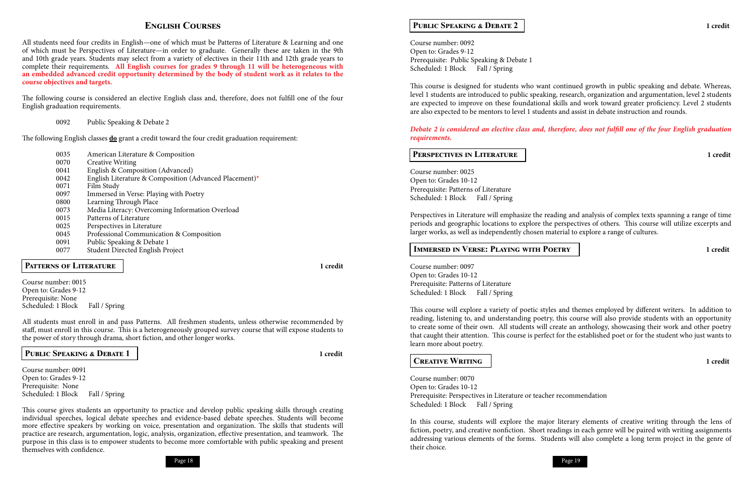# English Courses

All students need four credits in English—one of which must be Patterns of Literature & Learning and one of which must be Perspectives of Literature—in order to graduate. Generally these are taken in the 9th and 10th grade years. Students may select from a variety of electives in their 11th and 12th grade years to complete their requirements. **All English courses for grades 9 through 11 will be heterogeneous with an embedded advanced credit opportunity determined by the body of student work as it relates to the course objectives and targets.**

The following course is considered an elective English class and, therefore, does not fulfill one of the four English graduation requirements.

- 0092 Public Speaking & Debate 2

The following English classes **do** grant a credit toward the four credit graduation requirement:

- 0035 American Literature & Composition
- 0070 Creative Writing
- 0041 English & Composition (Advanced)
- 0042 English Literature & Composition (Advanced Placement)*
- 0071 Film Study
- 0097 Immersed in Verse: Playing with Poetry
- 0800 Learning Through Place
- 0073 Media Literacy: Overcoming Information Overload
- 0015 Patterns of Literature
- 0025 Perspectives in Literature
- 0045 Professional Communication & Composition
- 0091 Public Speaking & Debate 1
- 0077 Student Directed English Project

## Patterns of Literature

**1 credit**

Course number: 0015
Open to: Grades 9-12
Prerequisite: None
Scheduled: 1 Block Fall / Spring

All students must enroll in and pass Patterns. All freshmen students, unless otherwise recommended by staff, must enroll in this course. This is a heterogeneously grouped survey course that will expose students to the power of story through drama, short fiction, and other longer works.

## Public Speaking & Debate 1

**1 credit**

Course number: 0091
Open to: Grades 9-12
Prerequisite: None
Scheduled: 1 Block Fall / Spring

This course gives students an opportunity to practice and develop public speaking skills through creating individual speeches, logical debate speeches and evidence-based debate speeches. Students will become more effective speakers by working on voice, presentation and organization. The skills that students will practice are research, argumentation, logic, analysis, organization, effective presentation, and teamwork. The purpose in this class is to empower students to become more comfortable with public speaking and present themselves with confidence.

## Public Speaking & Debate 2

**1 credit**

Course number: 0092
Open to: Grades 9-12
Prerequisite: Public Speaking & Debate 1
Scheduled: 1 Block Fall / Spring

This course is designed for students who want continued growth in public speaking and debate. Whereas, level 1 students are introduced to public speaking, research, organization and argumentation, level 2 students are expected to improve on these foundational skills and work toward greater proficiency. Level 2 students are also expected to be mentors to level 1 students and assist in debate instruction and rounds.

***Debate 2 is considered an elective class and, therefore, does not fulfill one of the four English graduation requirements.***

## Perspectives in Literature

**1 credit**

Course number: 0025
Open to: Grades 10-12
Prerequisite: Patterns of Literature
Scheduled: 1 Block Fall / Spring

Perspectives in Literature will emphasize the reading and analysis of complex texts spanning a range of time periods and geographic locations to explore the perspectives of others. This course will utilize excerpts and larger works, as well as independently chosen material to explore a range of cultures.

## Immersed in Verse: Playing with Poetry

**1 credit**

Course number: 0097
Open to: Grades 10-12
Prerequisite: Patterns of Literature
Scheduled: 1 Block Fall / Spring

This course will explore a variety of poetic styles and themes employed by different writers. In addition to reading, listening to, and understanding poetry, this course will also provide students with an opportunity to create some of their own. All students will create an anthology, showcasing their work and other poetry that caught their attention. This course is perfect for the established poet or for the student who just wants to learn more about poetry.

## Creative Writing

**1 credit**

Course number: 0070
Open to: Grades 10-12
Prerequisite: Perspectives in Literature or teacher recommendation
Scheduled: 1 Block Fall / Spring

In this course, students will explore the major literary elements of creative writing through the lens of fiction, poetry, and creative nonfiction. Short readings in each genre will be paired with writing assignments addressing various elements of the forms. Students will also complete a long term project in the genre of their choice.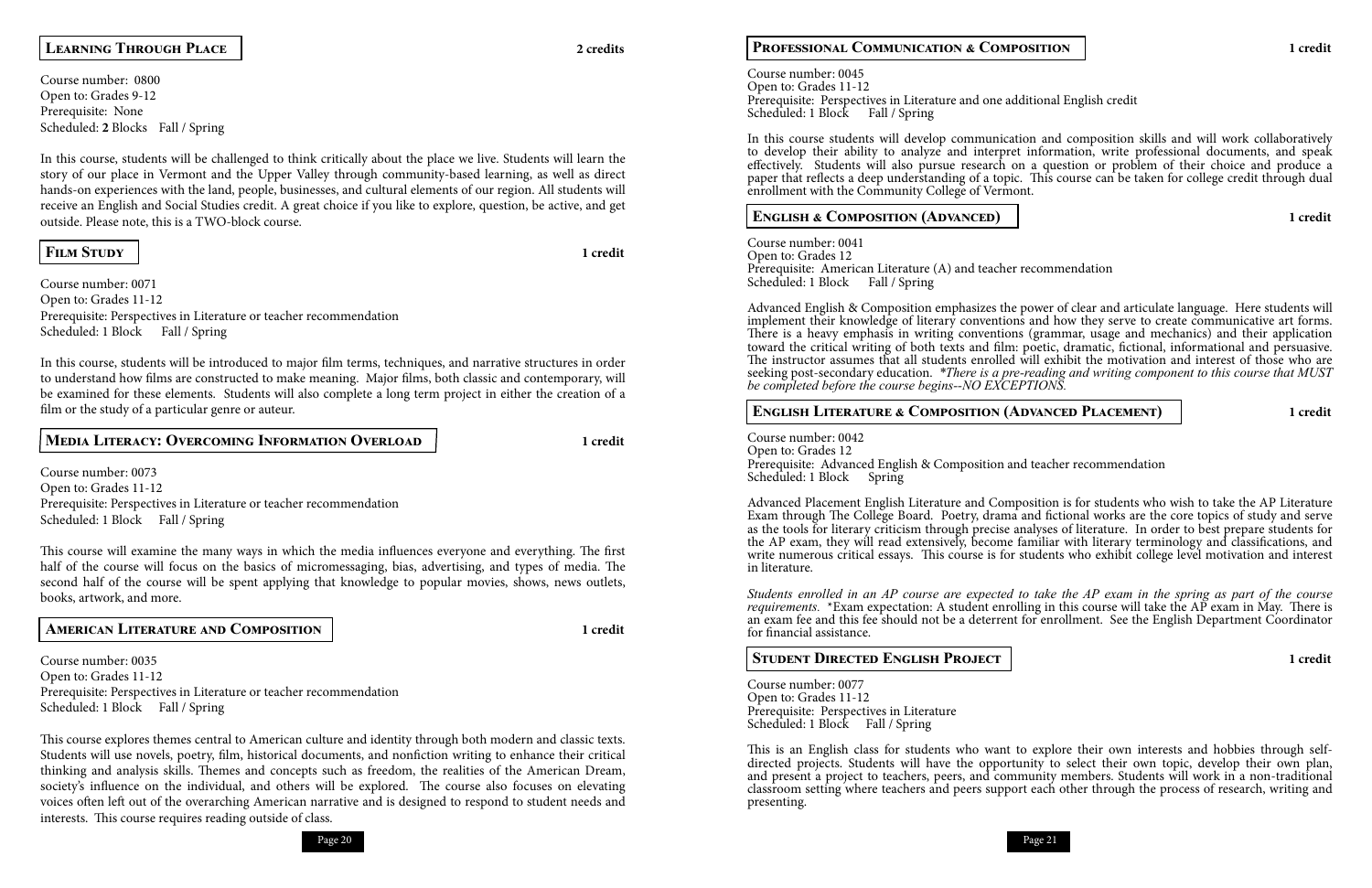## Learning Through Place — 2 credits

Course number: 0800
Open to: Grades 9-12
Prerequisite: None
Scheduled: **2** Blocks Fall / Spring

In this course, students will be challenged to think critically about the place we live. Students will learn the story of our place in Vermont and the Upper Valley through community-based learning, as well as direct hands-on experiences with the land, people, businesses, and cultural elements of our region. All students will receive an English and Social Studies credit. A great choice if you like to explore, question, be active, and get outside. Please note, this is a TWO-block course.

## Film Study — 1 credit

Course number: 0071
Open to: Grades 11-12
Prerequisite: Perspectives in Literature or teacher recommendation
Scheduled: 1 Block Fall / Spring

In this course, students will be introduced to major film terms, techniques, and narrative structures in order to understand how films are constructed to make meaning. Major films, both classic and contemporary, will be examined for these elements. Students will also complete a long term project in either the creation of a film or the study of a particular genre or auteur.

## Media Literacy: Overcoming Information Overload — 1 credit

Course number: 0073
Open to: Grades 11-12
Prerequisite: Perspectives in Literature or teacher recommendation
Scheduled: 1 Block Fall / Spring

This course will examine the many ways in which the media influences everyone and everything. The first half of the course will focus on the basics of micromessaging, bias, advertising, and types of media. The second half of the course will be spent applying that knowledge to popular movies, shows, news outlets, books, artwork, and more.

## American Literature and Composition — 1 credit

Course number: 0035
Open to: Grades 11-12
Prerequisite: Perspectives in Literature or teacher recommendation
Scheduled: 1 Block Fall / Spring

This course explores themes central to American culture and identity through both modern and classic texts. Students will use novels, poetry, film, historical documents, and nonfiction writing to enhance their critical thinking and analysis skills. Themes and concepts such as freedom, the realities of the American Dream, society's influence on the individual, and others will be explored. The course also focuses on elevating voices often left out of the overarching American narrative and is designed to respond to student needs and interests. This course requires reading outside of class.

## Professional Communication & Composition — 1 credit

Course number: 0045
Open to: Grades 11-12
Prerequisite: Perspectives in Literature and one additional English credit
Scheduled: 1 Block Fall / Spring

In this course students will develop communication and composition skills and will work collaboratively to develop their ability to analyze and interpret information, write professional documents, and speak effectively. Students will also pursue research on a question or problem of their choice and produce a paper that reflects a deep understanding of a topic. This course can be taken for college credit through dual enrollment with the Community College of Vermont.

## English & Composition (Advanced) — 1 credit

Course number: 0041
Open to: Grades 12
Prerequisite: American Literature (A) and teacher recommendation
Scheduled: 1 Block Fall / Spring

Advanced English & Composition emphasizes the power of clear and articulate language. Here students will implement their knowledge of literary conventions and how they serve to create communicative art forms. There is a heavy emphasis in writing conventions (grammar, usage and mechanics) and their application toward the critical writing of both texts and film: poetic, dramatic, fictional, informational and persuasive. The instructor assumes that all students enrolled will exhibit the motivation and interest of those who are seeking post-secondary education. *\*There is a pre-reading and writing component to this course that MUST be completed before the course begins--NO EXCEPTIONS.*

## English Literature & Composition (Advanced Placement) — 1 credit

Course number: 0042
Open to: Grades 12
Prerequisite: Advanced English & Composition and teacher recommendation
Scheduled: 1 Block Spring

Advanced Placement English Literature and Composition is for students who wish to take the AP Literature Exam through The College Board. Poetry, drama and fictional works are the core topics of study and serve as the tools for literary criticism through precise analyses of literature. In order to best prepare students for the AP exam, they will read extensively, become familiar with literary terminology and classifications, and write numerous critical essays. This course is for students who exhibit college level motivation and interest in literature.

*Students enrolled in an AP course are expected to take the AP exam in the spring as part of the course requirements.* \*Exam expectation: A student enrolling in this course will take the AP exam in May. There is an exam fee and this fee should not be a deterrent for enrollment. See the English Department Coordinator for financial assistance.

## Student Directed English Project — 1 credit

Course number: 0077
Open to: Grades 11-12
Prerequisite: Perspectives in Literature
Scheduled: 1 Block Fall / Spring

This is an English class for students who want to explore their own interests and hobbies through self-directed projects. Students will have the opportunity to select their own topic, develop their own plan, and present a project to teachers, peers, and community members. Students will work in a non-traditional classroom setting where teachers and peers support each other through the process of research, writing and presenting.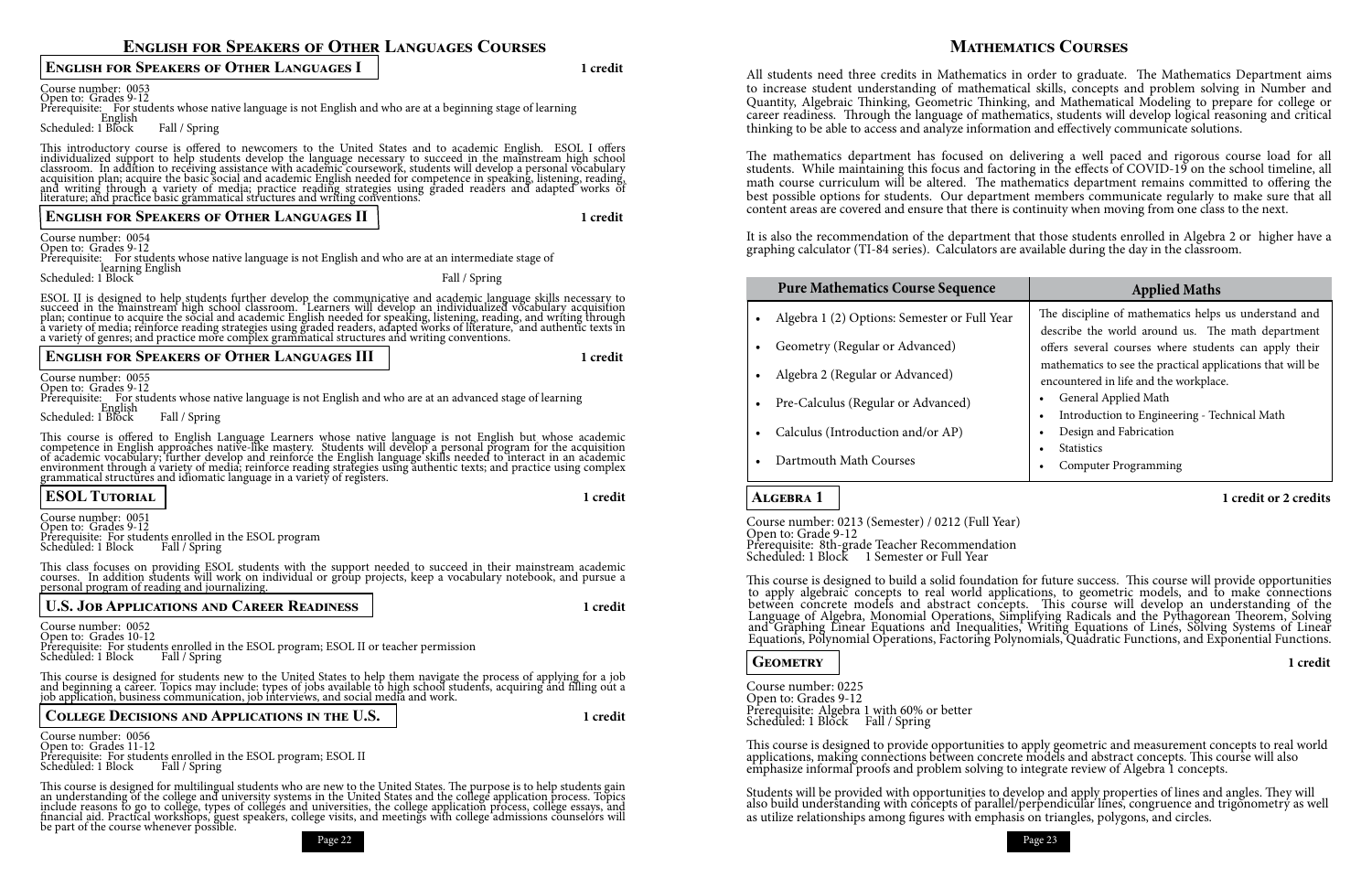# English for Speakers of Other Languages Courses

## English for Speakers of Other Languages I — 1 credit

Course number: 0053
Open to: Grades 9-12
Prerequisite: For students whose native language is not English and who are at a beginning stage of learning English
Scheduled: 1 Block Fall / Spring

This introductory course is offered to newcomers to the United States and to academic English. ESOL I offers individualized support to help students develop the language necessary to succeed in the mainstream high school classroom. In addition to receiving assistance with academic coursework, students will develop a personal vocabulary acquisition plan; acquire the basic social and academic English needed for competence in speaking, listening, reading, and writing through a variety of media; practice reading strategies using graded readers and adapted works of literature; and practice basic grammatical structures and writing conventions.

## English for Speakers of Other Languages II — 1 credit

Course number: 0054
Open to: Grades 9-12
Prerequisite: For students whose native language is not English and who are at an intermediate stage of learning English
Scheduled: 1 Block Fall / Spring

ESOL II is designed to help students further develop the communicative and academic language skills necessary to succeed in the mainstream high school classroom. Learners will develop an individualized vocabulary acquisition plan; continue to acquire the social and academic English needed for speaking, listening, reading, and writing through a variety of media; reinforce reading strategies using graded readers, adapted works of literature, and authentic texts in a variety of genres; and practice more complex grammatical structures and writing conventions.

## English for Speakers of Other Languages III — 1 credit

Course number: 0055
Open to: Grades 9-12
Prerequisite: For students whose native language is not English and who are at an advanced stage of learning English
Scheduled: 1 Block Fall / Spring

This course is offered to English Language Learners whose native language is not English but whose academic competence in English approaches native-like mastery. Students will develop a personal program for the acquisition of academic vocabulary; further develop and reinforce the English language skills needed to interact in an academic environment through a variety of media; reinforce reading strategies using authentic texts; and practice using complex grammatical structures and idiomatic language in a variety of registers.

## ESOL Tutorial — 1 credit

Course number: 0051
Open to: Grades 9-12
Prerequisite: For students enrolled in the ESOL program
Scheduled: 1 Block Fall / Spring

This class focuses on providing ESOL students with the support needed to succeed in their mainstream academic courses. In addition students will work on individual or group projects, keep a vocabulary notebook, and pursue a personal program of reading and journalizing.

## U.S. Job Applications and Career Readiness — 1 credit

Course number: 0052
Open to: Grades 10-12
Prerequisite: For students enrolled in the ESOL program; ESOL II or teacher permission
Scheduled: 1 Block Fall / Spring

This course is designed for students new to the United States to help them navigate the process of applying for a job and beginning a career. Topics may include: types of jobs available to high school students, acquiring and filling out a job application, business communication, job interviews, and social media and work.

## College Decisions and Applications in the U.S. — 1 credit

Course number: 0056
Open to: Grades 11-12
Prerequisite: For students enrolled in the ESOL program; ESOL II
Scheduled: 1 Block Fall / Spring

This course is designed for multilingual students who are new to the United States. The purpose is to help students gain an understanding of the college and university systems in the United States and the college application process. Topics include reasons to go to college, types of colleges and universities, the college application process, college essays, and financial aid. Practical workshops, guest speakers, college visits, and meetings with college admissions counselors will be part of the course whenever possible.

# Mathematics Courses

All students need three credits in Mathematics in order to graduate. The Mathematics Department aims to increase student understanding of mathematical skills, concepts and problem solving in Number and Quantity, Algebraic Thinking, Geometric Thinking, and Mathematical Modeling to prepare for college or career readiness. Through the language of mathematics, students will develop logical reasoning and critical thinking to be able to access and analyze information and effectively communicate solutions.

The mathematics department has focused on delivering a well paced and rigorous course load for all students. While maintaining this focus and factoring in the effects of COVID-19 on the school timeline, all math course curriculum will be altered. The mathematics department remains committed to offering the best possible options for students. Our department members communicate regularly to make sure that all content areas are covered and ensure that there is continuity when moving from one class to the next.

It is also the recommendation of the department that those students enrolled in Algebra 2 or higher have a graphing calculator (TI-84 series). Calculators are available during the day in the classroom.

| Pure Mathematics Course Sequence | Applied Maths |
|---|---|
| • Algebra 1 (2) Options: Semester or Full Year<br>• Geometry (Regular or Advanced)<br>• Algebra 2 (Regular or Advanced)<br>• Pre-Calculus (Regular or Advanced)<br>• Calculus (Introduction and/or AP)<br>• Dartmouth Math Courses | The discipline of mathematics helps us understand and describe the world around us. The math department offers several courses where students can apply their mathematics to see the practical applications that will be encountered in life and the workplace.<br>• General Applied Math<br>• Introduction to Engineering - Technical Math<br>• Design and Fabrication<br>• Statistics<br>• Computer Programming |

## Algebra 1 — 1 credit or 2 credits

Course number: 0213 (Semester) / 0212 (Full Year)
Open to: Grade 9-12
Prerequisite: 8th-grade Teacher Recommendation
Scheduled: 1 Block 1 Semester or Full Year

This course is designed to build a solid foundation for future success. This course will provide opportunities to apply algebraic concepts to real world applications, to geometric models, and to make connections between concrete models and abstract concepts. This course will develop an understanding of the Language of Algebra, Monomial Operations, Simplifying Radicals and the Pythagorean Theorem, Solving and Graphing Linear Equations and Inequalities, Writing Equations of Lines, Solving Systems of Linear Equations, Polynomial Operations, Factoring Polynomials, Quadratic Functions, and Exponential Functions.

## Geometry — 1 credit

Course number: 0225
Open to: Grades 9-12
Prerequisite: Algebra 1 with 60% or better
Scheduled: 1 Block Fall / Spring

This course is designed to provide opportunities to apply geometric and measurement concepts to real world applications, making connections between concrete models and abstract concepts. This course will also emphasize informal proofs and problem solving to integrate review of Algebra 1 concepts.

Students will be provided with opportunities to develop and apply properties of lines and angles. They will also build understanding with concepts of parallel/perpendicular lines, congruence and trigonometry as well as utilize relationships among figures with emphasis on triangles, polygons, and circles.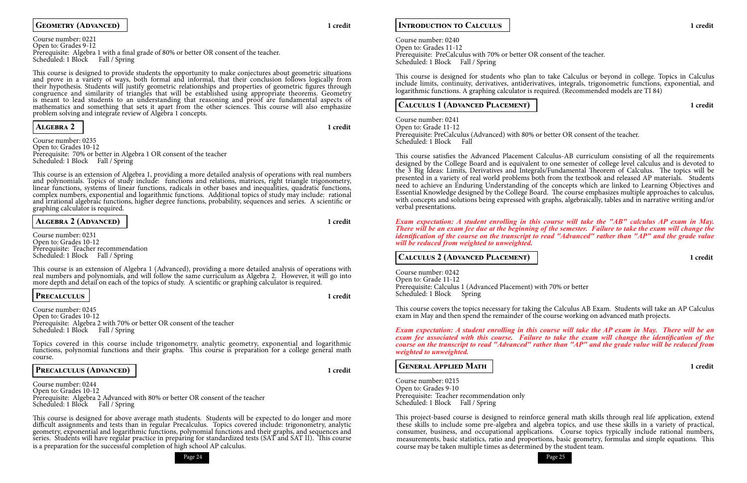## Geometry (Advanced)

1 credit

Course number: 0221
Open to: Grades 9-12
Prerequisite: Algebra 1 with a final grade of 80% or better OR consent of the teacher.
Scheduled: 1 Block  Fall / Spring

This course is designed to provide students the opportunity to make conjectures about geometric situations and prove in a variety of ways, both formal and informal, that their conclusion follows logically from their hypothesis. Students will justify geometric relationships and properties of geometric figures through congruence and similarity of triangles that will be established using appropriate theorems. Geometry is meant to lead students to an understanding that reasoning and proof are fundamental aspects of mathematics and something that sets it apart from the other sciences. This course will also emphasize problem solving and integrate review of Algebra 1 concepts.

## Algebra 2

1 credit

Course number: 0235
Open to: Grades 10-12
Prerequisite: 70% or better in Algebra 1 OR consent of the teacher
Scheduled: 1 Block  Fall / Spring

This course is an extension of Algebra 1, providing a more detailed analysis of operations with real numbers and polynomials. Topics of study include: functions and relations, matrices, right triangle trigonometry, linear functions, systems of linear functions, radicals in other bases and inequalities, quadratic functions, complex numbers, exponential and logarithmic functions. Additional topics of study may include: rational and irrational algebraic functions, higher degree functions, probability, sequences and series. A scientific or graphing calculator is required.

## Algebra 2 (Advanced)

1 credit

Course number: 0231
Open to: Grades 10-12
Prerequisite: Teacher recommendation
Scheduled: 1 Block  Fall / Spring

This course is an extension of Algebra 1 (Advanced), providing a more detailed analysis of operations with real numbers and polynomials, and will follow the same curriculum as Algebra 2. However, it will go into more depth and detail on each of the topics of study. A scientific or graphing calculator is required.

## Precalculus

1 credit

Course number: 0245
Open to: Grades 10-12
Prerequisite: Algebra 2 with 70% or better OR consent of the teacher
Scheduled: 1 Block  Fall / Spring

Topics covered in this course include trigonometry, analytic geometry, exponential and logarithmic functions, polynomial functions and their graphs. This course is preparation for a college general math course.

## Precalculus (Advanced)

1 credit

Course number: 0244
Open to: Grades 10-12
Prerequisite: Algebra 2 Advanced with 80% or better OR consent of the teacher
Scheduled: 1 Block  Fall / Spring

This course is designed for above average math students. Students will be expected to do longer and more difficult assignments and tests than in regular Precalculus. Topics covered include: trigonometry, analytic geometry, exponential and logarithmic functions, polynomial functions and their graphs, and sequences and series. Students will have regular practice in preparing for standardized tests (SAT and SAT II). This course is a preparation for the successful completion of high school AP calculus.

## Introduction to Calculus

1 credit

Course number: 0240
Open to: Grades 11-12
Prerequisite: PreCalculus with 70% or better OR consent of the teacher.
Scheduled: 1 Block  Fall / Spring

This course is designed for students who plan to take Calculus or beyond in college. Topics in Calculus include limits, continuity, derivatives, antiderivatives, integrals, trigonometric functions, exponential, and logarithmic functions. A graphing calculator is required. (Recommended models are TI 84)

## Calculus 1 (Advanced Placement)

1 credit

Course number: 0241
Open to: Grade 11-12
Prerequisite: PreCalculus (Advanced) with 80% or better OR consent of the teacher.
Scheduled: 1 Block  Fall

This course satisfies the Advanced Placement Calculus-AB curriculum consisting of all the requirements designed by the College Board and is equivalent to one semester of college level calculus and is devoted to the 3 Big Ideas: Limits, Derivatives and Integrals/Fundamental Theorem of Calculus. The topics will be presented in a variety of real world problems both from the textbook and released AP materials. Students need to achieve an Enduring Understanding of the concepts which are linked to Learning Objectives and Essential Knowledge designed by the College Board. The course emphasizes multiple approaches to calculus, with concepts and solutions being expressed with graphs, algebraically, tables and in narrative writing and/or verbal presentations.

***Exam expectation: A student enrolling in this course will take the "AB" calculus AP exam in May. There will be an exam fee due at the beginning of the semester. Failure to take the exam will change the identification of the course on the transcript to read "Advanced" rather than "AP" and the grade value will be reduced from weighted to unweighted.***

## Calculus 2 (Advanced Placement)

1 credit

Course number: 0242
Open to: Grade 11-12
Prerequisite: Calculus 1 (Advanced Placement) with 70% or better
Scheduled: 1 Block  Spring

This course covers the topics necessary for taking the Calculus AB Exam. Students will take an AP Calculus exam in May and then spend the remainder of the course working on advanced math projects.

***Exam expectation: A student enrolling in this course will take the AP exam in May. There will be an exam fee associated with this course. Failure to take the exam will change the identification of the course on the transcript to read "Advanced" rather than "AP" and the grade value will be reduced from weighted to unweighted.***

## General Applied Math

1 credit

Course number: 0215
Open to: Grades 9-10
Prerequisite: Teacher recommendation only
Scheduled: 1 Block  Fall / Spring

This project-based course is designed to reinforce general math skills through real life application, extend these skills to include some pre-algebra and algebra topics, and use these skills in a variety of practical, consumer, business, and occupational applications. Course topics typically include rational numbers, measurements, basic statistics, ratio and proportions, basic geometry, formulas and simple equations. This course may be taken multiple times as determined by the student team.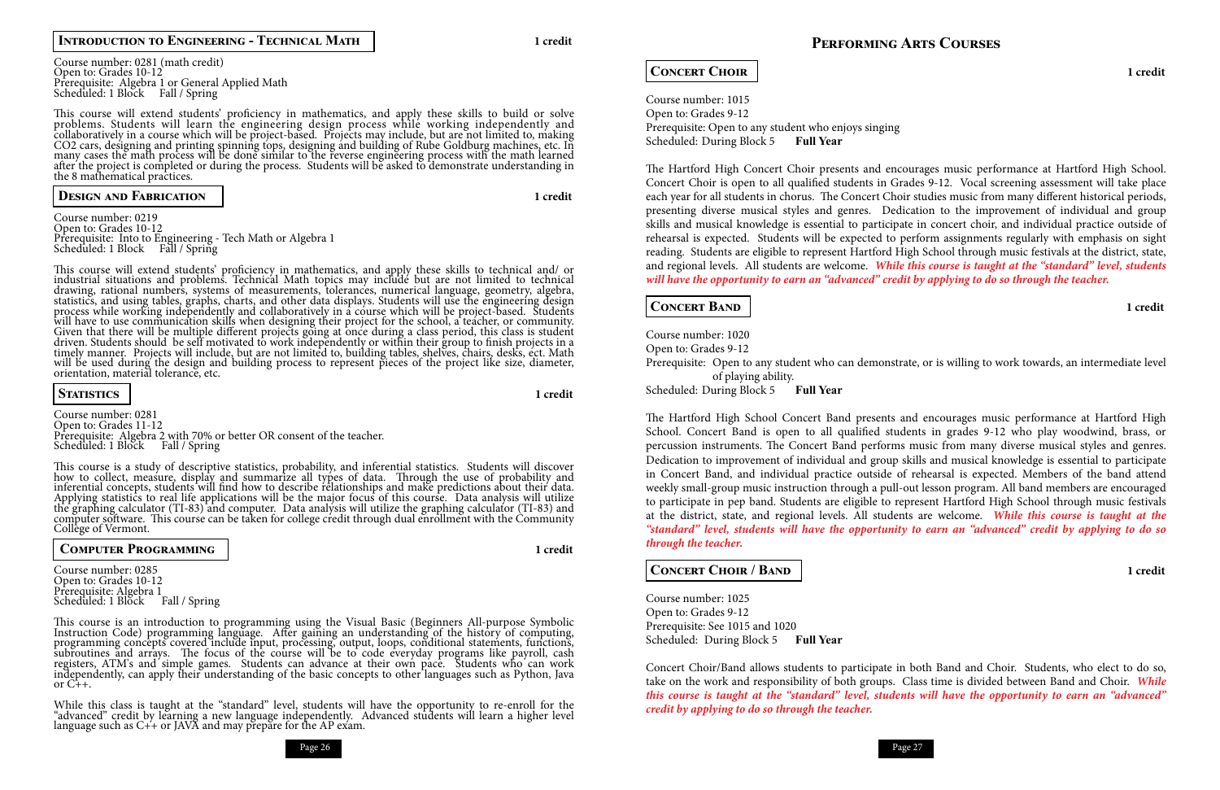## Introduction to Engineering - Technical Math

1 credit

Course number: 0281 (math credit)
Open to: Grades 10-12
Prerequisite: Algebra 1 or General Applied Math
Scheduled: 1 Block Fall / Spring

This course will extend students' proficiency in mathematics, and apply these skills to build or solve problems. Students will learn the engineering design process while working independently and collaboratively in a course which will be project-based. Projects may include, but are not limited to, making CO2 cars, designing and printing spinning tops, designing and building of Rube Goldburg machines, etc. In many cases the math process will be done similar to the reverse engineering process with the math learned after the project is completed or during the process. Students will be asked to demonstrate understanding in the 8 mathematical practices.

## Design and Fabrication

1 credit

Course number: 0219
Open to: Grades 10-12
Prerequisite: Into to Engineering - Tech Math or Algebra 1
Scheduled: 1 Block Fall / Spring

This course will extend students' proficiency in mathematics, and apply these skills to technical and/ or industrial situations and problems. Technical Math topics may include but are not limited to technical drawing, rational numbers, systems of measurements, tolerances, numerical language, geometry, algebra, statistics, and using tables, graphs, charts, and other data displays. Students will use the engineering design process while working independently and collaboratively in a course which will be project-based. Students will have to use communication skills when designing their project for the school, a teacher, or community. Given that there will be multiple different projects going at once during a class period, this class is student driven. Students should be self motivated to work independently or within their group to finish projects in a timely manner. Projects will include, but are not limited to, building tables, shelves, chairs, desks, ect. Math will be used during the design and building process to represent pieces of the project like size, diameter, orientation, material tolerance, etc.

## Statistics

1 credit

Course number: 0281
Open to: Grades 11-12
Prerequisite: Algebra 2 with 70% or better OR consent of the teacher.
Scheduled: 1 Block Fall / Spring

This course is a study of descriptive statistics, probability, and inferential statistics. Students will discover how to collect, measure, display and summarize all types of data. Through the use of probability and inferential concepts, students will find how to describe relationships and make predictions about their data. Applying statistics to real life applications will be the major focus of this course. Data analysis will utilize the graphing calculator (TI-83) and computer. Data analysis will utilize the graphing calculator (TI-83) and computer software. This course can be taken for college credit through dual enrollment with the Community College of Vermont.

## Computer Programming

1 credit

Course number: 0285
Open to: Grades 10-12
Prerequisite: Algebra 1
Scheduled: 1 Block Fall / Spring

This course is an introduction to programming using the Visual Basic (Beginners All-purpose Symbolic Instruction Code) programming language. After gaining an understanding of the history of computing, programming concepts covered include input, processing, output, loops, conditional statements, functions, subroutines and arrays. The focus of the course will be to code everyday programs like payroll, cash registers, ATM's and simple games. Students can advance at their own pace. Students who can work independently, can apply their understanding of the basic concepts to other languages such as Python, Java or C++.

While this class is taught at the "standard" level, students will have the opportunity to re-enroll for the "advanced" credit by learning a new language independently. Advanced students will learn a higher level language such as C++ or JAVA and may prepare for the AP exam.

# Performing Arts Courses

## Concert Choir

1 credit

Course number: 1015
Open to: Grades 9-12
Prerequisite: Open to any student who enjoys singing
Scheduled: During Block 5 **Full Year**

The Hartford High Concert Choir presents and encourages music performance at Hartford High School. Concert Choir is open to all qualified students in Grades 9-12. Vocal screening assessment will take place each year for all students in chorus. The Concert Choir studies music from many different historical periods, presenting diverse musical styles and genres. Dedication to the improvement of individual and group skills and musical knowledge is essential to participate in concert choir, and individual practice outside of rehearsal is expected. Students will be expected to perform assignments regularly with emphasis on sight reading. Students are eligible to represent Hartford High School through music festivals at the district, state, and regional levels. All students are welcome. ***While this course is taught at the "standard" level, students will have the opportunity to earn an "advanced" credit by applying to do so through the teacher.***

## Concert Band

1 credit

Course number: 1020
Open to: Grades 9-12
Prerequisite: Open to any student who can demonstrate, or is willing to work towards, an intermediate level of playing ability.
Scheduled: During Block 5 **Full Year**

The Hartford High School Concert Band presents and encourages music performance at Hartford High School. Concert Band is open to all qualified students in grades 9-12 who play woodwind, brass, or percussion instruments. The Concert Band performs music from many diverse musical styles and genres. Dedication to improvement of individual and group skills and musical knowledge is essential to participate in Concert Band, and individual practice outside of rehearsal is expected. Members of the band attend weekly small-group music instruction through a pull-out lesson program. All band members are encouraged to participate in pep band. Students are eligible to represent Hartford High School through music festivals at the district, state, and regional levels. All students are welcome. ***While this course is taught at the "standard" level, students will have the opportunity to earn an "advanced" credit by applying to do so through the teacher.***

## Concert Choir / Band

1 credit

Course number: 1025
Open to: Grades 9-12
Prerequisite: See 1015 and 1020
Scheduled: During Block 5 **Full Year**

Concert Choir/Band allows students to participate in both Band and Choir. Students, who elect to do so, take on the work and responsibility of both groups. Class time is divided between Band and Choir. ***While this course is taught at the "standard" level, students will have the opportunity to earn an "advanced" credit by applying to do so through the teacher.***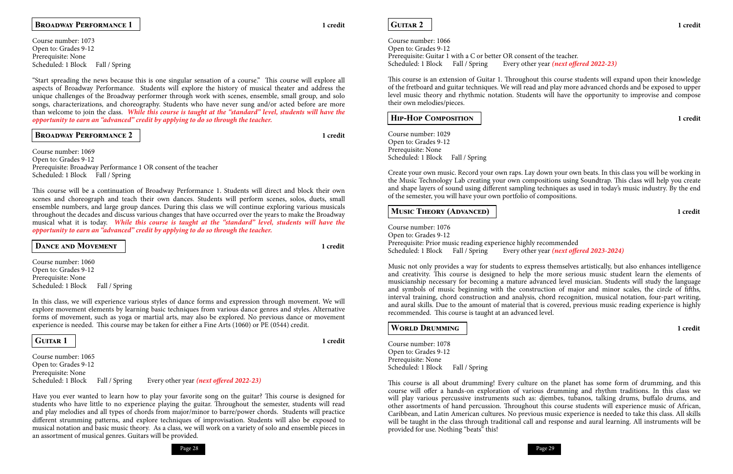## Broadway Performance 1

**1 credit**

Course number: 1073
Open to: Grades 9-12
Prerequisite: None
Scheduled: 1 Block   Fall / Spring

"Start spreading the news because this is one singular sensation of a course." This course will explore all aspects of Broadway Performance. Students will explore the history of musical theater and address the unique challenges of the Broadway performer through work with scenes, ensemble, small group, and solo songs, characterizations, and choreography. Students who have never sung and/or acted before are more than welcome to join the class. ***While this course is taught at the "standard" level, students will have the opportunity to earn an "advanced" credit by applying to do so through the teacher.***

## Broadway Performance 2

**1 credit**

Course number: 1069
Open to: Grades 9-12
Prerequisite: Broadway Performance 1 OR consent of the teacher
Scheduled: 1 Block   Fall / Spring

This course will be a continuation of Broadway Performance 1. Students will direct and block their own scenes and choreograph and teach their own dances. Students will perform scenes, solos, duets, small ensemble numbers, and large group dances. During this class we will continue exploring various musicals throughout the decades and discuss various changes that have occurred over the years to make the Broadway musical what it is today. ***While this course is taught at the "standard" level, students will have the opportunity to earn an "advanced" credit by applying to do so through the teacher.***

## Dance and Movement

**1 credit**

Course number: 1060
Open to: Grades 9-12
Prerequisite: None
Scheduled: 1 Block   Fall / Spring

In this class, we will experience various styles of dance forms and expression through movement. We will explore movement elements by learning basic techniques from various dance genres and styles. Alternative forms of movement, such as yoga or martial arts, may also be explored. No previous dance or movement experience is needed. This course may be taken for either a Fine Arts (1060) or PE (0544) credit.

## Guitar 1

**1 credit**

Course number: 1065
Open to: Grades 9-12
Prerequisite: None
Scheduled: 1 Block   Fall / Spring   Every other year ***(next offered 2022-23)***

Have you ever wanted to learn how to play your favorite song on the guitar? This course is designed for students who have little to no experience playing the guitar. Throughout the semester, students will read and play melodies and all types of chords from major/minor to barre/power chords. Students will practice different strumming patterns, and explore techniques of improvisation. Students will also be exposed to musical notation and basic music theory. As a class, we will work on a variety of solo and ensemble pieces in an assortment of musical genres. Guitars will be provided.

## Guitar 2

**1 credit**

Course number: 1066
Open to: Grades 9-12
Prerequisite: Guitar 1 with a C or better OR consent of the teacher.
Scheduled: 1 Block   Fall / Spring   Every other year ***(next offered 2022-23)***

This course is an extension of Guitar 1. Throughout this course students will expand upon their knowledge of the fretboard and guitar techniques. We will read and play more advanced chords and be exposed to upper level music theory and rhythmic notation. Students will have the opportunity to improvise and compose their own melodies/pieces.

## Hip-Hop Composition

**1 credit**

Course number: 1029
Open to: Grades 9-12
Prerequisite: None
Scheduled: 1 Block   Fall / Spring

Create your own music. Record your own raps. Lay down your own beats. In this class you will be working in the Music Technology Lab creating your own compositions using Soundtrap. This class will help you create and shape layers of sound using different sampling techniques as used in today's music industry. By the end of the semester, you will have your own portfolio of compositions.

## Music Theory (Advanced)

**1 credit**

Course number: 1076
Open to: Grades 9-12
Prerequisite: Prior music reading experience highly recommended
Scheduled: 1 Block   Fall / Spring   Every other year ***(next offered 2023-2024)***

Music not only provides a way for students to express themselves artistically, but also enhances intelligence and creativity. This course is designed to help the more serious music student learn the elements of musicianship necessary for becoming a mature advanced level musician. Students will study the language and symbols of music beginning with the construction of major and minor scales, the circle of fifths, interval training, chord construction and analysis, chord recognition, musical notation, four-part writing, and aural skills. Due to the amount of material that is covered, previous music reading experience is highly recommended. This course is taught at an advanced level.

## World Drumming

**1 credit**

Course number: 1078
Open to: Grades 9-12
Prerequisite: None
Scheduled: 1 Block   Fall / Spring

This course is all about drumming! Every culture on the planet has some form of drumming, and this course will offer a hands-on exploration of various drumming and rhythm traditions. In this class we will play various percussive instruments such as: djembes, tubanos, talking drums, buffalo drums, and other assortments of hand percussion. Throughout this course students will experience music of African, Caribbean, and Latin American cultures. No previous music experience is needed to take this class. All skills will be taught in the class through traditional call and response and aural learning. All instruments will be provided for use. Nothing "beats" this!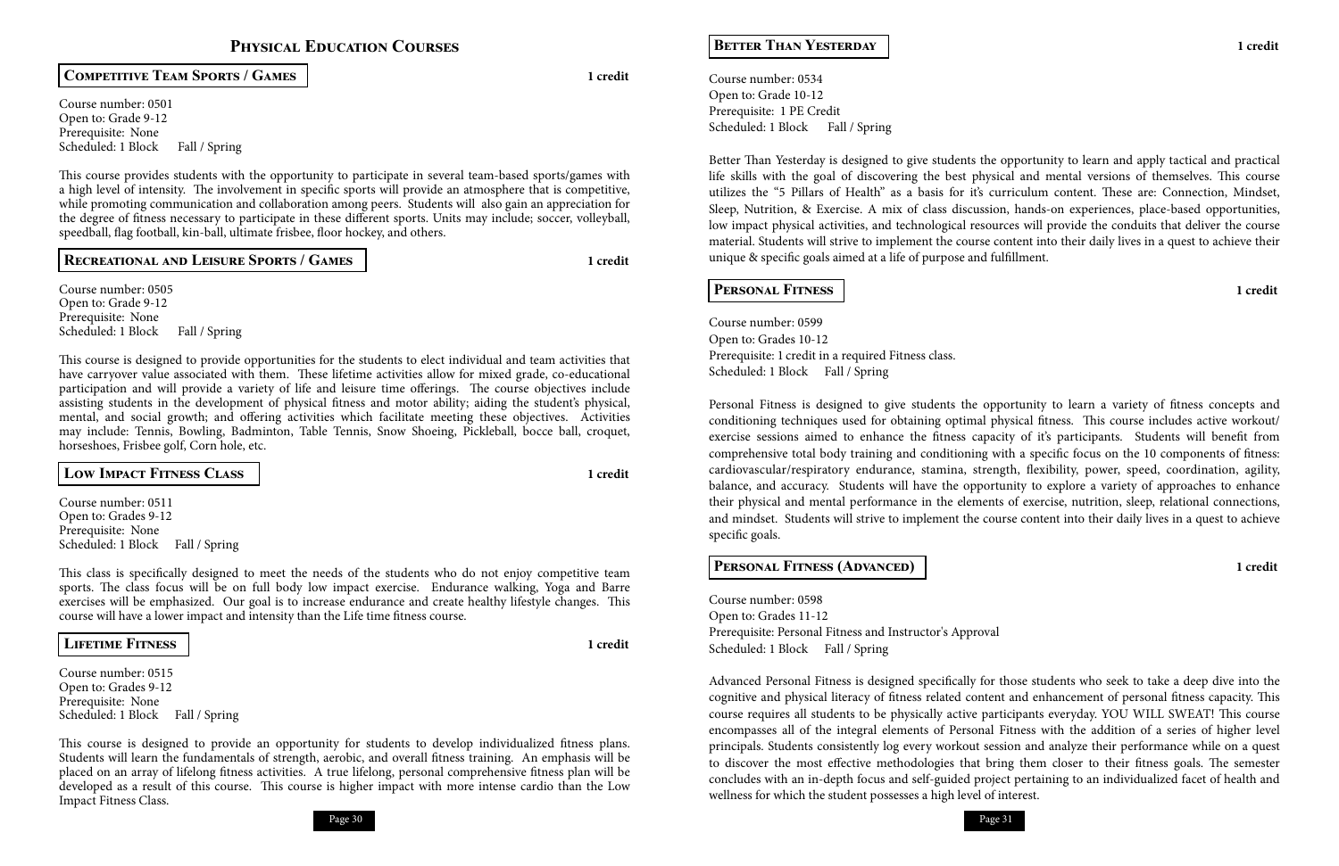# Physical Education Courses

## Competitive Team Sports / Games

**1 credit**

Course number: 0501
Open to: Grade 9-12
Prerequisite: None
Scheduled: 1 Block Fall / Spring

This course provides students with the opportunity to participate in several team-based sports/games with a high level of intensity. The involvement in specific sports will provide an atmosphere that is competitive, while promoting communication and collaboration among peers. Students will also gain an appreciation for the degree of fitness necessary to participate in these different sports. Units may include; soccer, volleyball, speedball, flag football, kin-ball, ultimate frisbee, floor hockey, and others.

## Recreational and Leisure Sports / Games

**1 credit**

Course number: 0505
Open to: Grade 9-12
Prerequisite: None
Scheduled: 1 Block Fall / Spring

This course is designed to provide opportunities for the students to elect individual and team activities that have carryover value associated with them. These lifetime activities allow for mixed grade, co-educational participation and will provide a variety of life and leisure time offerings. The course objectives include assisting students in the development of physical fitness and motor ability; aiding the student's physical, mental, and social growth; and offering activities which facilitate meeting these objectives. Activities may include: Tennis, Bowling, Badminton, Table Tennis, Snow Shoeing, Pickleball, bocce ball, croquet, horseshoes, Frisbee golf, Corn hole, etc.

## Low Impact Fitness Class

**1 credit**

Course number: 0511
Open to: Grades 9-12
Prerequisite: None
Scheduled: 1 Block Fall / Spring

This class is specifically designed to meet the needs of the students who do not enjoy competitive team sports. The class focus will be on full body low impact exercise. Endurance walking, Yoga and Barre exercises will be emphasized. Our goal is to increase endurance and create healthy lifestyle changes. This course will have a lower impact and intensity than the Life time fitness course.

## Lifetime Fitness

**1 credit**

Course number: 0515
Open to: Grades 9-12
Prerequisite: None
Scheduled: 1 Block Fall / Spring

This course is designed to provide an opportunity for students to develop individualized fitness plans. Students will learn the fundamentals of strength, aerobic, and overall fitness training. An emphasis will be placed on an array of lifelong fitness activities. A true lifelong, personal comprehensive fitness plan will be developed as a result of this course. This course is higher impact with more intense cardio than the Low Impact Fitness Class.

## Better Than Yesterday

**1 credit**

Course number: 0534
Open to: Grade 10-12
Prerequisite: 1 PE Credit
Scheduled: 1 Block Fall / Spring

Better Than Yesterday is designed to give students the opportunity to learn and apply tactical and practical life skills with the goal of discovering the best physical and mental versions of themselves. This course utilizes the "5 Pillars of Health" as a basis for it's curriculum content. These are: Connection, Mindset, Sleep, Nutrition, & Exercise. A mix of class discussion, hands-on experiences, place-based opportunities, low impact physical activities, and technological resources will provide the conduits that deliver the course material. Students will strive to implement the course content into their daily lives in a quest to achieve their unique & specific goals aimed at a life of purpose and fulfillment.

## Personal Fitness

**1 credit**

Course number: 0599
Open to: Grades 10-12
Prerequisite: 1 credit in a required Fitness class.
Scheduled: 1 Block Fall / Spring

Personal Fitness is designed to give students the opportunity to learn a variety of fitness concepts and conditioning techniques used for obtaining optimal physical fitness. This course includes active workout/exercise sessions aimed to enhance the fitness capacity of it's participants. Students will benefit from comprehensive total body training and conditioning with a specific focus on the 10 components of fitness: cardiovascular/respiratory endurance, stamina, strength, flexibility, power, speed, coordination, agility, balance, and accuracy. Students will have the opportunity to explore a variety of approaches to enhance their physical and mental performance in the elements of exercise, nutrition, sleep, relational connections, and mindset. Students will strive to implement the course content into their daily lives in a quest to achieve specific goals.

## Personal Fitness (Advanced)

**1 credit**

Course number: 0598
Open to: Grades 11-12
Prerequisite: Personal Fitness and Instructor's Approval
Scheduled: 1 Block Fall / Spring

Advanced Personal Fitness is designed specifically for those students who seek to take a deep dive into the cognitive and physical literacy of fitness related content and enhancement of personal fitness capacity. This course requires all students to be physically active participants everyday. YOU WILL SWEAT! This course encompasses all of the integral elements of Personal Fitness with the addition of a series of higher level principals. Students consistently log every workout session and analyze their performance while on a quest to discover the most effective methodologies that bring them closer to their fitness goals. The semester concludes with an in-depth focus and self-guided project pertaining to an individualized facet of health and wellness for which the student possesses a high level of interest.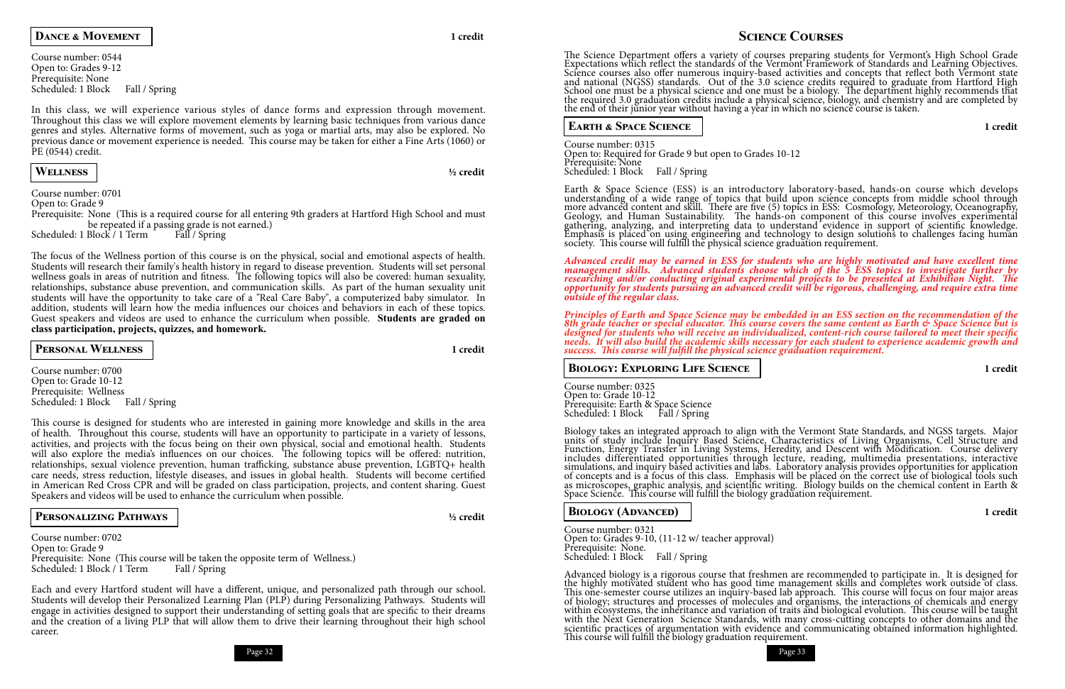## Dance & Movement

**1 credit**

Course number: 0544
Open to: Grades 9-12
Prerequisite: None
Scheduled: 1 Block   Fall / Spring

In this class, we will experience various styles of dance forms and expression through movement. Throughout this class we will explore movement elements by learning basic techniques from various dance genres and styles. Alternative forms of movement, such as yoga or martial arts, may also be explored. No previous dance or movement experience is needed. This course may be taken for either a Fine Arts (1060) or PE (0544) credit.

## Wellness

**½ credit**

Course number: 0701
Open to: Grade 9
Prerequisite: None (This is a required course for all entering 9th graders at Hartford High School and must be repeated if a passing grade is not earned.)
Scheduled: 1 Block / 1 Term   Fall / Spring

The focus of the Wellness portion of this course is on the physical, social and emotional aspects of health. Students will research their family's health history in regard to disease prevention. Students will set personal wellness goals in areas of nutrition and fitness. The following topics will also be covered: human sexuality, relationships, substance abuse prevention, and communication skills. As part of the human sexuality unit students will have the opportunity to take care of a "Real Care Baby", a computerized baby simulator. In addition, students will learn how the media influences our choices and behaviors in each of these topics. Guest speakers and videos are used to enhance the curriculum when possible. **Students are graded on class participation, projects, quizzes, and homework.**

## Personal Wellness

**1 credit**

Course number: 0700
Open to: Grade 10-12
Prerequisite: Wellness
Scheduled: 1 Block   Fall / Spring

This course is designed for students who are interested in gaining more knowledge and skills in the area of health. Throughout this course, students will have an opportunity to participate in a variety of lessons, activities, and projects with the focus being on their own physical, social and emotional health. Students will also explore the media's influences on our choices. The following topics will be offered: nutrition, relationships, sexual violence prevention, human trafficking, substance abuse prevention, LGBTQ+ health care needs, stress reduction, lifestyle diseases, and issues in global health. Students will become certified in American Red Cross CPR and will be graded on class participation, projects, and content sharing. Guest Speakers and videos will be used to enhance the curriculum when possible.

## Personalizing Pathways

**½ credit**

Course number: 0702
Open to: Grade 9
Prerequisite: None (This course will be taken the opposite term of Wellness.)
Scheduled: 1 Block / 1 Term   Fall / Spring

Each and every Hartford student will have a different, unique, and personalized path through our school. Students will develop their Personalized Learning Plan (PLP) during Personalizing Pathways. Students will engage in activities designed to support their understanding of setting goals that are specific to their dreams and the creation of a living PLP that will allow them to drive their learning throughout their high school career.

# Science Courses

The Science Department offers a variety of courses preparing students for Vermont's High School Grade Expectations which reflect the standards of the Vermont Framework of Standards and Learning Objectives. Science courses also offer numerous inquiry-based activities and concepts that reflect both Vermont state and national (NGSS) standards. Out of the 3.0 science credits required to graduate from Hartford High School one must be a physical science and one must be a biology. The department highly recommends that the required 3.0 graduation credits include a physical science, biology, and chemistry and are completed by the end of their junior year without having a year in which no science course is taken.

## Earth & Space Science

**1 credit**

Course number: 0315
Open to: Required for Grade 9 but open to Grades 10-12
Prerequisite: None
Scheduled: 1 Block   Fall / Spring

Earth & Space Science (ESS) is an introductory laboratory-based, hands-on course which develops understanding of a wide range of topics that build upon science concepts from middle school through more advanced content and skill. There are five (5) topics in ESS: Cosmology, Meteorology, Oceanography, Geology, and Human Sustainability. The hands-on component of this course involves experimental gathering, analyzing, and interpreting data to understand evidence in support of scientific knowledge. Emphasis is placed on using engineering and technology to design solutions to challenges facing human society. This course will fulfill the physical science graduation requirement.

***Advanced credit may be earned in ESS for students who are highly motivated and have excellent time management skills. Advanced students choose which of the 5 ESS topics to investigate further by researching and/or conducting original experimental projects to be presented at Exhibition Night. The opportunity for students pursuing an advanced credit will be rigorous, challenging, and require extra time outside of the regular class.***

***Principles of Earth and Space Science may be embedded in an ESS section on the recommendation of the 8th grade teacher or special educator. This course covers the same content as Earth & Space Science but is designed for students who will receive an individualized, content-rich course tailored to meet their specific needs. It will also build the academic skills necessary for each student to experience academic growth and success. This course will fulfill the physical science graduation requirement.***

## Biology: Exploring Life Science

**1 credit**

Course number: 0325
Open to: Grade 10-12
Prerequisite: Earth & Space Science
Scheduled: 1 Block   Fall / Spring

Biology takes an integrated approach to align with the Vermont State Standards, and NGSS targets. Major units of study include Inquiry Based Science, Characteristics of Living Organisms, Cell Structure and Function, Energy Transfer in Living Systems, Heredity, and Descent with Modification. Course delivery includes differentiated opportunities through lecture, reading, multimedia presentations, interactive simulations, and inquiry based activities and labs. Laboratory analysis provides opportunities for application of concepts and is a focus of this class. Emphasis will be placed on the correct use of biological tools such as microscopes, graphic analysis, and scientific writing. Biology builds on the chemical content in Earth & Space Science. This course will fulfill the biology graduation requirement.

## Biology (Advanced)

**1 credit**

Course number: 0321
Open to: Grades 9-10, (11-12 w/ teacher approval)
Prerequisite: None.
Scheduled: 1 Block   Fall / Spring

Advanced biology is a rigorous course that freshmen are recommended to participate in. It is designed for the highly motivated student who has good time management skills and completes work outside of class. This one-semester course utilizes an inquiry-based lab approach. This course will focus on four major areas of biology; structures and processes of molecules and organisms, the interactions of chemicals and energy within ecosystems, the inheritance and variation of traits and biological evolution. This course will be taught with the Next Generation Science Standards, with many cross-cutting concepts to other domains and the scientific practices of argumentation with evidence and communicating obtained information highlighted. This course will fulfill the biology graduation requirement.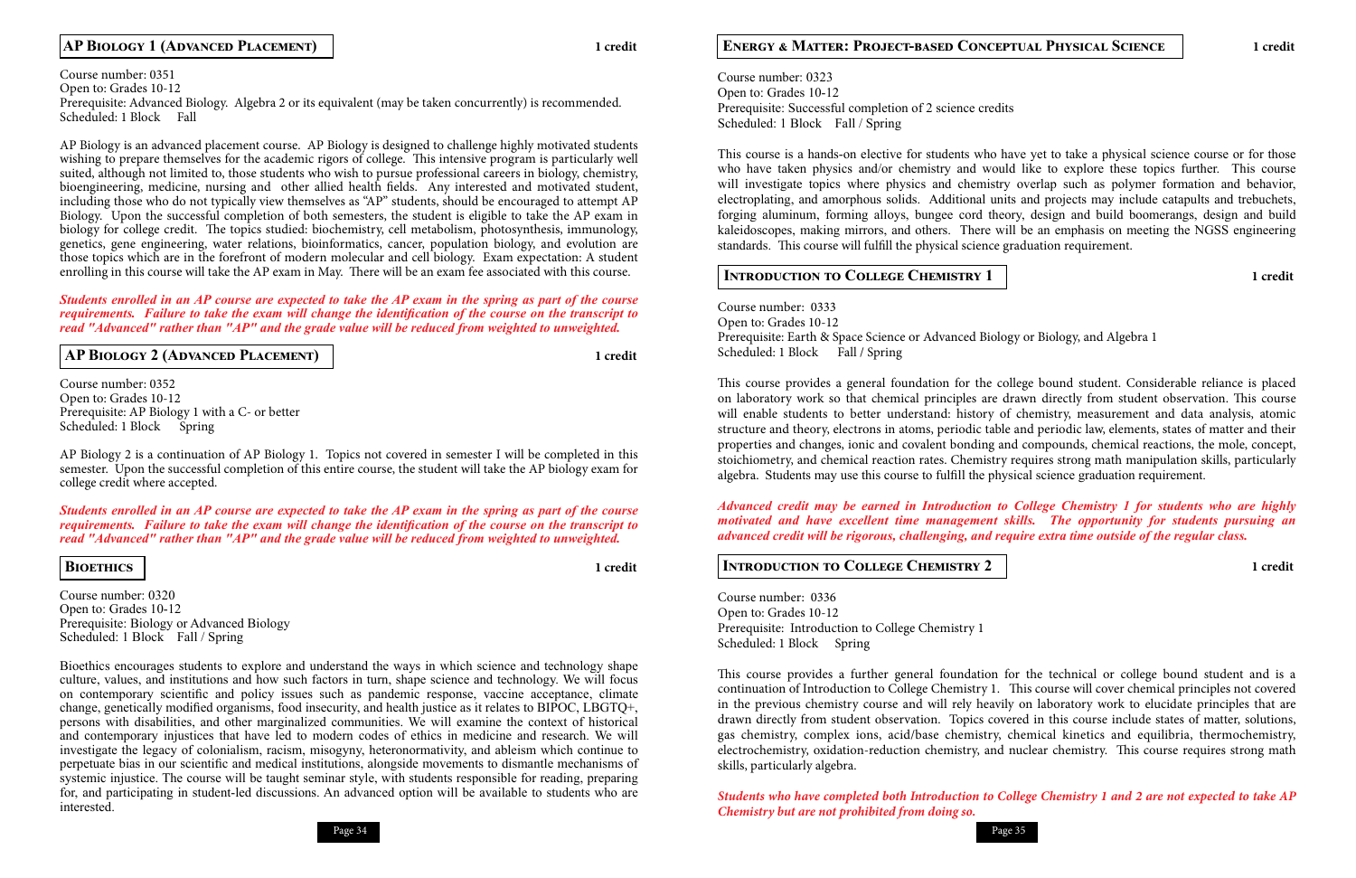## AP Biology 1 (Advanced Placement)

**1 credit**

Course number: 0351
Open to: Grades 10-12
Prerequisite: Advanced Biology. Algebra 2 or its equivalent (may be taken concurrently) is recommended.
Scheduled: 1 Block    Fall

AP Biology is an advanced placement course. AP Biology is designed to challenge highly motivated students wishing to prepare themselves for the academic rigors of college. This intensive program is particularly well suited, although not limited to, those students who wish to pursue professional careers in biology, chemistry, bioengineering, medicine, nursing and other allied health fields. Any interested and motivated student, including those who do not typically view themselves as "AP" students, should be encouraged to attempt AP Biology. Upon the successful completion of both semesters, the student is eligible to take the AP exam in biology for college credit. The topics studied: biochemistry, cell metabolism, photosynthesis, immunology, genetics, gene engineering, water relations, bioinformatics, cancer, population biology, and evolution are those topics which are in the forefront of modern molecular and cell biology. Exam expectation: A student enrolling in this course will take the AP exam in May. There will be an exam fee associated with this course.

***Students enrolled in an AP course are expected to take the AP exam in the spring as part of the course requirements. Failure to take the exam will change the identification of the course on the transcript to read "Advanced" rather than "AP" and the grade value will be reduced from weighted to unweighted.***

## AP Biology 2 (Advanced Placement)

**1 credit**

Course number: 0352
Open to: Grades 10-12
Prerequisite: AP Biology 1 with a C- or better
Scheduled: 1 Block    Spring

AP Biology 2 is a continuation of AP Biology 1. Topics not covered in semester I will be completed in this semester. Upon the successful completion of this entire course, the student will take the AP biology exam for college credit where accepted.

***Students enrolled in an AP course are expected to take the AP exam in the spring as part of the course requirements. Failure to take the exam will change the identification of the course on the transcript to read "Advanced" rather than "AP" and the grade value will be reduced from weighted to unweighted.***

## Bioethics

**1 credit**

Course number: 0320
Open to: Grades 10-12
Prerequisite: Biology or Advanced Biology
Scheduled: 1 Block    Fall / Spring

Bioethics encourages students to explore and understand the ways in which science and technology shape culture, values, and institutions and how such factors in turn, shape science and technology. We will focus on contemporary scientific and policy issues such as pandemic response, vaccine acceptance, climate change, genetically modified organisms, food insecurity, and health justice as it relates to BIPOC, LBGTQ+, persons with disabilities, and other marginalized communities. We will examine the context of historical and contemporary injustices that have led to modern codes of ethics in medicine and research. We will investigate the legacy of colonialism, racism, misogyny, heteronormativity, and ableism which continue to perpetuate bias in our scientific and medical institutions, alongside movements to dismantle mechanisms of systemic injustice. The course will be taught seminar style, with students responsible for reading, preparing for, and participating in student-led discussions. An advanced option will be available to students who are interested.

## Energy & Matter: Project-based Conceptual Physical Science

**1 credit**

Course number: 0323
Open to: Grades 10-12
Prerequisite: Successful completion of 2 science credits
Scheduled: 1 Block    Fall / Spring

This course is a hands-on elective for students who have yet to take a physical science course or for those who have taken physics and/or chemistry and would like to explore these topics further. This course will investigate topics where physics and chemistry overlap such as polymer formation and behavior, electroplating, and amorphous solids. Additional units and projects may include catapults and trebuchets, forging aluminum, forming alloys, bungee cord theory, design and build boomerangs, design and build kaleidoscopes, making mirrors, and others. There will be an emphasis on meeting the NGSS engineering standards. This course will fulfill the physical science graduation requirement.

## Introduction to College Chemistry 1

**1 credit**

Course number: 0333
Open to: Grades 10-12
Prerequisite: Earth & Space Science or Advanced Biology or Biology, and Algebra 1
Scheduled: 1 Block    Fall / Spring

This course provides a general foundation for the college bound student. Considerable reliance is placed on laboratory work so that chemical principles are drawn directly from student observation. This course will enable students to better understand: history of chemistry, measurement and data analysis, atomic structure and theory, electrons in atoms, periodic table and periodic law, elements, states of matter and their properties and changes, ionic and covalent bonding and compounds, chemical reactions, the mole, concept, stoichiometry, and chemical reaction rates. Chemistry requires strong math manipulation skills, particularly algebra. Students may use this course to fulfill the physical science graduation requirement.

***Advanced credit may be earned in Introduction to College Chemistry 1 for students who are highly motivated and have excellent time management skills. The opportunity for students pursuing an advanced credit will be rigorous, challenging, and require extra time outside of the regular class.***

## Introduction to College Chemistry 2

**1 credit**

Course number: 0336
Open to: Grades 10-12
Prerequisite: Introduction to College Chemistry 1
Scheduled: 1 Block    Spring

This course provides a further general foundation for the technical or college bound student and is a continuation of Introduction to College Chemistry 1. This course will cover chemical principles not covered in the previous chemistry course and will rely heavily on laboratory work to elucidate principles that are drawn directly from student observation. Topics covered in this course include states of matter, solutions, gas chemistry, complex ions, acid/base chemistry, chemical kinetics and equilibria, thermochemistry, electrochemistry, oxidation-reduction chemistry, and nuclear chemistry. This course requires strong math skills, particularly algebra.

***Students who have completed both Introduction to College Chemistry 1 and 2 are not expected to take AP Chemistry but are not prohibited from doing so.***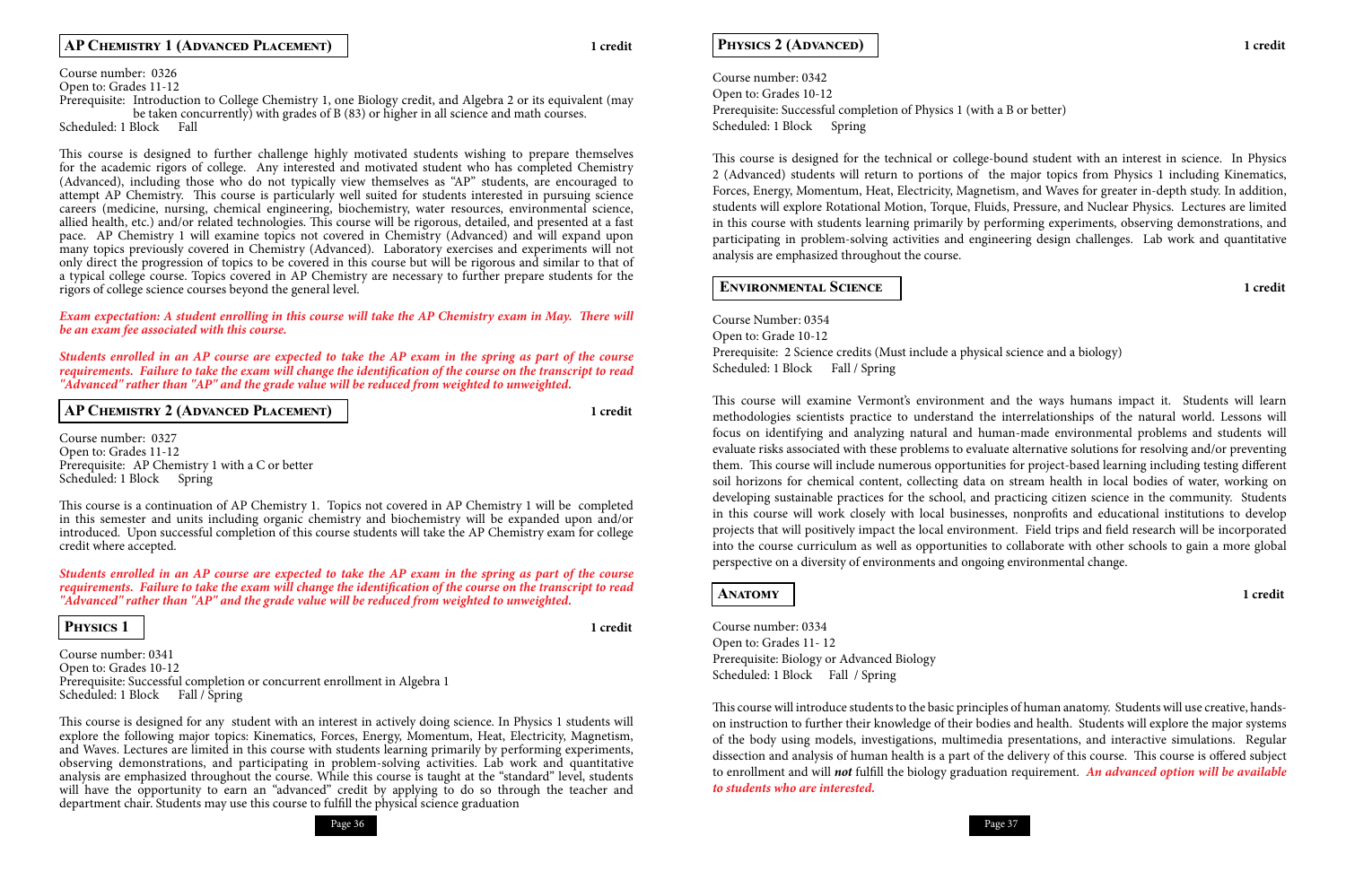## AP Chemistry 1 (Advanced Placement)

**1 credit**

Course number: 0326
Open to: Grades 11-12
Prerequisite: Introduction to College Chemistry 1, one Biology credit, and Algebra 2 or its equivalent (may be taken concurrently) with grades of B (83) or higher in all science and math courses.
Scheduled: 1 Block Fall

This course is designed to further challenge highly motivated students wishing to prepare themselves for the academic rigors of college. Any interested and motivated student who has completed Chemistry (Advanced), including those who do not typically view themselves as "AP" students, are encouraged to attempt AP Chemistry. This course is particularly well suited for students interested in pursuing science careers (medicine, nursing, chemical engineering, biochemistry, water resources, environmental science, allied health, etc.) and/or related technologies. This course will be rigorous, detailed, and presented at a fast pace. AP Chemistry 1 will examine topics not covered in Chemistry (Advanced) and will expand upon many topics previously covered in Chemistry (Advanced). Laboratory exercises and experiments will not only direct the progression of topics to be covered in this course but will be rigorous and similar to that of a typical college course. Topics covered in AP Chemistry are necessary to further prepare students for the rigors of college science courses beyond the general level.

***Exam expectation: A student enrolling in this course will take the AP Chemistry exam in May. There will be an exam fee associated with this course.***

***Students enrolled in an AP course are expected to take the AP exam in the spring as part of the course requirements. Failure to take the exam will change the identification of the course on the transcript to read "Advanced" rather than "AP" and the grade value will be reduced from weighted to unweighted.***

## AP Chemistry 2 (Advanced Placement)

**1 credit**

Course number: 0327
Open to: Grades 11-12
Prerequisite: AP Chemistry 1 with a C or better
Scheduled: 1 Block Spring

This course is a continuation of AP Chemistry 1. Topics not covered in AP Chemistry 1 will be completed in this semester and units including organic chemistry and biochemistry will be expanded upon and/or introduced. Upon successful completion of this course students will take the AP Chemistry exam for college credit where accepted.

***Students enrolled in an AP course are expected to take the AP exam in the spring as part of the course requirements. Failure to take the exam will change the identification of the course on the transcript to read "Advanced" rather than "AP" and the grade value will be reduced from weighted to unweighted.***

## Physics 1

**1 credit**

Course number: 0341
Open to: Grades 10-12
Prerequisite: Successful completion or concurrent enrollment in Algebra 1
Scheduled: 1 Block Fall / Spring

This course is designed for any student with an interest in actively doing science. In Physics 1 students will explore the following major topics: Kinematics, Forces, Energy, Momentum, Heat, Electricity, Magnetism, and Waves. Lectures are limited in this course with students learning primarily by performing experiments, observing demonstrations, and participating in problem-solving activities. Lab work and quantitative analysis are emphasized throughout the course. While this course is taught at the "standard" level, students will have the opportunity to earn an "advanced" credit by applying to do so through the teacher and department chair. Students may use this course to fulfill the physical science graduation

## Physics 2 (Advanced)

**1 credit**

Course number: 0342
Open to: Grades 10-12
Prerequisite: Successful completion of Physics 1 (with a B or better)
Scheduled: 1 Block Spring

This course is designed for the technical or college-bound student with an interest in science. In Physics 2 (Advanced) students will return to portions of the major topics from Physics 1 including Kinematics, Forces, Energy, Momentum, Heat, Electricity, Magnetism, and Waves for greater in-depth study. In addition, students will explore Rotational Motion, Torque, Fluids, Pressure, and Nuclear Physics. Lectures are limited in this course with students learning primarily by performing experiments, observing demonstrations, and participating in problem-solving activities and engineering design challenges. Lab work and quantitative analysis are emphasized throughout the course.

## Environmental Science

**1 credit**

Course Number: 0354
Open to: Grade 10-12
Prerequisite: 2 Science credits (Must include a physical science and a biology)
Scheduled: 1 Block Fall / Spring

This course will examine Vermont's environment and the ways humans impact it. Students will learn methodologies scientists practice to understand the interrelationships of the natural world. Lessons will focus on identifying and analyzing natural and human-made environmental problems and students will evaluate risks associated with these problems to evaluate alternative solutions for resolving and/or preventing them. This course will include numerous opportunities for project-based learning including testing different soil horizons for chemical content, collecting data on stream health in local bodies of water, working on developing sustainable practices for the school, and practicing citizen science in the community. Students in this course will work closely with local businesses, nonprofits and educational institutions to develop projects that will positively impact the local environment. Field trips and field research will be incorporated into the course curriculum as well as opportunities to collaborate with other schools to gain a more global perspective on a diversity of environments and ongoing environmental change.

## Anatomy

**1 credit**

Course number: 0334
Open to: Grades 11- 12
Prerequisite: Biology or Advanced Biology
Scheduled: 1 Block Fall / Spring

This course will introduce students to the basic principles of human anatomy. Students will use creative, hands-on instruction to further their knowledge of their bodies and health. Students will explore the major systems of the body using models, investigations, multimedia presentations, and interactive simulations. Regular dissection and analysis of human health is a part of the delivery of this course. This course is offered subject to enrollment and will ***not*** fulfill the biology graduation requirement. ***An advanced option will be available to students who are interested.***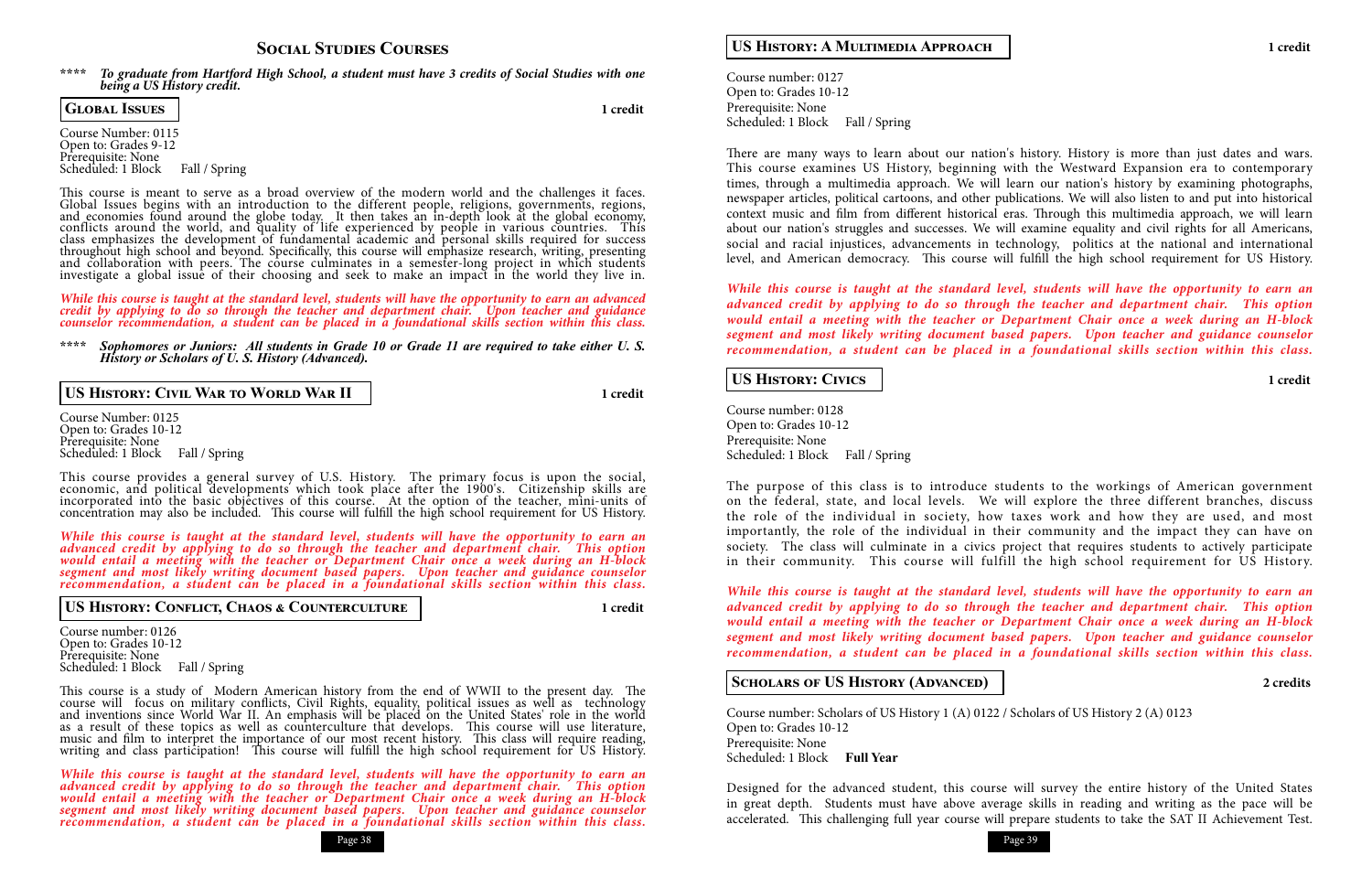# Social Studies Courses

**** ***To graduate from Hartford High School, a student must have 3 credits of Social Studies with one being a US History credit.***

## Global Issues

**1 credit**

Course Number: 0115
Open to: Grades 9-12
Prerequisite: None
Scheduled: 1 Block  Fall / Spring

This course is meant to serve as a broad overview of the modern world and the challenges it faces. Global Issues begins with an introduction to the different people, religions, governments, regions, and economies found around the globe today. It then takes an in-depth look at the global economy, conflicts around the world, and quality of life experienced by people in various countries. This class emphasizes the development of fundamental academic and personal skills required for success throughout high school and beyond. Specifically, this course will emphasize research, writing, presenting and collaboration with peers. The course culminates in a semester-long project in which students investigate a global issue of their choosing and seek to make an impact in the world they live in.

***While this course is taught at the standard level, students will have the opportunity to earn an advanced credit by applying to do so through the teacher and department chair. Upon teacher and guidance counselor recommendation, a student can be placed in a foundational skills section within this class.***

**** ***Sophomores or Juniors: All students in Grade 10 or Grade 11 are required to take either U. S. History or Scholars of U. S. History (Advanced).***

## US History: Civil War to World War II

**1 credit**

Course Number: 0125
Open to: Grades 10-12
Prerequisite: None
Scheduled: 1 Block  Fall / Spring

This course provides a general survey of U.S. History. The primary focus is upon the social, economic, and political developments which took place after the 1900's. Citizenship skills are incorporated into the basic objectives of this course. At the option of the teacher, mini-units of concentration may also be included. This course will fulfill the high school requirement for US History.

***While this course is taught at the standard level, students will have the opportunity to earn an advanced credit by applying to do so through the teacher and department chair. This option would entail a meeting with the teacher or Department Chair once a week during an H-block segment and most likely writing document based papers. Upon teacher and guidance counselor recommendation, a student can be placed in a foundational skills section within this class.***

## US History: Conflict, Chaos & Counterculture

**1 credit**

Course number: 0126
Open to: Grades 10-12
Prerequisite: None
Scheduled: 1 Block  Fall / Spring

This course is a study of Modern American history from the end of WWII to the present day. The course will focus on military conflicts, Civil Rights, equality, political issues as well as technology and inventions since World War II. An emphasis will be placed on the United States' role in the world as a result of these topics as well as counterculture that develops. This course will use literature, music and film to interpret the importance of our most recent history. This class will require reading, writing and class participation! This course will fulfill the high school requirement for US History.

***While this course is taught at the standard level, students will have the opportunity to earn an advanced credit by applying to do so through the teacher and department chair. This option would entail a meeting with the teacher or Department Chair once a week during an H-block segment and most likely writing document based papers. Upon teacher and guidance counselor recommendation, a student can be placed in a foundational skills section within this class.***

## US History: A Multimedia Approach

**1 credit**

Course number: 0127
Open to: Grades 10-12
Prerequisite: None
Scheduled: 1 Block  Fall / Spring

There are many ways to learn about our nation's history. History is more than just dates and wars. This course examines US History, beginning with the Westward Expansion era to contemporary times, through a multimedia approach. We will learn our nation's history by examining photographs, newspaper articles, political cartoons, and other publications. We will also listen to and put into historical context music and film from different historical eras. Through this multimedia approach, we will learn about our nation's struggles and successes. We will examine equality and civil rights for all Americans, social and racial injustices, advancements in technology, politics at the national and international level, and American democracy. This course will fulfill the high school requirement for US History.

***While this course is taught at the standard level, students will have the opportunity to earn an advanced credit by applying to do so through the teacher and department chair. This option would entail a meeting with the teacher or Department Chair once a week during an H-block segment and most likely writing document based papers. Upon teacher and guidance counselor recommendation, a student can be placed in a foundational skills section within this class.***

## US History: Civics

**1 credit**

Course number: 0128
Open to: Grades 10-12
Prerequisite: None
Scheduled: 1 Block  Fall / Spring

The purpose of this class is to introduce students to the workings of American government on the federal, state, and local levels. We will explore the three different branches, discuss the role of the individual in society, how taxes work and how they are used, and most importantly, the role of the individual in their community and the impact they can have on society. The class will culminate in a civics project that requires students to actively participate in their community. This course will fulfill the high school requirement for US History.

***While this course is taught at the standard level, students will have the opportunity to earn an advanced credit by applying to do so through the teacher and department chair. This option would entail a meeting with the teacher or Department Chair once a week during an H-block segment and most likely writing document based papers. Upon teacher and guidance counselor recommendation, a student can be placed in a foundational skills section within this class.***

## Scholars of US History (Advanced)

**2 credits**

Course number: Scholars of US History 1 (A) 0122 / Scholars of US History 2 (A) 0123
Open to: Grades 10-12
Prerequisite: None
Scheduled: 1 Block  **Full Year**

Designed for the advanced student, this course will survey the entire history of the United States in great depth. Students must have above average skills in reading and writing as the pace will be accelerated. This challenging full year course will prepare students to take the SAT II Achievement Test.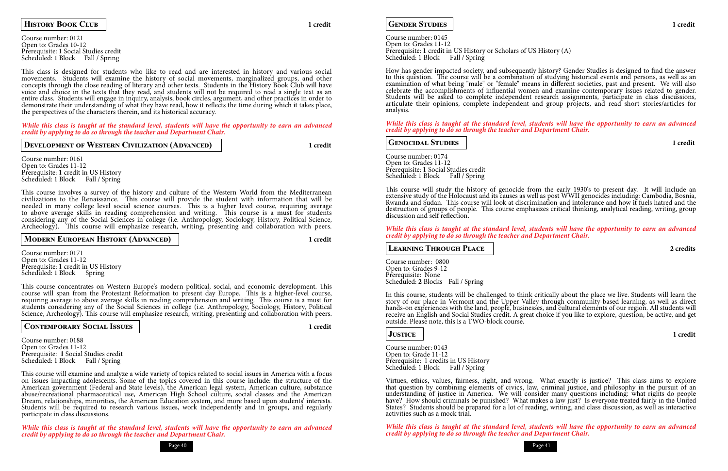## History Book Club

**1 credit**

Course number: 0121
Open to: Grades 10-12
Prerequisite: 1 Social Studies credit
Scheduled: 1 Block  Fall / Spring

This class is designed for students who like to read and are interested in history and various social movements. Students will examine the history of social movements, marginalized groups, and other concepts through the close reading of literary and other texts. Students in the History Book Club will have voice and choice in the texts that they read, and students will not be required to read a single text as an entire class. Students will engage in inquiry, analysis, book circles, argument, and other practices in order to demonstrate their understanding of what they have read, how it reflects the time during which it takes place, the perspectives of the characters therein, and its historical accuracy.

***While this class is taught at the standard level, students will have the opportunity to earn an advanced credit by applying to do so through the teacher and Department Chair.***

## Development of Western Civilization (Advanced)

**1 credit**

Course number: 0161
Open to: Grades 11-12
Prerequisite: **1** credit in US History
Scheduled: 1 Block  Fall / Spring

This course involves a survey of the history and culture of the Western World from the Mediterranean civilizations to the Renaissance. This course will provide the student with information that will be needed in many college level social science courses. This is a higher level course, requiring average to above average skills in reading comprehension and writing. This course is a must for students considering any of the Social Sciences in college (i.e. Anthropology, Sociology, History, Political Science, Archeology). This course will emphasize research, writing, presenting and collaboration with peers.

## Modern European History (Advanced)

**1 credit**

Course number: 0171
Open to: Grades 11-12
Prerequisite: **1** credit in US History
Scheduled: 1 Block  Spring

This course concentrates on Western Europe's modern political, social, and economic development. This course will span from the Protestant Reformation to present day Europe. This is a higher-level course, requiring average to above average skills in reading comprehension and writing. This course is a must for students considering any of the Social Sciences in college (i.e. Anthropology, Sociology, History, Political Science, Archeology). This course will emphasize research, writing, presenting and collaboration with peers.

## Contemporary Social Issues

**1 credit**

Course number: 0188
Open to: Grades 11-12
Prerequisite: **1** Social Studies credit
Scheduled: 1 Block  Fall / Spring

This course will examine and analyze a wide variety of topics related to social issues in America with a focus on issues impacting adolescents. Some of the topics covered in this course include: the structure of the American government (Federal and State levels), the American legal system, American culture, substance abuse/recreational pharmaceutical use, American High School culture, social classes and the American Dream, relationships, minorities, the American Education system, and more based upon students' interests. Students will be required to research various issues, work independently and in groups, and regularly participate in class discussions.

***While this class is taught at the standard level, students will have the opportunity to earn an advanced credit by applying to do so through the teacher and Department Chair.***

## Gender Studies

**1 credit**

Course number: 0145
Open to: Grades 11-12
Prerequisite: **1** credit in US History or Scholars of US History (A)
Scheduled: 1 Block  Fall / Spring

How has gender impacted society, and subsequently history? Gender Studies is designed to find the answer to this question. The course will be a combination of studying historical events and persons, as well as an examination of what being "male" or "female" means in different societies, past and present. We will also celebrate the accomplishments of influential women and examine contemporary issues related to gender. Students will be asked to complete independent research assignments, participate in class discussions, articulate their opinions, complete independent and group projects, and read short stories/articles for analysis.

***While this class is taught at the standard level, students will have the opportunity to earn an advanced credit by applying to do so through the teacher and Department Chair.***

## Genocidal Studies

**1 credit**

Course number: 0174
Open to: Grades 11-12
Prerequisite: **1** Social Studies credit
Scheduled: 1 Block  Fall / Spring

This course will study the history of genocide from the early 1930's to present day. It will include an extensive study of the Holocaust and its causes as well as post WWII genocides including: Cambodia, Bosnia, Rwanda and Sudan. This course will look at discrimination and intolerance and how it fuels hatred and the destruction of groups of people. This course emphasizes critical thinking, analytical reading, writing, group discussion and self reflection.

***While this class is taught at the standard level, students will have the opportunity to earn an advanced credit by applying to do so through the teacher and Department Chair.***

## Learning Through Place

**2 credits**

Course number: 0800
Open to: Grades 9-12
Prerequisite: None
Scheduled: **2** Blocks  Fall / Spring

In this course, students will be challenged to think critically about the place we live. Students will learn the story of our place in Vermont and the Upper Valley through community-based learning, as well as direct hands-on experiences with the land, people, businesses, and cultural elements of our region. All students will receive an English and Social Studies credit. A great choice if you like to explore, question, be active, and get outside. Please note, this is a TWO-block course.

## Justice

**1 credit**

Course number: 0143
Open to: Grade 11-12
Prerequisite: 1 credits in US History
Scheduled: 1 Block  Fall / Spring

Virtues, ethics, values, fairness, right, and wrong. What exactly is justice? This class aims to explore that question by combining elements of civics, law, criminal justice, and philosophy in the pursuit of an understanding of justice in America. We will consider many questions including: what rights do people have? How should criminals be punished? What makes a law just? Is everyone treated fairly in the United States? Students should be prepared for a lot of reading, writing, and class discussion, as well as interactive activities such as a mock trial.

***While this class is taught at the standard level, students will have the opportunity to earn an advanced credit by applying to do so through the teacher and Department Chair.***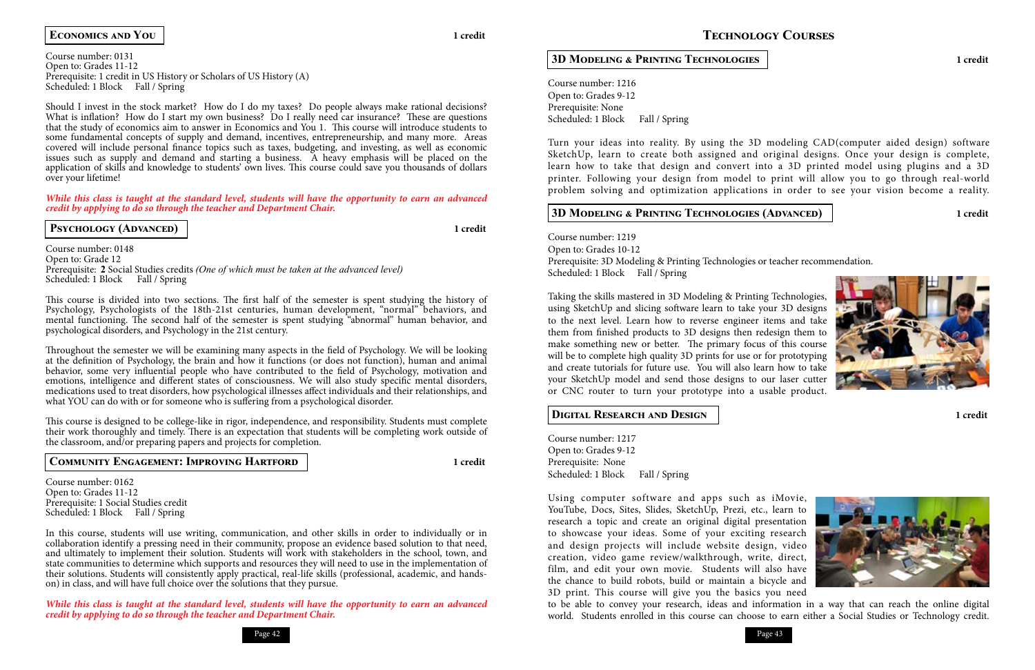## Economics and You

**1 credit**

Course number: 0131
Open to: Grades 11-12
Prerequisite: 1 credit in US History or Scholars of US History (A)
Scheduled: 1 Block  Fall / Spring

Should I invest in the stock market? How do I do my taxes? Do people always make rational decisions? What is inflation? How do I start my own business? Do I really need car insurance? These are questions that the study of economics aim to answer in Economics and You 1. This course will introduce students to some fundamental concepts of supply and demand, incentives, entrepreneurship, and many more. Areas covered will include personal finance topics such as taxes, budgeting, and investing, as well as economic issues such as supply and demand and starting a business. A heavy emphasis will be placed on the application of skills and knowledge to students' own lives. This course could save you thousands of dollars over your lifetime!

***While this class is taught at the standard level, students will have the opportunity to earn an advanced credit by applying to do so through the teacher and Department Chair.***

## Psychology (Advanced)

**1 credit**

Course number: 0148
Open to: Grade 12
Prerequisite: **2** Social Studies credits *(One of which must be taken at the advanced level)*
Scheduled: 1 Block  Fall / Spring

This course is divided into two sections. The first half of the semester is spent studying the history of Psychology, Psychologists of the 18th-21st centuries, human development, "normal" behaviors, and mental functioning. The second half of the semester is spent studying "abnormal" human behavior, and psychological disorders, and Psychology in the 21st century.

Throughout the semester we will be examining many aspects in the field of Psychology. We will be looking at the definition of Psychology, the brain and how it functions (or does not function), human and animal behavior, some very influential people who have contributed to the field of Psychology, motivation and emotions, intelligence and different states of consciousness. We will also study specific mental disorders, medications used to treat disorders, how psychological illnesses affect individuals and their relationships, and what YOU can do with or for someone who is suffering from a psychological disorder.

This course is designed to be college-like in rigor, independence, and responsibility. Students must complete their work thoroughly and timely. There is an expectation that students will be completing work outside of the classroom, and/or preparing papers and projects for completion.

## Community Engagement: Improving Hartford

**1 credit**

Course number: 0162
Open to: Grades 11-12
Prerequisite: 1 Social Studies credit
Scheduled: 1 Block  Fall / Spring

In this course, students will use writing, communication, and other skills in order to individually or in collaboration identify a pressing need in their community, propose an evidence based solution to that need, and ultimately to implement their solution. Students will work with stakeholders in the school, town, and state communities to determine which supports and resources they will need to use in the implementation of their solutions. Students will consistently apply practical, real-life skills (professional, academic, and hands-on) in class, and will have full choice over the solutions that they pursue.

***While this class is taught at the standard level, students will have the opportunity to earn an advanced credit by applying to do so through the teacher and Department Chair.***

# Technology Courses

## 3D Modeling & Printing Technologies

**1 credit**

Course number: 1216
Open to: Grades 9-12
Prerequisite: None
Scheduled: 1 Block  Fall / Spring

Turn your ideas into reality. By using the 3D modeling CAD(computer aided design) software SketchUp, learn to create both assigned and original designs. Once your design is complete, learn how to take that design and convert into a 3D printed model using plugins and a 3D printer. Following your design from model to print will allow you to go through real-world problem solving and optimization applications in order to see your vision become a reality.

## 3D Modeling & Printing Technologies (Advanced)

**1 credit**

Course number: 1219
Open to: Grades 10-12
Prerequisite: 3D Modeling & Printing Technologies or teacher recommendation.
Scheduled: 1 Block  Fall / Spring

Taking the skills mastered in 3D Modeling & Printing Technologies, using SketchUp and slicing software learn to take your 3D designs to the next level. Learn how to reverse engineer items and take them from finished products to 3D designs then redesign them to make something new or better. The primary focus of this course will be to complete high quality 3D prints for use or for prototyping and create tutorials for future use. You will also learn how to take your SketchUp model and send those designs to our laser cutter or CNC router to turn your prototype into a usable product.

## Digital Research and Design

**1 credit**

Course number: 1217
Open to: Grades 9-12
Prerequisite: None
Scheduled: 1 Block  Fall / Spring

Using computer software and apps such as iMovie, YouTube, Docs, Sites, Slides, SketchUp, Prezi, etc., learn to research a topic and create an original digital presentation to showcase your ideas. Some of your exciting research and design projects will include website design, video creation, video game review/walkthrough, write, direct, film, and edit your own movie. Students will also have the chance to build robots, build or maintain a bicycle and 3D print. This course will give you the basics you need to be able to convey your research, ideas and information in a way that can reach the online digital world. Students enrolled in this course can choose to earn either a Social Studies or Technology credit.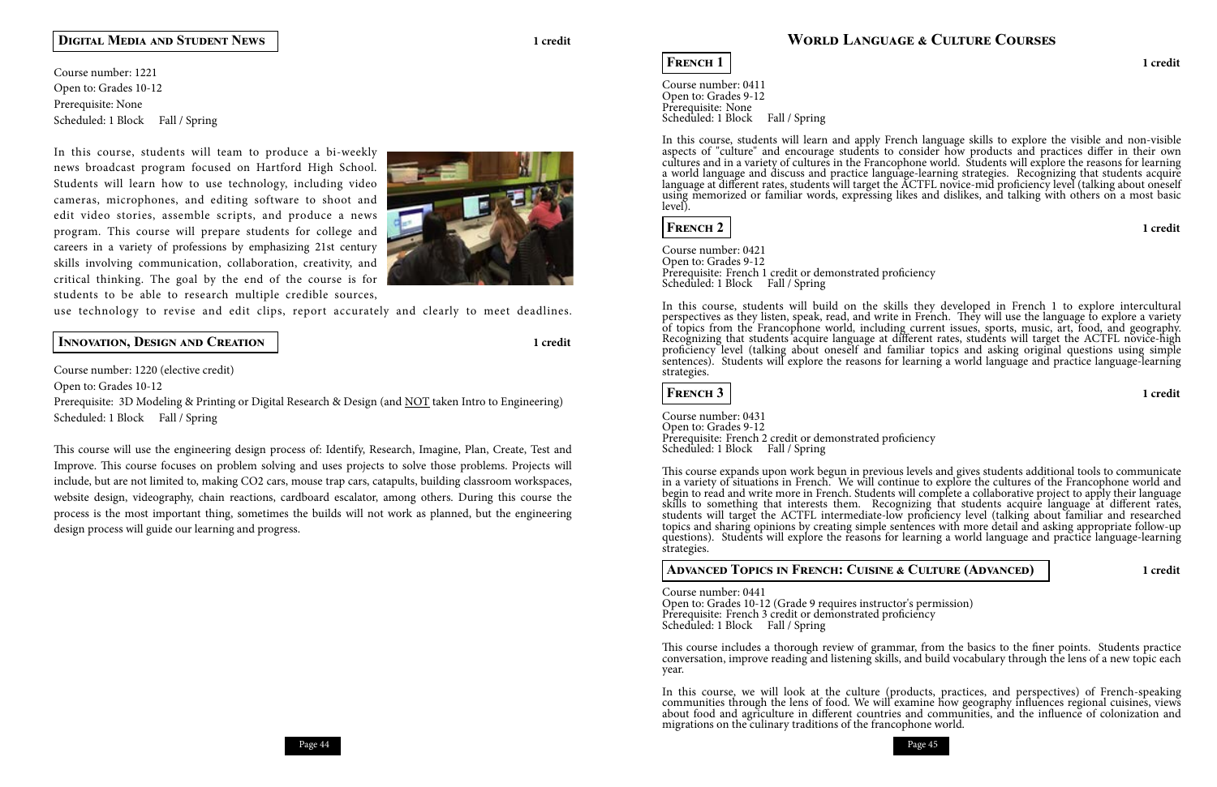## Digital Media and Student News

**1 credit**

Course number: 1221
Open to: Grades 10-12
Prerequisite: None
Scheduled: 1 Block  Fall / Spring

In this course, students will team to produce a bi-weekly news broadcast program focused on Hartford High School. Students will learn how to use technology, including video cameras, microphones, and editing software to shoot and edit video stories, assemble scripts, and produce a news program. This course will prepare students for college and careers in a variety of professions by emphasizing 21st century skills involving communication, collaboration, creativity, and critical thinking. The goal by the end of the course is for students to be able to research multiple credible sources, use technology to revise and edit clips, report accurately and clearly to meet deadlines.

## Innovation, Design and Creation

**1 credit**

Course number: 1220 (elective credit)
Open to: Grades 10-12
Prerequisite: 3D Modeling & Printing or Digital Research & Design (and NOT taken Intro to Engineering)
Scheduled: 1 Block  Fall / Spring

This course will use the engineering design process of: Identify, Research, Imagine, Plan, Create, Test and Improve. This course focuses on problem solving and uses projects to solve those problems. Projects will include, but are not limited to, making CO2 cars, mouse trap cars, catapults, building classroom workspaces, website design, videography, chain reactions, cardboard escalator, among others. During this course the process is the most important thing, sometimes the builds will not work as planned, but the engineering design process will guide our learning and progress.

# World Language & Culture Courses

## French 1

**1 credit**

Course number: 0411
Open to: Grades 9-12
Prerequisite: None
Scheduled: 1 Block  Fall / Spring

In this course, students will learn and apply French language skills to explore the visible and non-visible aspects of "culture" and encourage students to consider how products and practices differ in their own cultures and in a variety of cultures in the Francophone world. Students will explore the reasons for learning a world language and discuss and practice language-learning strategies. Recognizing that students acquire language at different rates, students will target the ACTFL novice-mid proficiency level (talking about oneself using memorized or familiar words, expressing likes and dislikes, and talking with others on a most basic level).

## French 2

**1 credit**

Course number: 0421
Open to: Grades 9-12
Prerequisite: French 1 credit or demonstrated proficiency
Scheduled: 1 Block  Fall / Spring

In this course, students will build on the skills they developed in French 1 to explore intercultural perspectives as they listen, speak, read, and write in French. They will use the language to explore a variety of topics from the Francophone world, including current issues, sports, music, art, food, and geography. Recognizing that students acquire language at different rates, students will target the ACTFL novice-high proficiency level (talking about oneself and familiar topics and asking original questions using simple sentences). Students will explore the reasons for learning a world language and practice language-learning strategies.

## French 3

**1 credit**

Course number: 0431
Open to: Grades 9-12
Prerequisite: French 2 credit or demonstrated proficiency
Scheduled: 1 Block  Fall / Spring

This course expands upon work begun in previous levels and gives students additional tools to communicate in a variety of situations in French. We will continue to explore the cultures of the Francophone world and begin to read and write more in French. Students will complete a collaborative project to apply their language skills to something that interests them. Recognizing that students acquire language at different rates, students will target the ACTFL intermediate-low proficiency level (talking about familiar and researched topics and sharing opinions by creating simple sentences with more detail and asking appropriate follow-up questions). Students will explore the reasons for learning a world language and practice language-learning strategies.

## Advanced Topics in French: Cuisine & Culture (Advanced)

**1 credit**

Course number: 0441
Open to: Grades 10-12 (Grade 9 requires instructor's permission)
Prerequisite: French 3 credit or demonstrated proficiency
Scheduled: 1 Block  Fall / Spring

This course includes a thorough review of grammar, from the basics to the finer points. Students practice conversation, improve reading and listening skills, and build vocabulary through the lens of a new topic each year.

In this course, we will look at the culture (products, practices, and perspectives) of French-speaking communities through the lens of food. We will examine how geography influences regional cuisines, views about food and agriculture in different countries and communities, and the influence of colonization and migrations on the culinary traditions of the francophone world.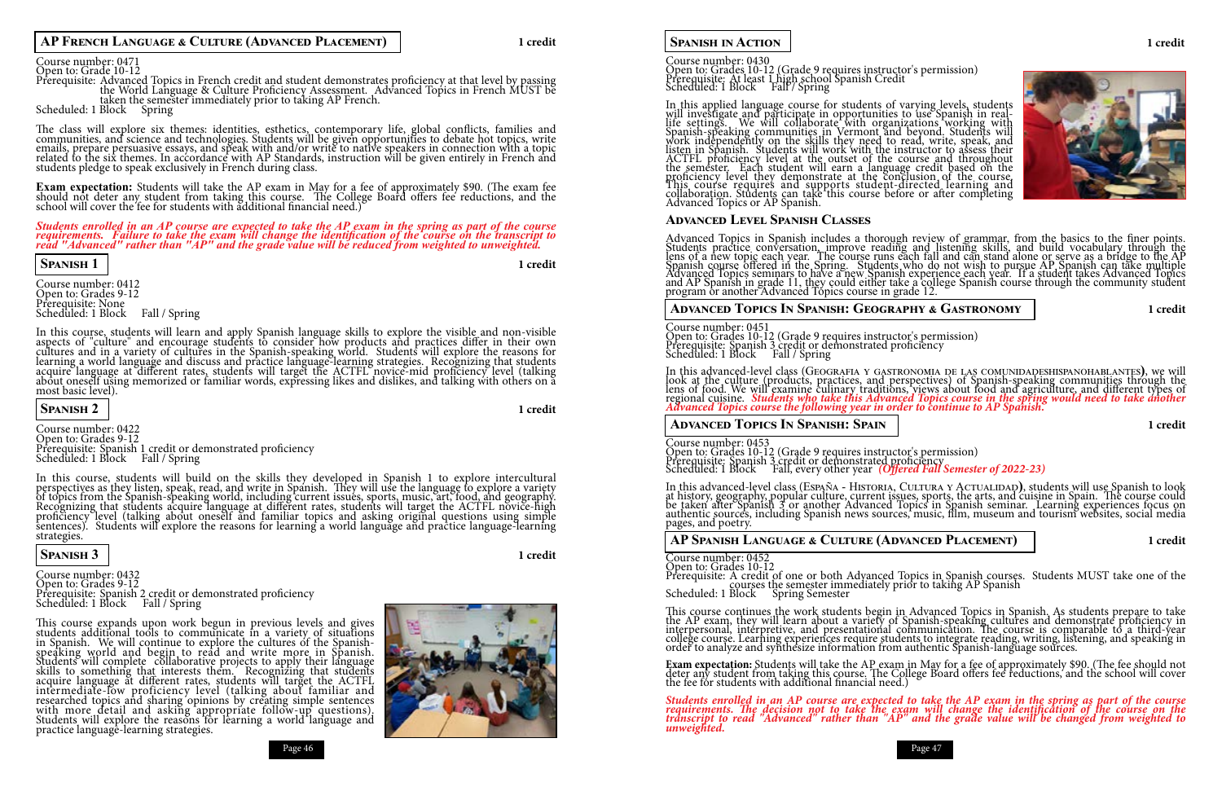## AP French Language & Culture (Advanced Placement)

1 credit

Course number: 0471
Open to: Grade 10-12
Prerequisite: Advanced Topics in French credit and student demonstrates proficiency at that level by passing the World Language & Culture Proficiency Assessment. Advanced Topics in French MUST be taken the semester immediately prior to taking AP French.
Scheduled: 1 Block Spring

The class will explore six themes: identities, esthetics, contemporary life, global conflicts, families and communities, and science and technologies. Students will be given opportunities to debate hot topics, write emails, prepare persuasive essays, and speak with and/or write to native speakers in connection with a topic related to the six themes. In accordance with AP Standards, instruction will be given entirely in French and students pledge to speak exclusively in French during class.

**Exam expectation:** Students will take the AP exam in May for a fee of approximately $90. (The exam fee should not deter any student from taking this course. The College Board offers fee reductions, and the school will cover the fee for students with additional financial need.)

***Students enrolled in an AP course are expected to take the AP exam in the spring as part of the course requirements. Failure to take the exam will change the identification of the course on the transcript to read "Advanced" rather than "AP" and the grade value will be reduced from weighted to unweighted.***

## Spanish 1

1 credit

Course number: 0412
Open to: Grades 9-12
Prerequisite: None
Scheduled: 1 Block Fall / Spring

In this course, students will learn and apply Spanish language skills to explore the visible and non-visible aspects of "culture" and encourage students to consider how products and practices differ in their own cultures and in a variety of cultures in the Spanish-speaking world. Students will explore the reasons for learning a world language and discuss and practice language-learning strategies. Recognizing that students acquire language at different rates, students will target the ACTFL novice-mid proficiency level (talking about oneself using memorized or familiar words, expressing likes and dislikes, and talking with others on a most basic level).

## Spanish 2

1 credit

Course number: 0422
Open to: Grades 9-12
Prerequisite: Spanish 1 credit or demonstrated proficiency
Scheduled: 1 Block Fall / Spring

In this course, students will build on the skills they developed in Spanish 1 to explore intercultural perspectives as they listen, speak, read, and write in Spanish. They will use the language to explore a variety of topics from the Spanish-speaking world, including current issues, sports, music, art, food, and geography. Recognizing that students acquire language at different rates, students will target the ACTFL novice-high proficiency level (talking about oneself and familiar topics and asking original questions using simple sentences). Students will explore the reasons for learning a world language and practice language-learning strategies.

## Spanish 3

1 credit

Course number: 0432
Open to: Grades 9-12
Prerequisite: Spanish 2 credit or demonstrated proficiency
Scheduled: 1 Block Fall / Spring

This course expands upon work begun in previous levels and gives students additional tools to communicate in a variety of situations in Spanish. We will continue to explore the cultures of the Spanish-speaking world and begin to read and write more in Spanish. Students will complete collaborative projects to apply their language skills to something that interests them. Recognizing that students acquire language at different rates, students will target the ACTFL intermediate-low proficiency level (talking about familiar and researched topics and sharing opinions by creating simple sentences with more detail and asking appropriate follow-up questions). Students will explore the reasons for learning a world language and practice language-learning strategies.

## Spanish in Action

1 credit

Course number: 0430
Open to: Grades 10-12 (Grade 9 requires instructor's permission)
Prerequisite: At least 1 high school Spanish Credit
Scheduled: 1 Block Fall / Spring

In this applied language course for students of varying levels, students will investigate and participate in opportunities to use Spanish in real-life settings. We will collaborate with organizations working with Spanish-speaking communities in Vermont and beyond. Students will work independently on the skills they need to read, write, speak, and listen in Spanish. Students will work with the instructor to assess their ACTFL proficiency level at the outset of the course and throughout the semester. Each student will earn a language credit based on the proficiency level they demonstrate at the conclusion of the course. This course requires and supports student-directed learning and collaboration. Students can take this course before or after completing Advanced Topics or AP Spanish.

## Advanced Level Spanish Classes

Advanced Topics in Spanish includes a thorough review of grammar, from the basics to the finer points. Students practice conversation, improve reading and listening skills, and build vocabulary through the lens of a new topic each year. The course runs each fall and can stand alone or serve as a bridge to the AP Spanish course offered in the Spring. Students who do not wish to pursue AP Spanish can take multiple Advanced Topics seminars to have a new Spanish experience each year. If a student takes Advanced Topics and AP Spanish in grade 11, they could either take a college Spanish course through the community student program or another Advanced Topics course in grade 12.

## Advanced Topics In Spanish: Geography & Gastronomy

1 credit

Course number: 0451
Open to: Grades 10-12 (Grade 9 requires instructor's permission)
Prerequisite: Spanish 3 credit or demonstrated proficiency
Scheduled: 1 Block Fall / Spring

In this advanced-level class (Geografia y gastronomia de las comunidadeshispanohablantes**)**, we will look at the culture (products, practices, and perspectives) of Spanish-speaking communities through the lens of food. We will examine culinary traditions, views about food and agriculture, and different types of regional cuisine. ***Students who take this Advanced Topics course in the spring would need to take another Advanced Topics course the following year in order to continue to AP Spanish.***

## Advanced Topics In Spanish: Spain

1 credit

Course number: 0453
Open to: Grades 10-12 (Grade 9 requires instructor's permission)
Prerequisite: Spanish 3 credit or demonstrated proficiency
Scheduled: 1 Block Fall, every other year *(Offered Fall Semester of 2022-23)*

In this advanced-level class (España - Historia, Cultura y Actualidad**)**, students will use Spanish to look at history, geography, popular culture, current issues, sports, the arts, and cuisine in Spain. The course could be taken after Spanish 3 or another Advanced Topics in Spanish seminar. Learning experiences focus on authentic sources, including Spanish news sources, music, film, museum and tourism websites, social media pages, and poetry.

## AP Spanish Language & Culture (Advanced Placement)

1 credit

Course number: 0452
Open to: Grades 10-12
Prerequisite: A credit of one or both Advanced Topics in Spanish courses. Students MUST take one of the courses the semester immediately prior to taking AP Spanish
Scheduled: 1 Block Spring Semester

This course continues the work students begin in Advanced Topics in Spanish. As students prepare to take the AP exam, they will learn about a variety of Spanish-speaking cultures and demonstrate proficiency in interpersonal, interpretive, and presentational communication. The course is comparable to a third-year college course. Learning experiences require students to integrate reading, writing, listening, and speaking in order to analyze and synthesize information from authentic Spanish-language sources.

**Exam expectation:** Students will take the AP exam in May for a fee of approximately $90. (The fee should not deter any student from taking this course. The College Board offers fee reductions, and the school will cover the fee for students with additional financial need.)

***Students enrolled in an AP course are expected to take the AP exam in the spring as part of the course requirements. The decision not to take the exam will change the identification of the course on the transcript to read "Advanced" rather than "AP" and the grade value will be changed from weighted to unweighted.***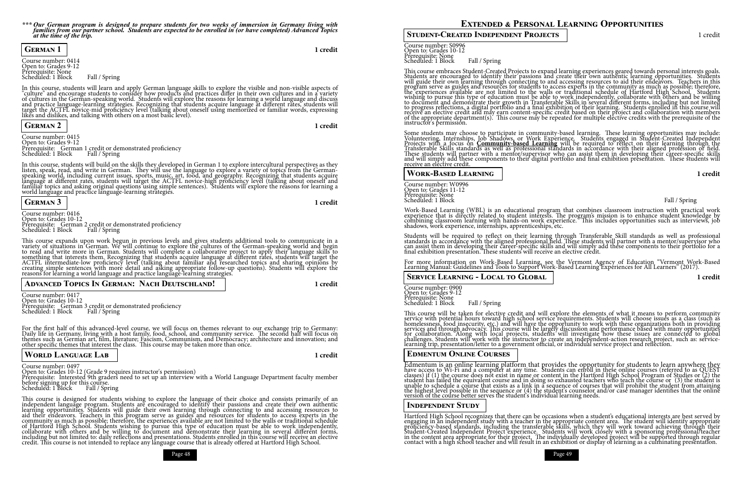*** *Our German program is designed to prepare students for two weeks of immersion in Germany living with families from our partner school. Students are expected to be enrolled in (or have completed) Advanced Topics at the time of the trip.*

## German 1 — 1 credit

Course number: 0414
Open to: Grades 9-12
Prerequisite: None
Scheduled: 1 Block Fall / Spring

In this course, students will learn and apply German language skills to explore the visible and non-visible aspects of "culture" and encourage students to consider how products and practices differ in their own cultures and in a variety of cultures in the German-speaking world. Students will explore the reasons for learning a world language and discuss and practice language-learning strategies. Recognizing that students acquire language at different rates, students will target the ACTFL novice-mid proficiency level (talking about oneself using memorized or familiar words, expressing likes and dislikes, and talking with others on a most basic level).

## German 2 — 1 credit

Course number: 0415
Open to: Grades 9-12
Prerequisite: German 1 credit or demonstrated proficiency
Scheduled: 1 Block Fall / Spring

In this course, students will build on the skills they developed in German 1 to explore intercultural perspectives as they listen, speak, read, and write in German. They will use the language to explore a variety of topics from the German-speaking world, including current issues, sports, music, art, food, and geography. Recognizing that students acquire language at different rates, students will target the ACTFL novice-high proficiency level (talking about oneself and familiar topics and asking original questions using simple sentences). Students will explore the reasons for learning a world language and practice language-learning strategies.

## German 3 — 1 credit

Course number: 0416
Open to: Grades 10-12
Prerequisite: German 2 credit or demonstrated proficiency
Scheduled: 1 Block Fall / Spring

This course expands upon work begun in previous levels and gives students additional tools to communicate in a variety of situations in German. We will continue to explore the cultures of the German-speaking world and begin to read and write more in German. Students will complete a collaborative project to apply their language skills to something that interests them. Recognizing that students acquire language at different rates, students will target the ACTFL intermediate-low proficiency level (talking about familiar and researched topics and sharing opinions by creating simple sentences with more detail and asking appropriate follow-up questions). Students will explore the reasons for learning a world language and practice language-learning strategies.

## Advanced Topics In German: Nach Deutschland! — 1 credit

Course number: 0417
Open to: Grades 10-12
Prerequisite: German 3 credit or demonstrated proficiency
Scheduled: 1 Block Fall / Spring

For the first half of this advanced-level course, we will focus on themes relevant to our exchange trip to Germany: Daily life in Germany, living with a host family, food, school, and community service. The second half will focus on themes such as German art, film, literature; Fascism, Communism, and Democracy; architecture and innovation; and other specific themes that interest the class. This course may be taken more than once.

## World Language Lab — 1 credit

Course number: 0497
Open to: Grades 10-12 (Grade 9 requires instructor's permission)
Prerequisite: Interested 9th graders need to set up an interview with a World Language Department faculty member before signing up for this course.
Scheduled: 1 Block Fall / Spring

This course is designed for students wishing to explore the language of their choice and consists primarily of an independent language program. Students are encouraged to identify their passions and create their own authentic learning opportunities. Students will guide their own learning through connecting to and accessing resources to aid their endeavors. Teachers in this program serve as guides and resources for students to access experts in the community as much as possible; therefore, the experiences available are not limited to the walls or traditional schedule of Hartford High School. Students wishing to pursue this type of education must be able to work independently, collaborate with others and be willing to document and demonstrate their learning in several different forms, including but not limited to: daily reflections and presentations. Students enrolled in this course will receive an elective credit. This course is not intended to replace any language course that is already offered at Hartford High School.

# Extended & Personal Learning Opportunities

## Student-Created Independent Projects — 1 credit

Course number: S0996
Open to: Grades 10-12
Prerequisite: None
Scheduled: 1 Block Fall / Spring

This course embraces Student-Created Projects to expand learning experiences geared towards personal interests goals. Students are encouraged to identify their passions and create their own authentic learning opportunities. Students will guide their own learning through connecting to and accessing resources to aid their endeavors. Teachers in this program serve as guides and resources for students to access experts in the community as much as possible; therefore, the experiences available are not limited to the walls or traditional schedule of Hartford High School. Students wishing to pursue this type of education must be able to work independently, collaborate with others and be willing to document and demonstrate their growth in Transferable Skills in several different forms, including but not limited to progress reflections, a digital portfolio and a final exhibition of their learning. Students enrolled in this course will receive an elective credit and may earn content-specific credit based on their project and collaboration with members of the appropriate department(s). This course may be repeated for multiple elective credits with the prerequisite of the instructor's permission.

Some students may choose to participate in community-based learning. These learning opportunities may include: Volunteering, Internships, Job Shadows, or Work Experience. Students engaged in Student-Created Independent Projects with a focus on **Community-based Learning** will be required to reflect on their learning through the Transferable Skills standards as well as professional standards in accordance with their aligned profession or field. These students will partner with a mentor/supervisor who can assist them in developing their career-specific skills and will simply add these components to their digital portfolio and final exhibition presentation. These students will receive an elective credit.

## Work-Based Learning — 1 credit

Course number: W0996
Open to: Grades 11-12
Prerequisite: None
Scheduled: 1 Block Fall / Spring

Work-Based Learning (WBL) is an educational program that combines classroom instruction with practical work experience that is directly related to student interests. The program's mission is to enhance student knowledge by combining classroom learning with hands-on work experience. This includes opportunities such as interviews, job shadows, work experience, internships, apprenticeships, etc.

Students will be required to reflect on their learning through Transferable Skill standards as well as professional standards in accordance with the aligned professional field. These students will partner with a mentor/supervisor who can assist them in developing their career-specific skills and will simply add these components to their portfolio for a final exhibition presentation. These students will receive an elective credit.

For more information on Work-Based Learning, see the Vermont Agency of Education "Vermont Work-Based Learning Manual: Guidelines and Tools to Support Work-Based Learning Experiences for All Learners" (2017).

## Service Learning - Local to Global — 1 credit

Course number: 0900
Open to: Grades 9-12
Prerequisite: None
Scheduled: 1 Block Fall / Spring

This course will be taken for elective credit and will explore the elements of what it means to perform community service with potential hours toward high school service requirements. Students will choose issues as a class (such as homelessness, food insecurity, etc.) and will have the opportunity to work with these organizations both in providing services and through advocacy. This course will be largely discussion and performance based with many opportunities for collaboration. Along with local projects, students will investigate how these issues are connected to global challenges. Students will work with the instructor to create an independent-action research project, such as: service-learning trip, presentation/letter to a government official, or individual service project and reflection.

## Edmentum Online Courses

Edmentum is an online learning platform that provides the opportunity for students to learn anywhere they have access to Wi-Fi and a computer at any time. Students can enroll in these online courses (referred to as QUEST classes) if (1) the course does not exist in name or content in the Hartford High School Program of Studies or (2) the student has failed the equivalent course and in doing so exhausted teachers who teach the course or (3) the student is unable to schedule a course that exists as a link in a sequence of courses that will prohibit the student from attaining the highest level possible in the sequence or (4) the student's counselor and/or case manager identifies that the online version of the course better serves the student's individual learning needs.

## Independent Study

Hartford High School recognizes that there can be occasions when a student's educational interests are best served by engaging in an independent study with a teacher in the appropriate content area. The student will identify appropriate proficiency-based standards, including the transferable skills, which they will work toward achieving through their Student-Created Independent Project experience. Students will work closely with a sponsoring professional/teacher in the content area appropriate for their project. The individually developed project will be supported through regular contact with a high school teacher and will result in an exhibition or display of learning as a culminating presentation.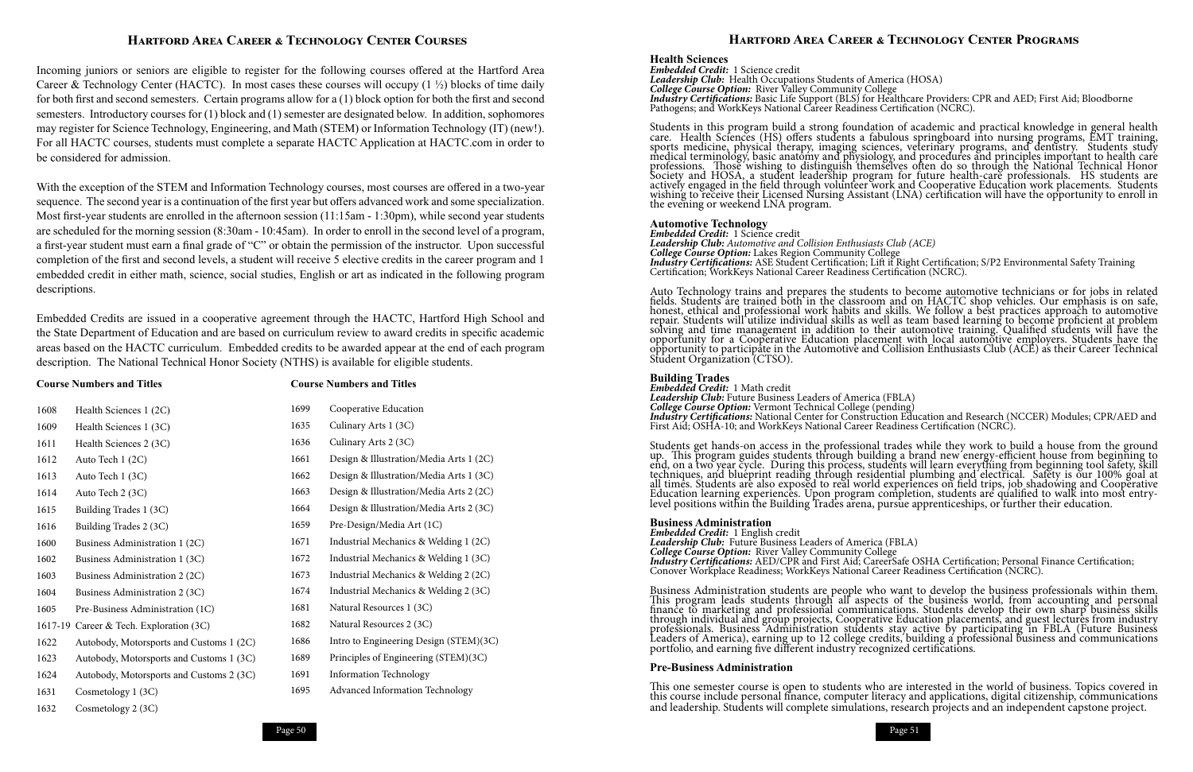## Hartford Area Career & Technology Center Courses

Incoming juniors or seniors are eligible to register for the following courses offered at the Hartford Area Career & Technology Center (HACTC). In most cases these courses will occupy (1 ½) blocks of time daily for both first and second semesters. Certain programs allow for a (1) block option for both the first and second semesters. Introductory courses for (1) block and (1) semester are designated below. In addition, sophomores may register for Science Technology, Engineering, and Math (STEM) or Information Technology (IT) (new!). For all HACTC courses, students must complete a separate HACTC Application at HACTC.com in order to be considered for admission.

With the exception of the STEM and Information Technology courses, most courses are offered in a two-year sequence. The second year is a continuation of the first year but offers advanced work and some specialization. Most first-year students are enrolled in the afternoon session (11:15am - 1:30pm), while second year students are scheduled for the morning session (8:30am - 10:45am). In order to enroll in the second level of a program, a first-year student must earn a final grade of "C" or obtain the permission of the instructor. Upon successful completion of the first and second levels, a student will receive 5 elective credits in the career program and 1 embedded credit in either math, science, social studies, English or art as indicated in the following program descriptions.

Embedded Credits are issued in a cooperative agreement through the HACTC, Hartford High School and the State Department of Education and are based on curriculum review to award credits in specific academic areas based on the HACTC curriculum. Embedded credits to be awarded appear at the end of each program description. The National Technical Honor Society (NTHS) is available for eligible students.

| Course Numbers and Titles | | Course Numbers and Titles | |
|---|---|---|---|
| 1608 | Health Sciences 1 (2C) | 1699 | Cooperative Education |
| 1609 | Health Sciences 1 (3C) | 1635 | Culinary Arts 1 (3C) |
| 1611 | Health Sciences 2 (3C) | 1636 | Culinary Arts 2 (3C) |
| 1612 | Auto Tech 1 (2C) | 1661 | Design & Illustration/Media Arts 1 (2C) |
| 1613 | Auto Tech 1 (3C) | 1662 | Design & Illustration/Media Arts 1 (3C) |
| 1614 | Auto Tech 2 (3C) | 1663 | Design & Illustration/Media Arts 2 (2C) |
| 1615 | Building Trades 1 (3C) | 1664 | Design & Illustration/Media Arts 2 (3C) |
| 1616 | Building Trades 2 (3C) | 1659 | Pre-Design/Media Art (1C) |
| 1600 | Business Administration 1 (2C) | 1671 | Industrial Mechanics & Welding 1 (2C) |
| 1602 | Business Administration 1 (3C) | 1672 | Industrial Mechanics & Welding 1 (3C) |
| 1603 | Business Administration 2 (2C) | 1673 | Industrial Mechanics & Welding 2 (2C) |
| 1604 | Business Administration 2 (3C) | 1674 | Industrial Mechanics & Welding 2 (3C) |
| 1605 | Pre-Business Administration (1C) | 1681 | Natural Resources 1 (3C) |
| 1617-19 | Career & Tech. Exploration (3C) | 1682 | Natural Resources 2 (3C) |
| 1622 | Autobody, Motorsports and Customs 1 (2C) | 1686 | Intro to Engineering Design (STEM)(3C) |
| 1623 | Autobody, Motorsports and Customs 1 (3C) | 1689 | Principles of Engineering (STEM)(3C) |
| 1624 | Autobody, Motorsports and Customs 2 (3C) | 1691 | Information Technology |
| 1631 | Cosmetology 1 (3C) | 1695 | Advanced Information Technology |
| 1632 | Cosmetology 2 (3C) | | |

## Hartford Area Career & Technology Center Programs

### Health Sciences

***Embedded Credit:*** 1 Science credit
***Leadership Club:*** Health Occupations Students of America (HOSA)
***College Course Option:*** River Valley Community College
***Industry Certifications:*** Basic Life Support (BLS) for Healthcare Providers: CPR and AED; First Aid; Bloodborne Pathogens; and WorkKeys National Career Readiness Certification (NCRC).

Students in this program build a strong foundation of academic and practical knowledge in general health care. Health Sciences (HS) offers students a fabulous springboard into nursing programs, EMT training, sports medicine, physical therapy, imaging sciences, veterinary programs, and dentistry. Students study medical terminology, basic anatomy and physiology, and procedures and principles important to health care professions. Those wishing to distinguish themselves often do so through the National Technical Honor Society and HOSA, a student leadership program for future health-care professionals. HS students are actively engaged in the field through volunteer work and Cooperative Education work placements. Students wishing to receive their Licensed Nursing Assistant (LNA) certification will have the opportunity to enroll in the evening or weekend LNA program.

### Automotive Technology

***Embedded Credit:*** 1 Science credit
***Leadership Club:*** *Automotive and Collision Enthusiasts Club (ACE)*
***College Course Option:*** Lakes Region Community College
***Industry Certifications:*** ASE Student Certification; Lift it Right Certification; S/P2 Environmental Safety Training Certification; WorkKeys National Career Readiness Certification (NCRC).

Auto Technology trains and prepares the students to become automotive technicians or for jobs in related fields. Students are trained both in the classroom and on HACTC shop vehicles. Our emphasis is on safe, honest, ethical and professional work habits and skills. We follow a best practices approach to automotive repair. Students will utilize individual skills as well as team based learning to become proficient at problem solving and time management in addition to their automotive training. Qualified students will have the opportunity for a Cooperative Education placement with local automotive employers. Students have the opportunity to participate in the Automotive and Collision Enthusiasts Club (ACE) as their Career Technical Student Organization (CTSO).

### Building Trades

***Embedded Credit:*** 1 Math credit
***Leadership Club:*** Future Business Leaders of America (FBLA)
***College Course Option:*** Vermont Technical College (pending)
***Industry Certifications:*** National Center for Construction Education and Research (NCCER) Modules; CPR/AED and First Aid; OSHA-10; and WorkKeys National Career Readiness Certification (NCRC).

Students get hands-on access in the professional trades while they work to build a house from the ground up. This program guides students through building a brand new energy-efficient house from beginning to end, on a two year cycle. During this process, students will learn everything from beginning tool safety, skill techniques, and blueprint reading through residential plumbing and electrical. Safety is our 100% goal at all times. Students are also exposed to real world experiences on field trips, job shadowing and Cooperative Education learning experiences. Upon program completion, students are qualified to walk into most entry-level positions within the Building Trades arena, pursue apprenticeships, or further their education.

### Business Administration

***Embedded Credit:*** 1 English credit
***Leadership Club:*** Future Business Leaders of America (FBLA)
***College Course Option:*** River Valley Community College
***Industry Certifications:*** AED/CPR and First Aid; CareerSafe OSHA Certification; Personal Finance Certification; Conover Workplace Readiness; WorkKeys National Career Readiness Certification (NCRC).

Business Administration students are people who want to develop the business professionals within them. This program leads students through all aspects of the business world, from accounting and personal finance to marketing and professional communications. Students develop their own sharp business skills through individual and group projects, Cooperative Education placements, and guest lectures from industry professionals. Business Administration students stay active by participating in FBLA (Future Business Leaders of America), earning up to 12 college credits, building a professional business and communications portfolio, and earning five different industry recognized certifications.

### Pre-Business Administration

This one semester course is open to students who are interested in the world of business. Topics covered in this course include personal finance, computer literacy and applications, digital citizenship, communications and leadership. Students will complete simulations, research projects and an independent capstone project.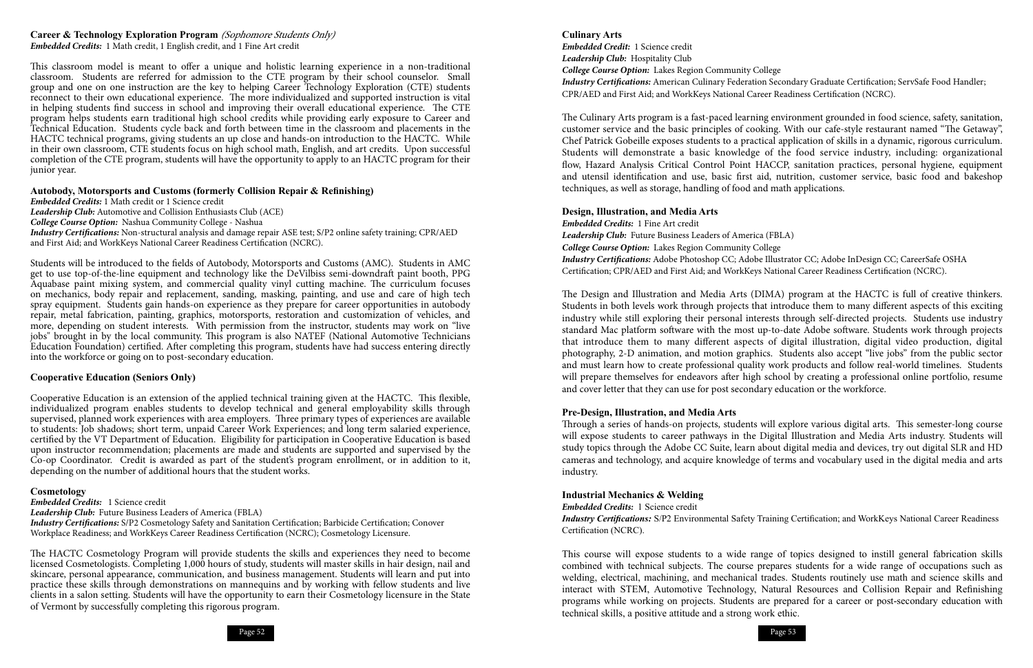### Career & Technology Exploration Program *(Sophomore Students Only)*

***Embedded Credits:*** 1 Math credit, 1 English credit, and 1 Fine Art credit

This classroom model is meant to offer a unique and holistic learning experience in a non-traditional classroom. Students are referred for admission to the CTE program by their school counselor. Small group and one on one instruction are the key to helping Career Technology Exploration (CTE) students reconnect to their own educational experience. The more individualized and supported instruction is vital in helping students find success in school and improving their overall educational experience. The CTE program helps students earn traditional high school credits while providing early exposure to Career and Technical Education. Students cycle back and forth between time in the classroom and placements in the HACTC technical programs, giving students an up close and hands-on introduction to the HACTC. While in their own classroom, CTE students focus on high school math, English, and art credits. Upon successful completion of the CTE program, students will have the opportunity to apply to an HACTC program for their junior year.

### Autobody, Motorsports and Customs (formerly Collision Repair & Refinishing)

***Embedded Credits:*** 1 Math credit or 1 Science credit
***Leadership Club:*** Automotive and Collision Enthusiasts Club (ACE)
***College Course Option:*** Nashua Community College - Nashua
***Industry Certifications:*** Non-structural analysis and damage repair ASE test; S/P2 online safety training; CPR/AED and First Aid; and WorkKeys National Career Readiness Certification (NCRC).

Students will be introduced to the fields of Autobody, Motorsports and Customs (AMC). Students in AMC get to use top-of-the-line equipment and technology like the DeVilbiss semi-downdraft paint booth, PPG Aquabase paint mixing system, and commercial quality vinyl cutting machine. The curriculum focuses on mechanics, body repair and replacement, sanding, masking, painting, and use and care of high tech spray equipment. Students gain hands-on experience as they prepare for career opportunities in autobody repair, metal fabrication, painting, graphics, motorsports, restoration and customization of vehicles, and more, depending on student interests. With permission from the instructor, students may work on "live jobs" brought in by the local community. This program is also NATEF (National Automotive Technicians Education Foundation) certified. After completing this program, students have had success entering directly into the workforce or going on to post-secondary education.

### Cooperative Education (Seniors Only)

Cooperative Education is an extension of the applied technical training given at the HACTC. This flexible, individualized program enables students to develop technical and general employability skills through supervised, planned work experiences with area employers. Three primary types of experiences are available to students: Job shadows; short term, unpaid Career Work Experiences; and long term salaried experience, certified by the VT Department of Education. Eligibility for participation in Cooperative Education is based upon instructor recommendation; placements are made and students are supported and supervised by the Co-op Coordinator. Credit is awarded as part of the student's program enrollment, or in addition to it, depending on the number of additional hours that the student works.

### Cosmetology

***Embedded Credits:*** 1 Science credit
***Leadership Club:*** Future Business Leaders of America (FBLA)
***Industry Certifications:*** S/P2 Cosmetology Safety and Sanitation Certification; Barbicide Certification; Conover Workplace Readiness; and WorkKeys Career Readiness Certification (NCRC); Cosmetology Licensure.

The HACTC Cosmetology Program will provide students the skills and experiences they need to become licensed Cosmetologists. Completing 1,000 hours of study, students will master skills in hair design, nail and skincare, personal appearance, communication, and business management. Students will learn and put into practice these skills through demonstrations on mannequins and by working with fellow students and live clients in a salon setting. Students will have the opportunity to earn their Cosmetology licensure in the State of Vermont by successfully completing this rigorous program.

### Culinary Arts

***Embedded Credit:*** 1 Science credit
***Leadership Club:*** Hospitality Club
***College Course Option:*** Lakes Region Community College
***Industry Certifications:*** American Culinary Federation Secondary Graduate Certification; ServSafe Food Handler; CPR/AED and First Aid; and WorkKeys National Career Readiness Certification (NCRC).

The Culinary Arts program is a fast-paced learning environment grounded in food science, safety, sanitation, customer service and the basic principles of cooking. With our cafe-style restaurant named "The Getaway", Chef Patrick Gobeille exposes students to a practical application of skills in a dynamic, rigorous curriculum. Students will demonstrate a basic knowledge of the food service industry, including: organizational flow, Hazard Analysis Critical Control Point HACCP, sanitation practices, personal hygiene, equipment and utensil identification and use, basic first aid, nutrition, customer service, basic food and bakeshop techniques, as well as storage, handling of food and math applications.

### Design, Illustration, and Media Arts

***Embedded Credits:*** 1 Fine Art credit
***Leadership Club:*** Future Business Leaders of America (FBLA)
***College Course Option:*** Lakes Region Community College
***Industry Certifications:*** Adobe Photoshop CC; Adobe Illustrator CC; Adobe InDesign CC; CareerSafe OSHA Certification; CPR/AED and First Aid; and WorkKeys National Career Readiness Certification (NCRC).

The Design and Illustration and Media Arts (DIMA) program at the HACTC is full of creative thinkers. Students in both levels work through projects that introduce them to many different aspects of this exciting industry while still exploring their personal interests through self-directed projects. Students use industry standard Mac platform software with the most up-to-date Adobe software. Students work through projects that introduce them to many different aspects of digital illustration, digital video production, digital photography, 2-D animation, and motion graphics. Students also accept "live jobs" from the public sector and must learn how to create professional quality work products and follow real-world timelines. Students will prepare themselves for endeavors after high school by creating a professional online portfolio, resume and cover letter that they can use for post secondary education or the workforce.

### Pre-Design, Illustration, and Media Arts

Through a series of hands-on projects, students will explore various digital arts. This semester-long course will expose students to career pathways in the Digital Illustration and Media Arts industry. Students will study topics through the Adobe CC Suite, learn about digital media and devices, try out digital SLR and HD cameras and technology, and acquire knowledge of terms and vocabulary used in the digital media and arts industry.

### Industrial Mechanics & Welding

***Embedded Credits:*** 1 Science credit
***Industry Certifications:*** S/P2 Environmental Safety Training Certification; and WorkKeys National Career Readiness Certification (NCRC).

This course will expose students to a wide range of topics designed to instill general fabrication skills combined with technical subjects. The course prepares students for a wide range of occupations such as welding, electrical, machining, and mechanical trades. Students routinely use math and science skills and interact with STEM, Automotive Technology, Natural Resources and Collision Repair and Refinishing programs while working on projects. Students are prepared for a career or post-secondary education with technical skills, a positive attitude and a strong work ethic.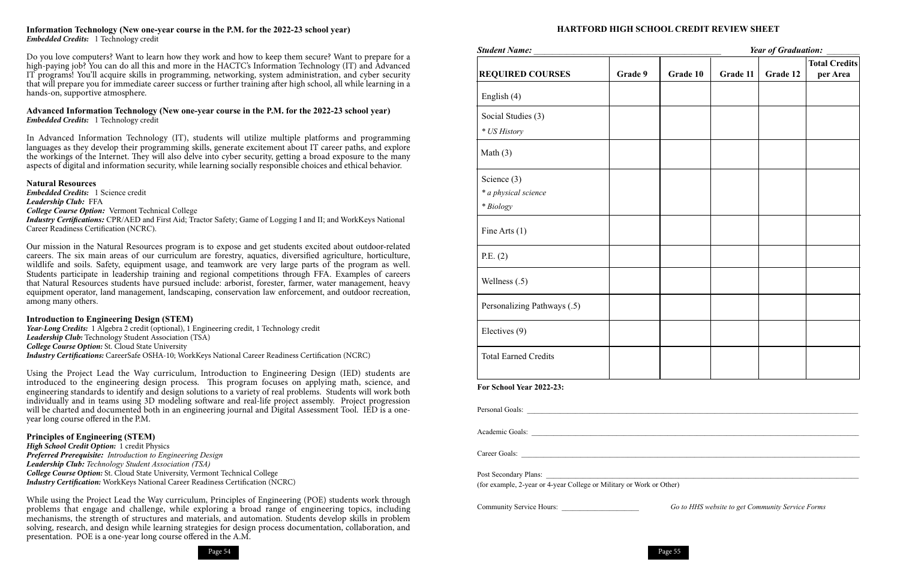### Information Technology (New one-year course in the P.M. for the 2022-23 school year)

***Embedded Credits:*** 1 Technology credit

Do you love computers? Want to learn how they work and how to keep them secure? Want to prepare for a high-paying job? You can do all this and more in the HACTC's Information Technology (IT) and Advanced IT programs! You'll acquire skills in programming, networking, system administration, and cyber security that will prepare you for immediate career success or further training after high school, all while learning in a hands-on, supportive atmosphere.

### Advanced Information Technology (New one-year course in the P.M. for the 2022-23 school year)

***Embedded Credits:*** 1 Technology credit

In Advanced Information Technology (IT), students will utilize multiple platforms and programming languages as they develop their programming skills, generate excitement about IT career paths, and explore the workings of the Internet. They will also delve into cyber security, getting a broad exposure to the many aspects of digital and information security, while learning socially responsible choices and ethical behavior.

### Natural Resources

***Embedded Credits:*** 1 Science credit
***Leadership Club:*** FFA
***College Course Option:*** Vermont Technical College
***Industry Certifications:*** CPR/AED and First Aid; Tractor Safety; Game of Logging I and II; and WorkKeys National Career Readiness Certification (NCRC).

Our mission in the Natural Resources program is to expose and get students excited about outdoor-related careers. The six main areas of our curriculum are forestry, aquatics, diversified agriculture, horticulture, wildlife and soils. Safety, equipment usage, and teamwork are very large parts of the program as well. Students participate in leadership training and regional competitions through FFA. Examples of careers that Natural Resources students have pursued include: arborist, forester, farmer, water management, heavy equipment operator, land management, landscaping, conservation law enforcement, and outdoor recreation, among many others.

### Introduction to Engineering Design (STEM)

***Year-Long Credits:*** 1 Algebra 2 credit (optional), 1 Engineering credit, 1 Technology credit
***Leadership Club:*** Technology Student Association (TSA)
***College Course Option:*** St. Cloud State University
***Industry Certifications:*** CareerSafe OSHA-10; WorkKeys National Career Readiness Certification (NCRC)

Using the Project Lead the Way curriculum, Introduction to Engineering Design (IED) students are introduced to the engineering design process. This program focuses on applying math, science, and engineering standards to identify and design solutions to a variety of real problems. Students will work both individually and in teams using 3D modeling software and real-life project assembly. Project progression will be charted and documented both in an engineering journal and Digital Assessment Tool. IED is a one-year long course offered in the P.M.

### Principles of Engineering (STEM)

***High School Credit Option:*** 1 credit Physics
***Preferred Prerequisite:*** *Introduction to Engineering Design*
***Leadership Club:*** *Technology Student Association (TSA)*
***College Course Option:*** St. Cloud State University, Vermont Technical College
***Industry Certification:*** WorkKeys National Career Readiness Certification (NCRC)

While using the Project Lead the Way curriculum, Principles of Engineering (POE) students work through problems that engage and challenge, while exploring a broad range of engineering topics, including mechanisms, the strength of structures and materials, and automation. Students develop skills in problem solving, research, and design while learning strategies for design process documentation, collaboration, and presentation. POE is a one-year long course offered in the A.M.

## HARTFORD HIGH SCHOOL CREDIT REVIEW SHEET

***Student Name:*** ________________________________ ***Year of Graduation:*** ________

| REQUIRED COURSES | Grade 9 | Grade 10 | Grade 11 | Grade 12 | Total Credits per Area |
|---|---|---|---|---|---|
| English (4) | | | | | |
| Social Studies (3)<br>*\* US History* | | | | | |
| Math (3) | | | | | |
| Science (3)<br>*\* a physical science*<br>*\* Biology* | | | | | |
| Fine Arts (1) | | | | | |
| P.E. (2) | | | | | |
| Wellness (.5) | | | | | |
| Personalizing Pathways (.5) | | | | | |
| Electives (9) | | | | | |
| Total Earned Credits | | | | | |

**For School Year 2022-23:**

Personal Goals: ________________________________

Academic Goals: ________________________________

Career Goals: ________________________________

Post Secondary Plans: ________________________________
(for example, 2-year or 4-year College or Military or Work or Other)

Community Service Hours: ____________ *Go to HHS website to get Community Service Forms*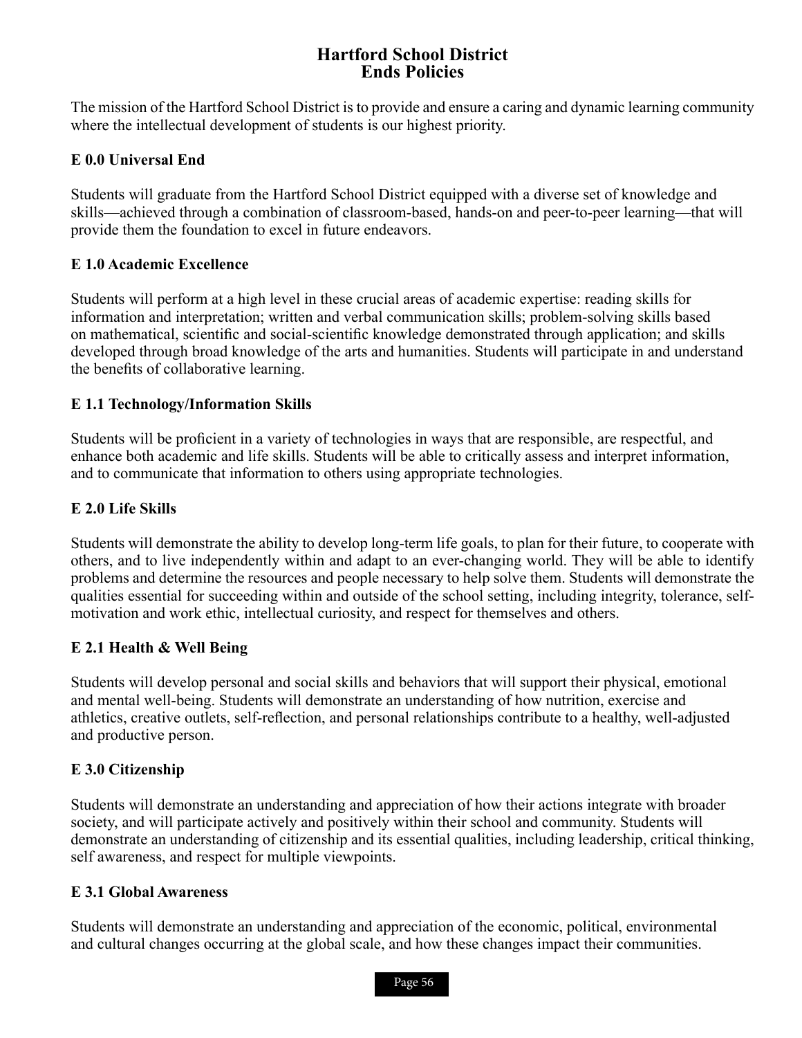# Hartford School District
# Ends Policies

The mission of the Hartford School District is to provide and ensure a caring and dynamic learning community where the intellectual development of students is our highest priority.

### E 0.0 Universal End

Students will graduate from the Hartford School District equipped with a diverse set of knowledge and skills—achieved through a combination of classroom-based, hands-on and peer-to-peer learning—that will provide them the foundation to excel in future endeavors.

### E 1.0 Academic Excellence

Students will perform at a high level in these crucial areas of academic expertise: reading skills for information and interpretation; written and verbal communication skills; problem-solving skills based on mathematical, scientific and social-scientific knowledge demonstrated through application; and skills developed through broad knowledge of the arts and humanities. Students will participate in and understand the benefits of collaborative learning.

### E 1.1 Technology/Information Skills

Students will be proficient in a variety of technologies in ways that are responsible, are respectful, and enhance both academic and life skills. Students will be able to critically assess and interpret information, and to communicate that information to others using appropriate technologies.

### E 2.0 Life Skills

Students will demonstrate the ability to develop long-term life goals, to plan for their future, to cooperate with others, and to live independently within and adapt to an ever-changing world. They will be able to identify problems and determine the resources and people necessary to help solve them. Students will demonstrate the qualities essential for succeeding within and outside of the school setting, including integrity, tolerance, self-motivation and work ethic, intellectual curiosity, and respect for themselves and others.

### E 2.1 Health & Well Being

Students will develop personal and social skills and behaviors that will support their physical, emotional and mental well-being. Students will demonstrate an understanding of how nutrition, exercise and athletics, creative outlets, self-reflection, and personal relationships contribute to a healthy, well-adjusted and productive person.

### E 3.0 Citizenship

Students will demonstrate an understanding and appreciation of how their actions integrate with broader society, and will participate actively and positively within their school and community. Students will demonstrate an understanding of citizenship and its essential qualities, including leadership, critical thinking, self awareness, and respect for multiple viewpoints.

### E 3.1 Global Awareness

Students will demonstrate an understanding and appreciation of the economic, political, environmental and cultural changes occurring at the global scale, and how these changes impact their communities.